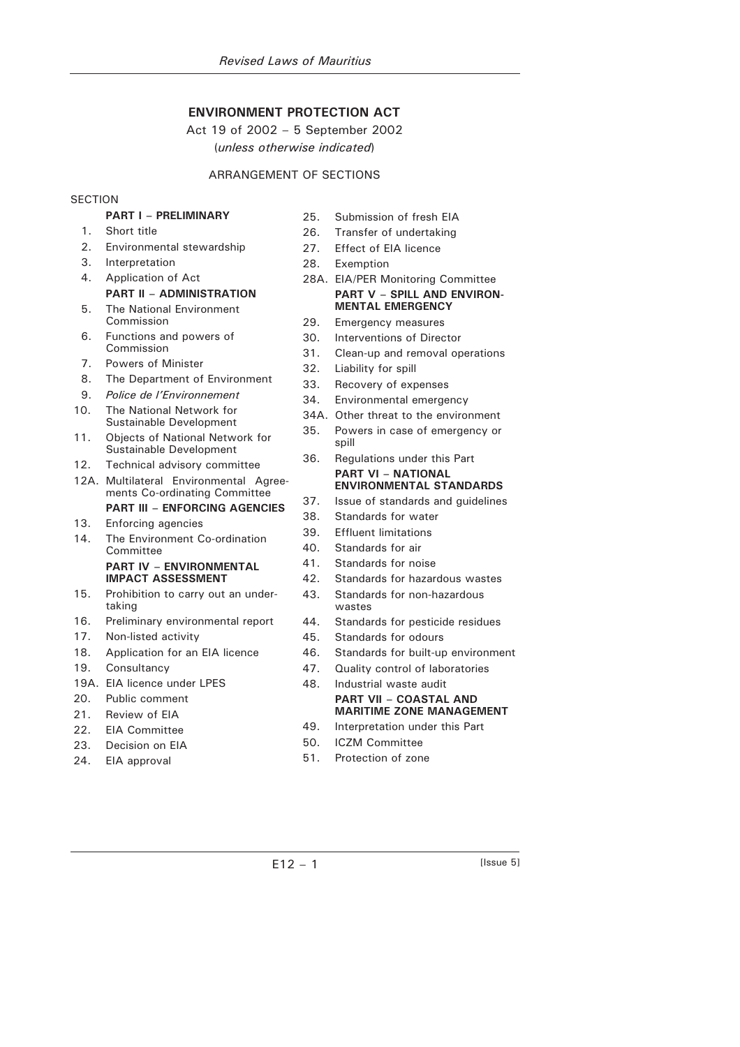# ENVIRONMENT PROTECTION ACT

Act 19 of 2002 – 5 September 2002

(*unless otherwise indicated*)

ARRANGEMENT OF SECTIONS

SECTION

**PART I – PRELIMINARY**

1. Short title
2. Environmental stewardship
3. Interpretation
4. Application of Act

**PART II – ADMINISTRATION**

5. The National Environment Commission
6. Functions and powers of Commission
7. Powers of Minister
8. The Department of Environment
9. *Police de l'Environnement*
10. The National Network for Sustainable Development
11. Objects of National Network for Sustainable Development
12. Technical advisory committee

12A. Multilateral Environmental Agreements Co-ordinating Committee

**PART III – ENFORCING AGENCIES**

13. Enforcing agencies
14. The Environment Co-ordination Committee

**PART IV – ENVIRONMENTAL IMPACT ASSESSMENT**

15. Prohibition to carry out an undertaking
16. Preliminary environmental report
17. Non-listed activity
18. Application for an EIA licence
19. Consultancy

19A. EIA licence under LPES

20. Public comment
21. Review of EIA
22. EIA Committee
23. Decision on EIA
24. EIA approval
25. Submission of fresh EIA
26. Transfer of undertaking
27. Effect of EIA licence
28. Exemption

28A. EIA/PER Monitoring Committee

**PART V – SPILL AND ENVIRONMENTAL EMERGENCY**

29. Emergency measures
30. Interventions of Director
31. Clean-up and removal operations
32. Liability for spill
33. Recovery of expenses
34. Environmental emergency

34A. Other threat to the environment

35. Powers in case of emergency or spill
36. Regulations under this Part

**PART VI – NATIONAL ENVIRONMENTAL STANDARDS**

37. Issue of standards and guidelines
38. Standards for water
39. Effluent limitations
40. Standards for air
41. Standards for noise
42. Standards for hazardous wastes
43. Standards for non-hazardous wastes
44. Standards for pesticide residues
45. Standards for odours
46. Standards for built-up environment
47. Quality control of laboratories
48. Industrial waste audit

**PART VII – COASTAL AND MARITIME ZONE MANAGEMENT**

49. Interpretation under this Part
50. ICZM Committee
51. Protection of zone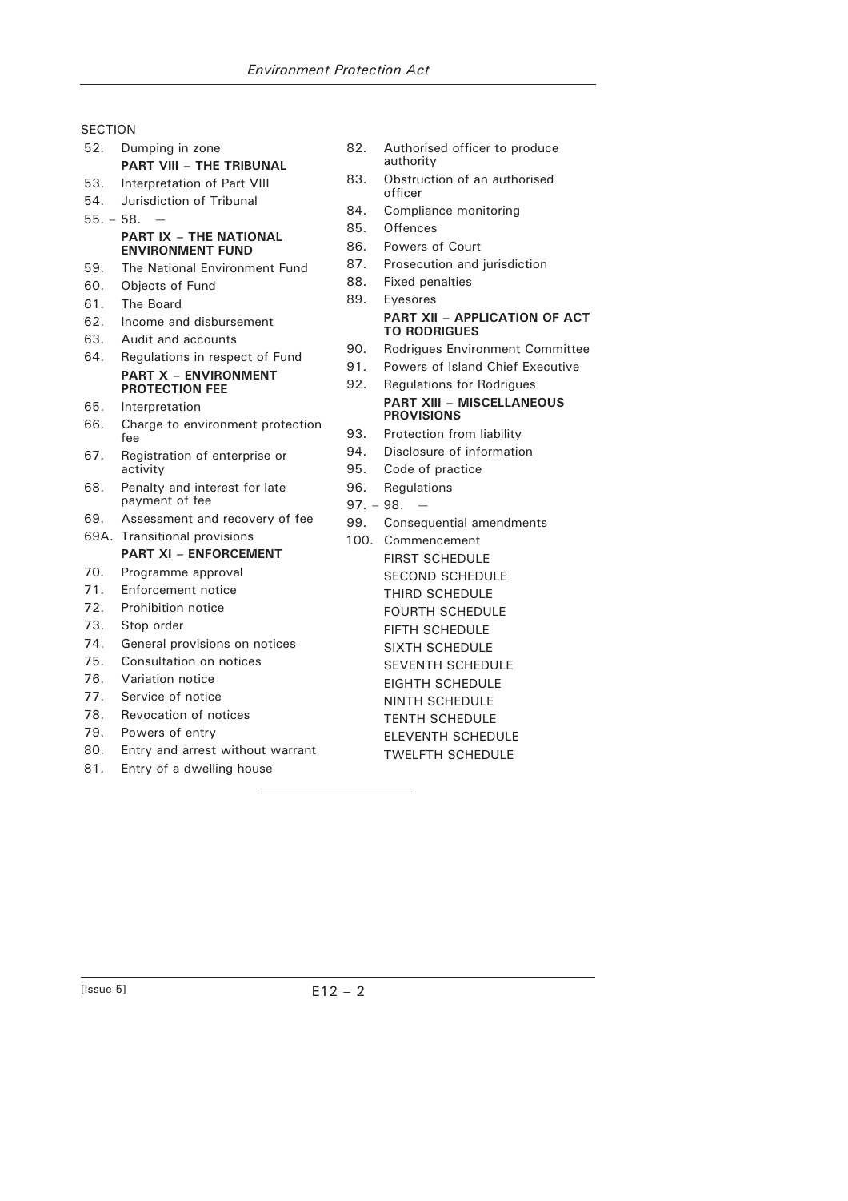SECTION

52. Dumping in zone

**PART VIII – THE TRIBUNAL**

53. Interpretation of Part VIII
54. Jurisdiction of Tribunal
55. – 58. —

**PART IX – THE NATIONAL ENVIRONMENT FUND**

59. The National Environment Fund
60. Objects of Fund
61. The Board
62. Income and disbursement
63. Audit and accounts
64. Regulations in respect of Fund

**PART X – ENVIRONMENT PROTECTION FEE**

65. Interpretation
66. Charge to environment protection fee
67. Registration of enterprise or activity
68. Penalty and interest for late payment of fee
69. Assessment and recovery of fee
69A. Transitional provisions

**PART XI – ENFORCEMENT**

70. Programme approval
71. Enforcement notice
72. Prohibition notice
73. Stop order
74. General provisions on notices
75. Consultation on notices
76. Variation notice
77. Service of notice
78. Revocation of notices
79. Powers of entry
80. Entry and arrest without warrant
81. Entry of a dwelling house
82. Authorised officer to produce authority
83. Obstruction of an authorised officer
84. Compliance monitoring
85. Offences
86. Powers of Court
87. Prosecution and jurisdiction
88. Fixed penalties
89. Eyesores

**PART XII – APPLICATION OF ACT TO RODRIGUES**

90. Rodrigues Environment Committee
91. Powers of Island Chief Executive
92. Regulations for Rodrigues

**PART XIII – MISCELLANEOUS PROVISIONS**

93. Protection from liability
94. Disclosure of information
95. Code of practice
96. Regulations
97. – 98. —
99. Consequential amendments
100. Commencement

FIRST SCHEDULE
SECOND SCHEDULE
THIRD SCHEDULE
FOURTH SCHEDULE
FIFTH SCHEDULE
SIXTH SCHEDULE
SEVENTH SCHEDULE
EIGHTH SCHEDULE
NINTH SCHEDULE
TENTH SCHEDULE
ELEVENTH SCHEDULE
TWELFTH SCHEDULE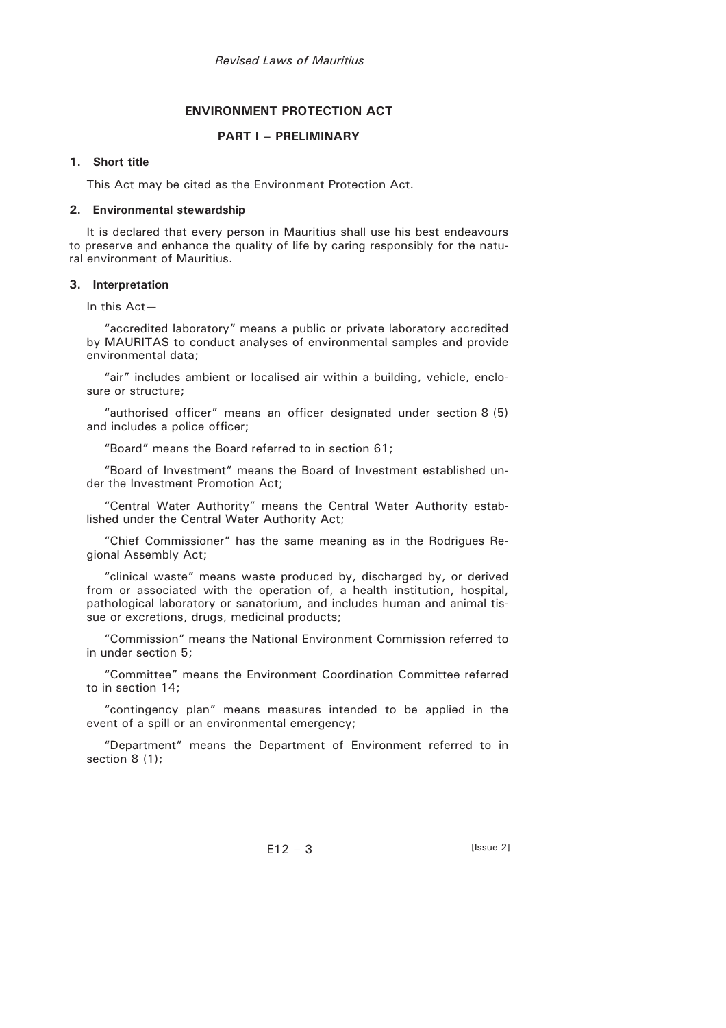# ENVIRONMENT PROTECTION ACT

## PART I – PRELIMINARY

### 1. Short title

This Act may be cited as the Environment Protection Act.

### 2. Environmental stewardship

It is declared that every person in Mauritius shall use his best endeavours to preserve and enhance the quality of life by caring responsibly for the natural environment of Mauritius.

### 3. Interpretation

In this Act—

"accredited laboratory" means a public or private laboratory accredited by MAURITAS to conduct analyses of environmental samples and provide environmental data;

"air" includes ambient or localised air within a building, vehicle, enclosure or structure;

"authorised officer" means an officer designated under section 8 (5) and includes a police officer;

"Board" means the Board referred to in section 61;

"Board of Investment" means the Board of Investment established under the Investment Promotion Act;

"Central Water Authority" means the Central Water Authority established under the Central Water Authority Act;

"Chief Commissioner" has the same meaning as in the Rodrigues Regional Assembly Act;

"clinical waste" means waste produced by, discharged by, or derived from or associated with the operation of, a health institution, hospital, pathological laboratory or sanatorium, and includes human and animal tissue or excretions, drugs, medicinal products;

"Commission" means the National Environment Commission referred to in under section 5;

"Committee" means the Environment Coordination Committee referred to in section 14;

"contingency plan" means measures intended to be applied in the event of a spill or an environmental emergency;

"Department" means the Department of Environment referred to in section 8 (1);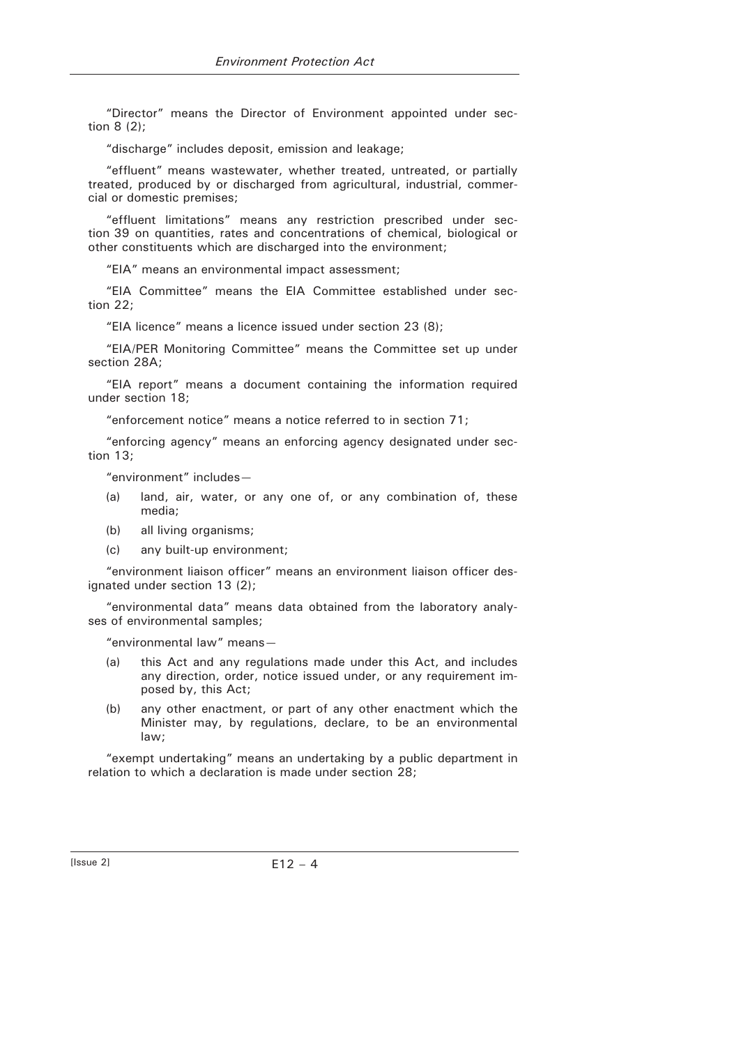"Director" means the Director of Environment appointed under section 8 (2);

"discharge" includes deposit, emission and leakage;

"effluent" means wastewater, whether treated, untreated, or partially treated, produced by or discharged from agricultural, industrial, commercial or domestic premises;

"effluent limitations" means any restriction prescribed under section 39 on quantities, rates and concentrations of chemical, biological or other constituents which are discharged into the environment;

"EIA" means an environmental impact assessment;

"EIA Committee" means the EIA Committee established under section 22;

"EIA licence" means a licence issued under section 23 (8);

"EIA/PER Monitoring Committee" means the Committee set up under section 28A;

"EIA report" means a document containing the information required under section 18;

"enforcement notice" means a notice referred to in section 71;

"enforcing agency" means an enforcing agency designated under section 13;

"environment" includes—

- (a) land, air, water, or any one of, or any combination of, these media;
- (b) all living organisms;
- (c) any built-up environment;

"environment liaison officer" means an environment liaison officer designated under section 13 (2);

"environmental data" means data obtained from the laboratory analyses of environmental samples;

"environmental law" means—

- (a) this Act and any regulations made under this Act, and includes any direction, order, notice issued under, or any requirement imposed by, this Act;
- (b) any other enactment, or part of any other enactment which the Minister may, by regulations, declare, to be an environmental law;

"exempt undertaking" means an undertaking by a public department in relation to which a declaration is made under section 28;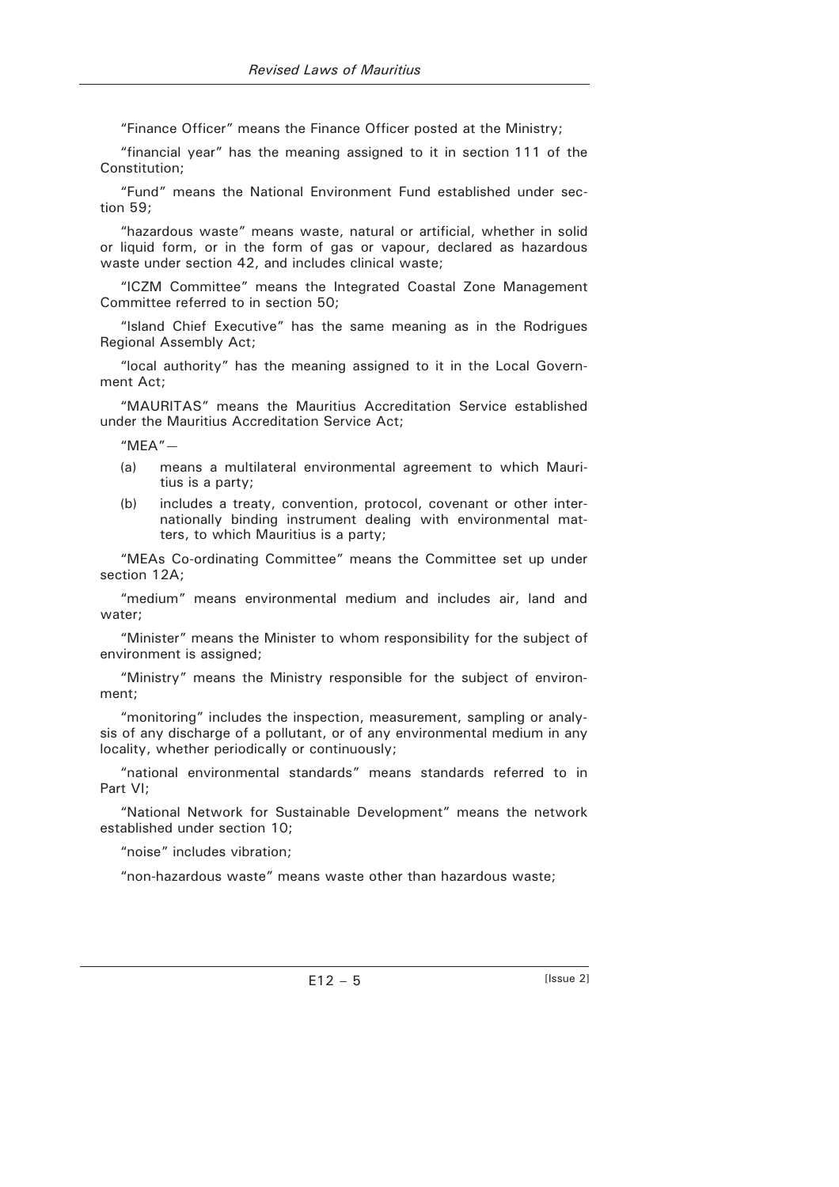"Finance Officer" means the Finance Officer posted at the Ministry;

"financial year" has the meaning assigned to it in section 111 of the Constitution;

"Fund" means the National Environment Fund established under section 59;

"hazardous waste" means waste, natural or artificial, whether in solid or liquid form, or in the form of gas or vapour, declared as hazardous waste under section 42, and includes clinical waste;

"ICZM Committee" means the Integrated Coastal Zone Management Committee referred to in section 50;

"Island Chief Executive" has the same meaning as in the Rodrigues Regional Assembly Act;

"local authority" has the meaning assigned to it in the Local Government Act;

"MAURITAS" means the Mauritius Accreditation Service established under the Mauritius Accreditation Service Act;

"MEA"—

(a) means a multilateral environmental agreement to which Mauritius is a party;

(b) includes a treaty, convention, protocol, covenant or other internationally binding instrument dealing with environmental matters, to which Mauritius is a party;

"MEAs Co-ordinating Committee" means the Committee set up under section 12A;

"medium" means environmental medium and includes air, land and water;

"Minister" means the Minister to whom responsibility for the subject of environment is assigned;

"Ministry" means the Ministry responsible for the subject of environment;

"monitoring" includes the inspection, measurement, sampling or analysis of any discharge of a pollutant, or of any environmental medium in any locality, whether periodically or continuously;

"national environmental standards" means standards referred to in Part VI;

"National Network for Sustainable Development" means the network established under section 10;

"noise" includes vibration;

"non-hazardous waste" means waste other than hazardous waste;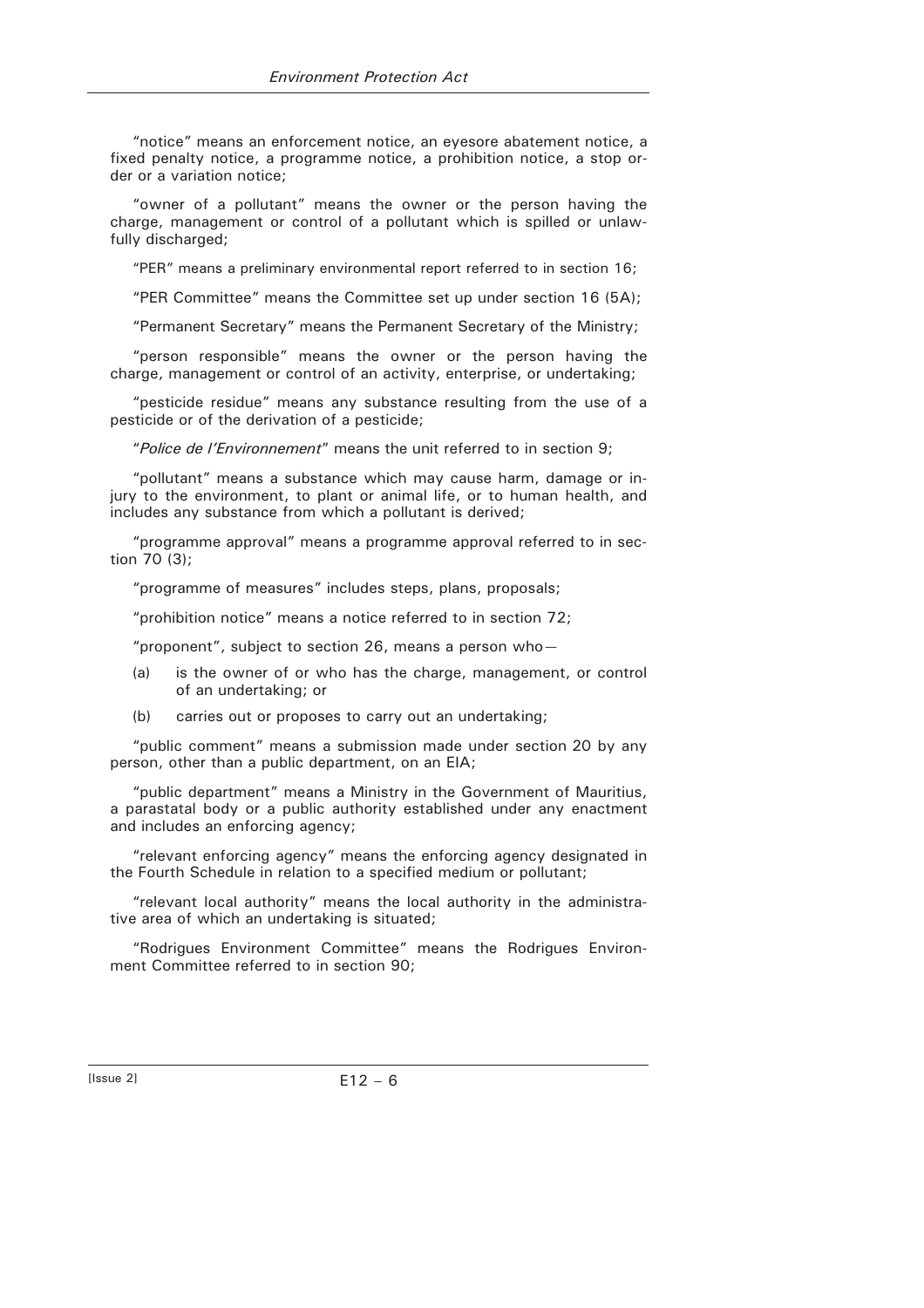"notice" means an enforcement notice, an eyesore abatement notice, a fixed penalty notice, a programme notice, a prohibition notice, a stop order or a variation notice;

"owner of a pollutant" means the owner or the person having the charge, management or control of a pollutant which is spilled or unlawfully discharged;

"PER" means a preliminary environmental report referred to in section 16;

"PER Committee" means the Committee set up under section 16 (5A);

"Permanent Secretary" means the Permanent Secretary of the Ministry;

"person responsible" means the owner or the person having the charge, management or control of an activity, enterprise, or undertaking;

"pesticide residue" means any substance resulting from the use of a pesticide or of the derivation of a pesticide;

"*Police de l'Environnement*" means the unit referred to in section 9;

"pollutant" means a substance which may cause harm, damage or injury to the environment, to plant or animal life, or to human health, and includes any substance from which a pollutant is derived;

"programme approval" means a programme approval referred to in section 70 (3);

"programme of measures" includes steps, plans, proposals;

"prohibition notice" means a notice referred to in section 72;

"proponent", subject to section 26, means a person who—

(a) is the owner of or who has the charge, management, or control of an undertaking; or

(b) carries out or proposes to carry out an undertaking;

"public comment" means a submission made under section 20 by any person, other than a public department, on an EIA;

"public department" means a Ministry in the Government of Mauritius, a parastatal body or a public authority established under any enactment and includes an enforcing agency;

"relevant enforcing agency" means the enforcing agency designated in the Fourth Schedule in relation to a specified medium or pollutant;

"relevant local authority" means the local authority in the administrative area of which an undertaking is situated;

"Rodrigues Environment Committee" means the Rodrigues Environment Committee referred to in section 90;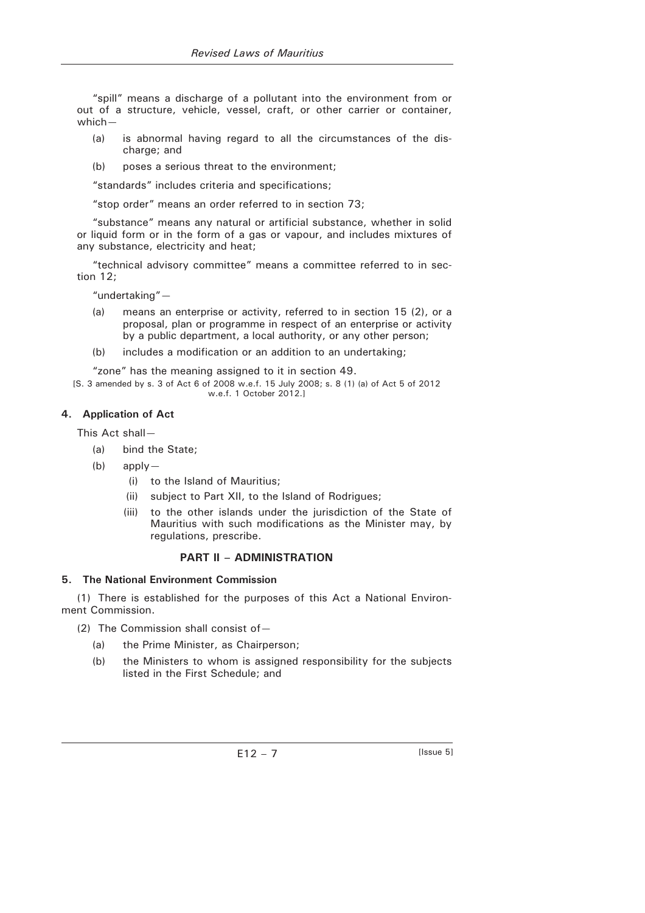"spill" means a discharge of a pollutant into the environment from or out of a structure, vehicle, vessel, craft, or other carrier or container, which—

(a) is abnormal having regard to all the circumstances of the discharge; and

(b) poses a serious threat to the environment;

"standards" includes criteria and specifications;

"stop order" means an order referred to in section 73;

"substance" means any natural or artificial substance, whether in solid or liquid form or in the form of a gas or vapour, and includes mixtures of any substance, electricity and heat;

"technical advisory committee" means a committee referred to in section 12;

"undertaking"—

(a) means an enterprise or activity, referred to in section 15 (2), or a proposal, plan or programme in respect of an enterprise or activity by a public department, a local authority, or any other person;

(b) includes a modification or an addition to an undertaking;

"zone" has the meaning assigned to it in section 49.

[S. 3 amended by s. 3 of Act 6 of 2008 w.e.f. 15 July 2008; s. 8 (1) (a) of Act 5 of 2012 w.e.f. 1 October 2012.]

### 4. Application of Act

This Act shall—

(a) bind the State;

(b) apply—

(i) to the Island of Mauritius;

(ii) subject to Part XII, to the Island of Rodrigues;

(iii) to the other islands under the jurisdiction of the State of Mauritius with such modifications as the Minister may, by regulations, prescribe.

## PART II – ADMINISTRATION

### 5. The National Environment Commission

(1) There is established for the purposes of this Act a National Environment Commission.

(2) The Commission shall consist of—

(a) the Prime Minister, as Chairperson;

(b) the Ministers to whom is assigned responsibility for the subjects listed in the First Schedule; and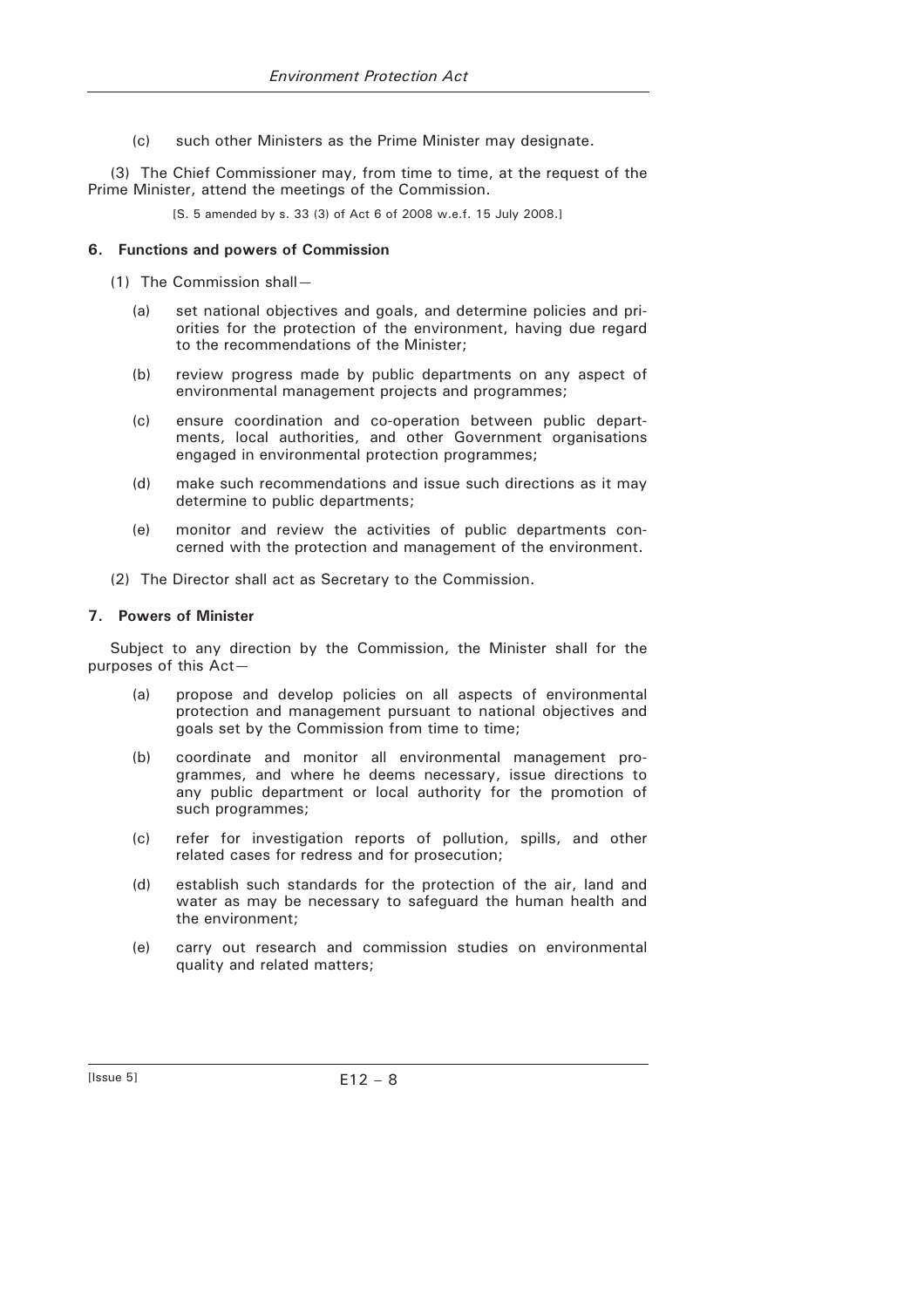(c) such other Ministers as the Prime Minister may designate.

(3) The Chief Commissioner may, from time to time, at the request of the Prime Minister, attend the meetings of the Commission.

[S. 5 amended by s. 33 (3) of Act 6 of 2008 w.e.f. 15 July 2008.]

**6. Functions and powers of Commission**

(1) The Commission shall—

(a) set national objectives and goals, and determine policies and priorities for the protection of the environment, having due regard to the recommendations of the Minister;

(b) review progress made by public departments on any aspect of environmental management projects and programmes;

(c) ensure coordination and co-operation between public departments, local authorities, and other Government organisations engaged in environmental protection programmes;

(d) make such recommendations and issue such directions as it may determine to public departments;

(e) monitor and review the activities of public departments concerned with the protection and management of the environment.

(2) The Director shall act as Secretary to the Commission.

**7. Powers of Minister**

Subject to any direction by the Commission, the Minister shall for the purposes of this Act—

(a) propose and develop policies on all aspects of environmental protection and management pursuant to national objectives and goals set by the Commission from time to time;

(b) coordinate and monitor all environmental management programmes, and where he deems necessary, issue directions to any public department or local authority for the promotion of such programmes;

(c) refer for investigation reports of pollution, spills, and other related cases for redress and for prosecution;

(d) establish such standards for the protection of the air, land and water as may be necessary to safeguard the human health and the environment;

(e) carry out research and commission studies on environmental quality and related matters;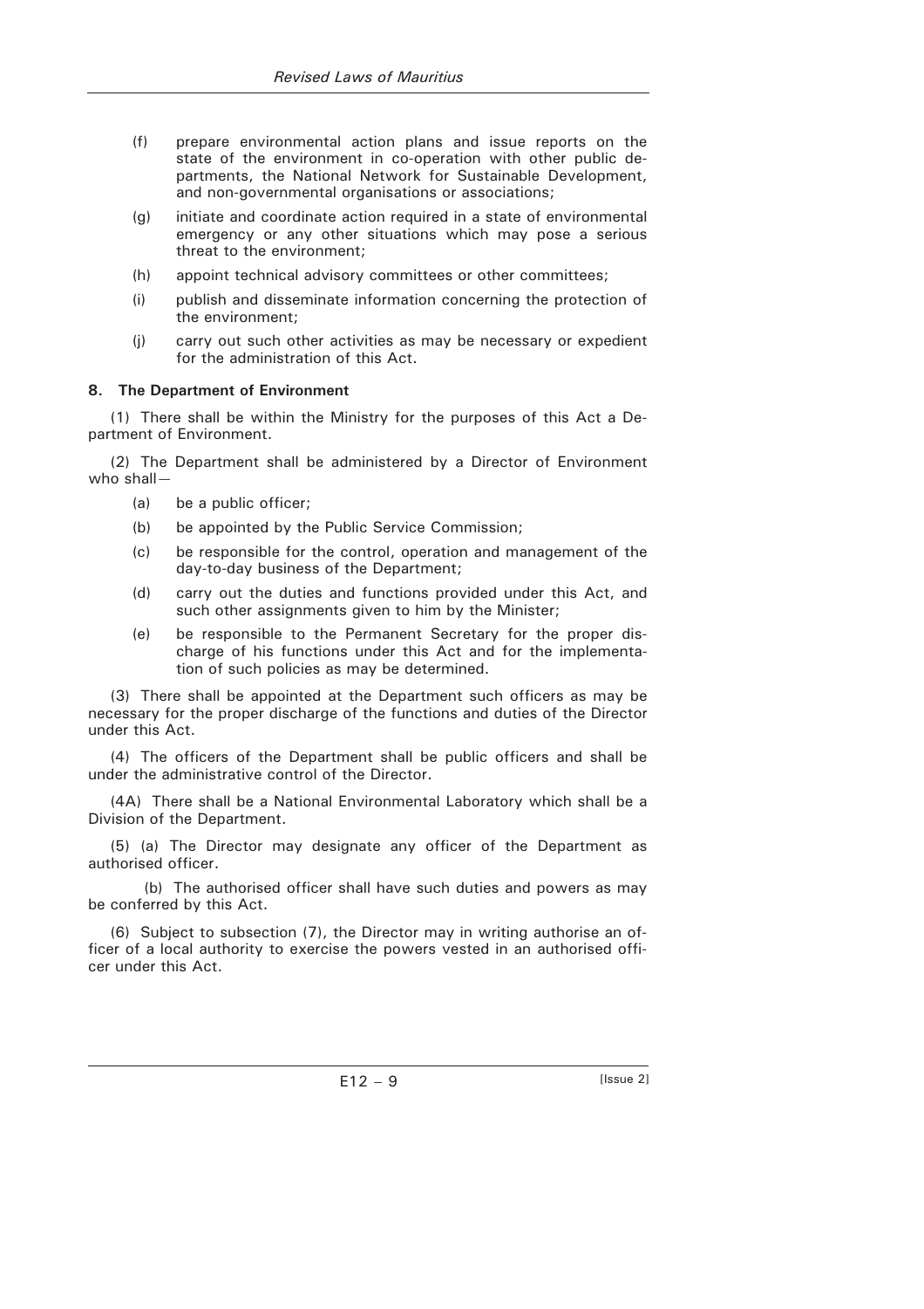(f) prepare environmental action plans and issue reports on the state of the environment in co-operation with other public departments, the National Network for Sustainable Development, and non-governmental organisations or associations;

(g) initiate and coordinate action required in a state of environmental emergency or any other situations which may pose a serious threat to the environment;

(h) appoint technical advisory committees or other committees;

(i) publish and disseminate information concerning the protection of the environment;

(j) carry out such other activities as may be necessary or expedient for the administration of this Act.

**8. The Department of Environment**

(1) There shall be within the Ministry for the purposes of this Act a Department of Environment.

(2) The Department shall be administered by a Director of Environment who shall—

(a) be a public officer;

(b) be appointed by the Public Service Commission;

(c) be responsible for the control, operation and management of the day-to-day business of the Department;

(d) carry out the duties and functions provided under this Act, and such other assignments given to him by the Minister;

(e) be responsible to the Permanent Secretary for the proper discharge of his functions under this Act and for the implementation of such policies as may be determined.

(3) There shall be appointed at the Department such officers as may be necessary for the proper discharge of the functions and duties of the Director under this Act.

(4) The officers of the Department shall be public officers and shall be under the administrative control of the Director.

(4A) There shall be a National Environmental Laboratory which shall be a Division of the Department.

(5) (a) The Director may designate any officer of the Department as authorised officer.

(b) The authorised officer shall have such duties and powers as may be conferred by this Act.

(6) Subject to subsection (7), the Director may in writing authorise an officer of a local authority to exercise the powers vested in an authorised officer under this Act.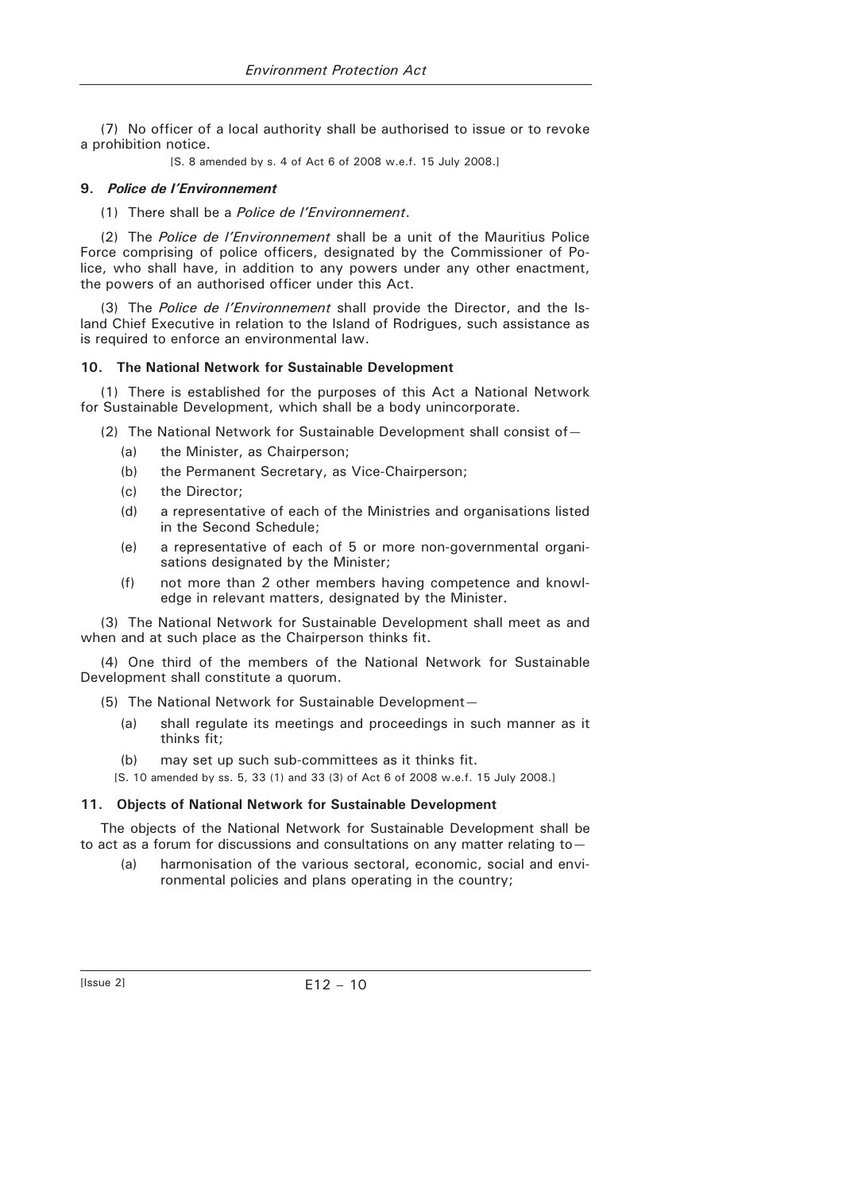(7) No officer of a local authority shall be authorised to issue or to revoke a prohibition notice.

[S. 8 amended by s. 4 of Act 6 of 2008 w.e.f. 15 July 2008.]

### 9. *Police de l'Environnement*

(1) There shall be a *Police de l'Environnement*.

(2) The *Police de l'Environnement* shall be a unit of the Mauritius Police Force comprising of police officers, designated by the Commissioner of Police, who shall have, in addition to any powers under any other enactment, the powers of an authorised officer under this Act.

(3) The *Police de l'Environnement* shall provide the Director, and the Island Chief Executive in relation to the Island of Rodrigues, such assistance as is required to enforce an environmental law.

### 10. The National Network for Sustainable Development

(1) There is established for the purposes of this Act a National Network for Sustainable Development, which shall be a body unincorporate.

(2) The National Network for Sustainable Development shall consist of—

- (a) the Minister, as Chairperson;
- (b) the Permanent Secretary, as Vice-Chairperson;
- (c) the Director;
- (d) a representative of each of the Ministries and organisations listed in the Second Schedule;
- (e) a representative of each of 5 or more non-governmental organisations designated by the Minister;
- (f) not more than 2 other members having competence and knowledge in relevant matters, designated by the Minister.

(3) The National Network for Sustainable Development shall meet as and when and at such place as the Chairperson thinks fit.

(4) One third of the members of the National Network for Sustainable Development shall constitute a quorum.

(5) The National Network for Sustainable Development—

- (a) shall regulate its meetings and proceedings in such manner as it thinks fit;
- (b) may set up such sub-committees as it thinks fit.

[S. 10 amended by ss. 5, 33 (1) and 33 (3) of Act 6 of 2008 w.e.f. 15 July 2008.]

### 11. Objects of National Network for Sustainable Development

The objects of the National Network for Sustainable Development shall be to act as a forum for discussions and consultations on any matter relating to—

- (a) harmonisation of the various sectoral, economic, social and environmental policies and plans operating in the country;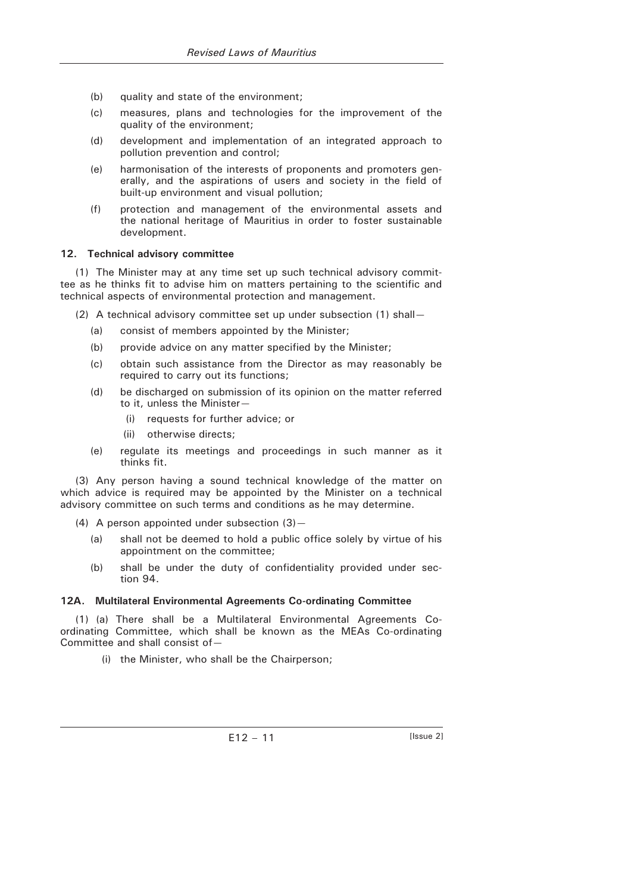(b) quality and state of the environment;

(c) measures, plans and technologies for the improvement of the quality of the environment;

(d) development and implementation of an integrated approach to pollution prevention and control;

(e) harmonisation of the interests of proponents and promoters generally, and the aspirations of users and society in the field of built-up environment and visual pollution;

(f) protection and management of the environmental assets and the national heritage of Mauritius in order to foster sustainable development.

**12. Technical advisory committee**

(1) The Minister may at any time set up such technical advisory committee as he thinks fit to advise him on matters pertaining to the scientific and technical aspects of environmental protection and management.

(2) A technical advisory committee set up under subsection (1) shall—

(a) consist of members appointed by the Minister;

(b) provide advice on any matter specified by the Minister;

(c) obtain such assistance from the Director as may reasonably be required to carry out its functions;

(d) be discharged on submission of its opinion on the matter referred to it, unless the Minister—

(i) requests for further advice; or

(ii) otherwise directs;

(e) regulate its meetings and proceedings in such manner as it thinks fit.

(3) Any person having a sound technical knowledge of the matter on which advice is required may be appointed by the Minister on a technical advisory committee on such terms and conditions as he may determine.

(4) A person appointed under subsection (3)—

(a) shall not be deemed to hold a public office solely by virtue of his appointment on the committee;

(b) shall be under the duty of confidentiality provided under section 94.

**12A. Multilateral Environmental Agreements Co-ordinating Committee**

(1) (a) There shall be a Multilateral Environmental Agreements Co-ordinating Committee, which shall be known as the MEAs Co-ordinating Committee and shall consist of—

(i) the Minister, who shall be the Chairperson;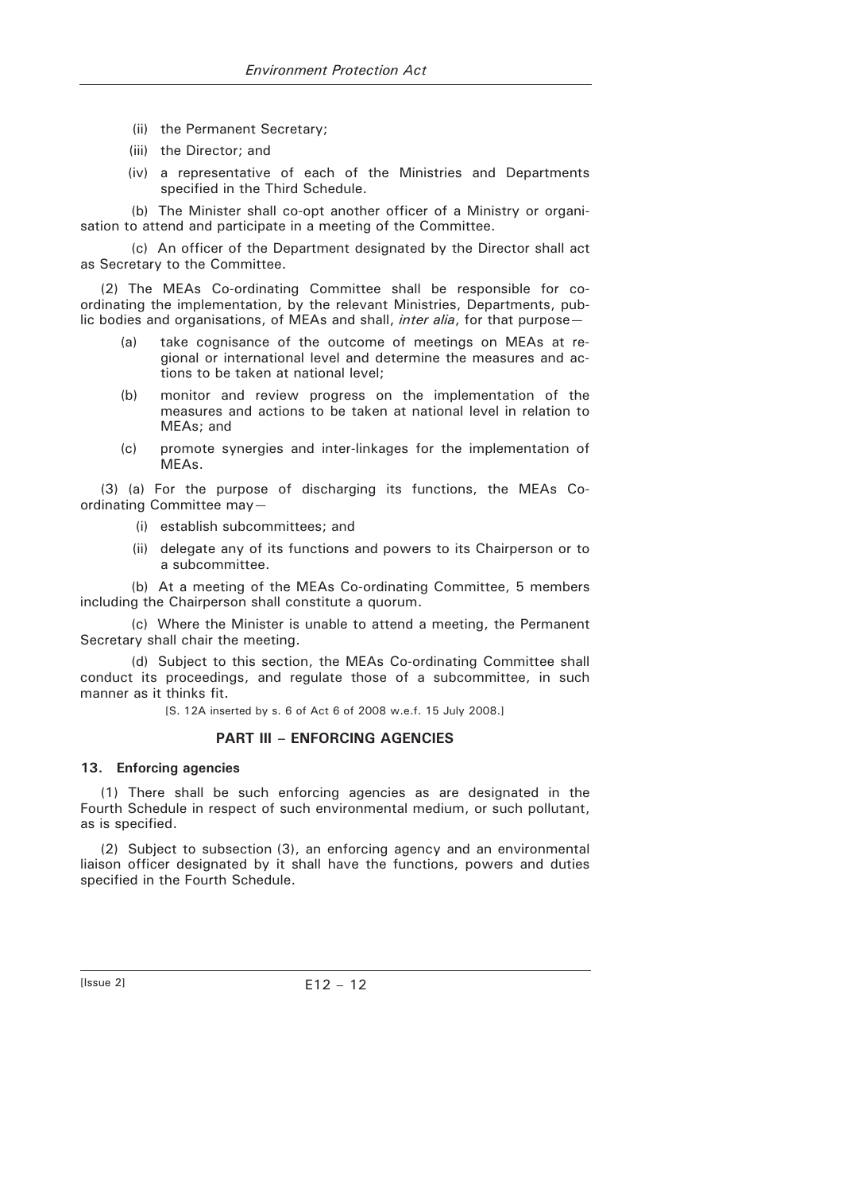(ii) the Permanent Secretary;

(iii) the Director; and

(iv) a representative of each of the Ministries and Departments specified in the Third Schedule.

(b) The Minister shall co-opt another officer of a Ministry or organisation to attend and participate in a meeting of the Committee.

(c) An officer of the Department designated by the Director shall act as Secretary to the Committee.

(2) The MEAs Co-ordinating Committee shall be responsible for co-ordinating the implementation, by the relevant Ministries, Departments, public bodies and organisations, of MEAs and shall, *inter alia*, for that purpose—

(a) take cognisance of the outcome of meetings on MEAs at regional or international level and determine the measures and actions to be taken at national level;

(b) monitor and review progress on the implementation of the measures and actions to be taken at national level in relation to MEAs; and

(c) promote synergies and inter-linkages for the implementation of MEAs.

(3) (a) For the purpose of discharging its functions, the MEAs Co-ordinating Committee may—

(i) establish subcommittees; and

(ii) delegate any of its functions and powers to its Chairperson or to a subcommittee.

(b) At a meeting of the MEAs Co-ordinating Committee, 5 members including the Chairperson shall constitute a quorum.

(c) Where the Minister is unable to attend a meeting, the Permanent Secretary shall chair the meeting.

(d) Subject to this section, the MEAs Co-ordinating Committee shall conduct its proceedings, and regulate those of a subcommittee, in such manner as it thinks fit.

[S. 12A inserted by s. 6 of Act 6 of 2008 w.e.f. 15 July 2008.]

## PART III – ENFORCING AGENCIES

### 13. Enforcing agencies

(1) There shall be such enforcing agencies as are designated in the Fourth Schedule in respect of such environmental medium, or such pollutant, as is specified.

(2) Subject to subsection (3), an enforcing agency and an environmental liaison officer designated by it shall have the functions, powers and duties specified in the Fourth Schedule.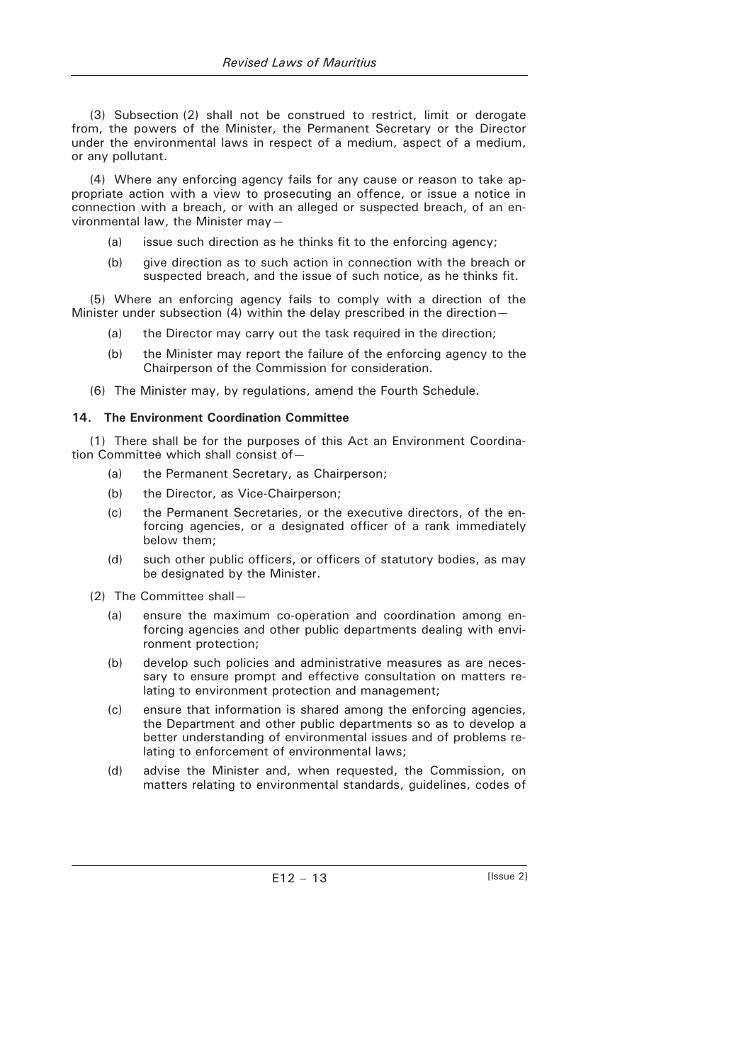(3) Subsection (2) shall not be construed to restrict, limit or derogate from, the powers of the Minister, the Permanent Secretary or the Director under the environmental laws in respect of a medium, aspect of a medium, or any pollutant.

(4) Where any enforcing agency fails for any cause or reason to take appropriate action with a view to prosecuting an offence, or issue a notice in connection with a breach, or with an alleged or suspected breach, of an environmental law, the Minister may—

- (a) issue such direction as he thinks fit to the enforcing agency;
- (b) give direction as to such action in connection with the breach or suspected breach, and the issue of such notice, as he thinks fit.

(5) Where an enforcing agency fails to comply with a direction of the Minister under subsection (4) within the delay prescribed in the direction—

- (a) the Director may carry out the task required in the direction;
- (b) the Minister may report the failure of the enforcing agency to the Chairperson of the Commission for consideration.

(6) The Minister may, by regulations, amend the Fourth Schedule.

**14. The Environment Coordination Committee**

(1) There shall be for the purposes of this Act an Environment Coordination Committee which shall consist of—

- (a) the Permanent Secretary, as Chairperson;
- (b) the Director, as Vice-Chairperson;
- (c) the Permanent Secretaries, or the executive directors, of the enforcing agencies, or a designated officer of a rank immediately below them;
- (d) such other public officers, or officers of statutory bodies, as may be designated by the Minister.

(2) The Committee shall—

- (a) ensure the maximum co-operation and coordination among enforcing agencies and other public departments dealing with environment protection;
- (b) develop such policies and administrative measures as are necessary to ensure prompt and effective consultation on matters relating to environment protection and management;
- (c) ensure that information is shared among the enforcing agencies, the Department and other public departments so as to develop a better understanding of environmental issues and of problems relating to enforcement of environmental laws;
- (d) advise the Minister and, when requested, the Commission, on matters relating to environmental standards, guidelines, codes of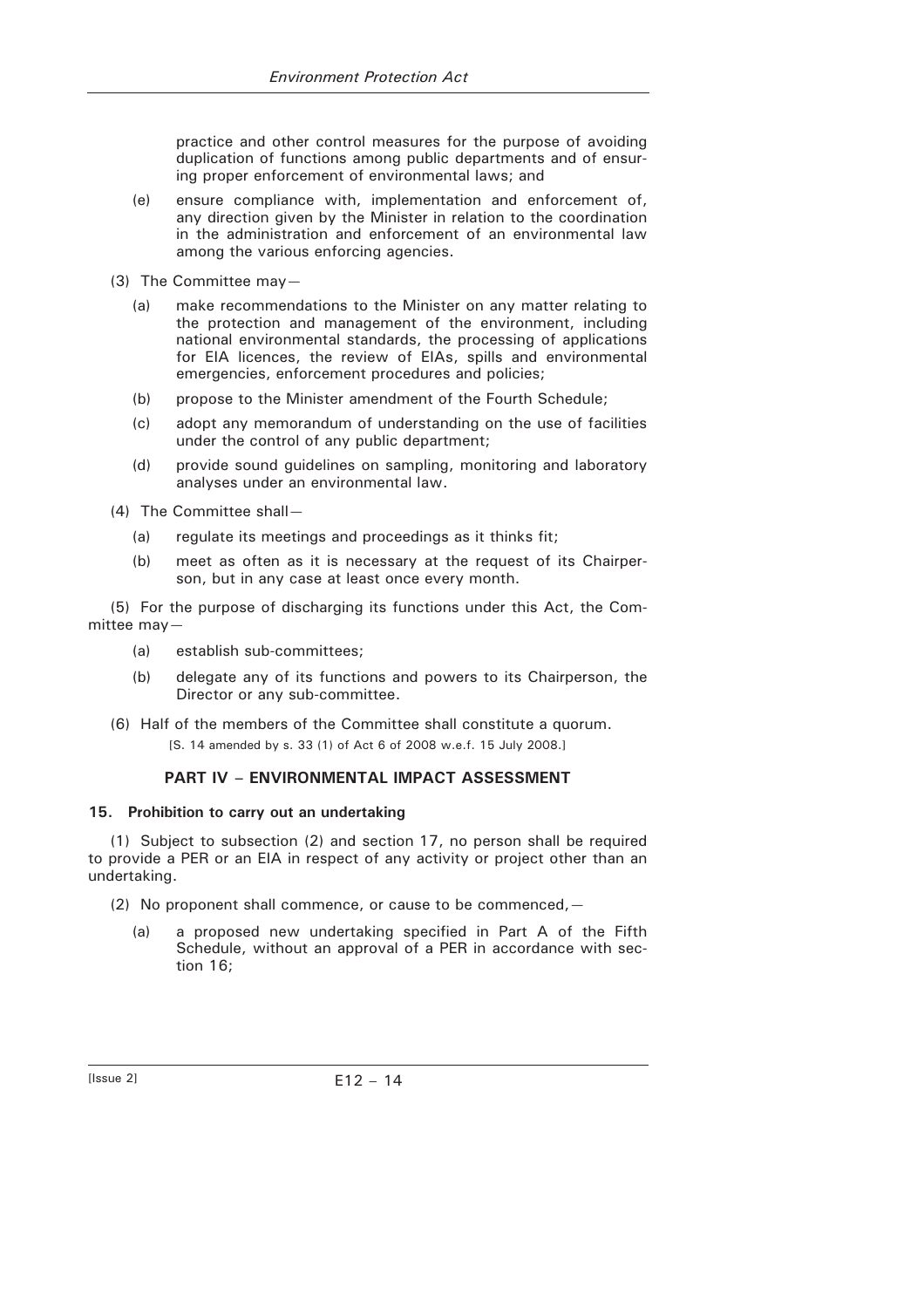practice and other control measures for the purpose of avoiding duplication of functions among public departments and of ensuring proper enforcement of environmental laws; and

(e) ensure compliance with, implementation and enforcement of, any direction given by the Minister in relation to the coordination in the administration and enforcement of an environmental law among the various enforcing agencies.

(3) The Committee may—

(a) make recommendations to the Minister on any matter relating to the protection and management of the environment, including national environmental standards, the processing of applications for EIA licences, the review of EIAs, spills and environmental emergencies, enforcement procedures and policies;

(b) propose to the Minister amendment of the Fourth Schedule;

(c) adopt any memorandum of understanding on the use of facilities under the control of any public department;

(d) provide sound guidelines on sampling, monitoring and laboratory analyses under an environmental law.

(4) The Committee shall—

(a) regulate its meetings and proceedings as it thinks fit;

(b) meet as often as it is necessary at the request of its Chairperson, but in any case at least once every month.

(5) For the purpose of discharging its functions under this Act, the Committee may—

(a) establish sub-committees;

(b) delegate any of its functions and powers to its Chairperson, the Director or any sub-committee.

(6) Half of the members of the Committee shall constitute a quorum.

[S. 14 amended by s. 33 (1) of Act 6 of 2008 w.e.f. 15 July 2008.]

## PART IV – ENVIRONMENTAL IMPACT ASSESSMENT

### 15. Prohibition to carry out an undertaking

(1) Subject to subsection (2) and section 17, no person shall be required to provide a PER or an EIA in respect of any activity or project other than an undertaking.

(2) No proponent shall commence, or cause to be commenced,—

(a) a proposed new undertaking specified in Part A of the Fifth Schedule, without an approval of a PER in accordance with section 16;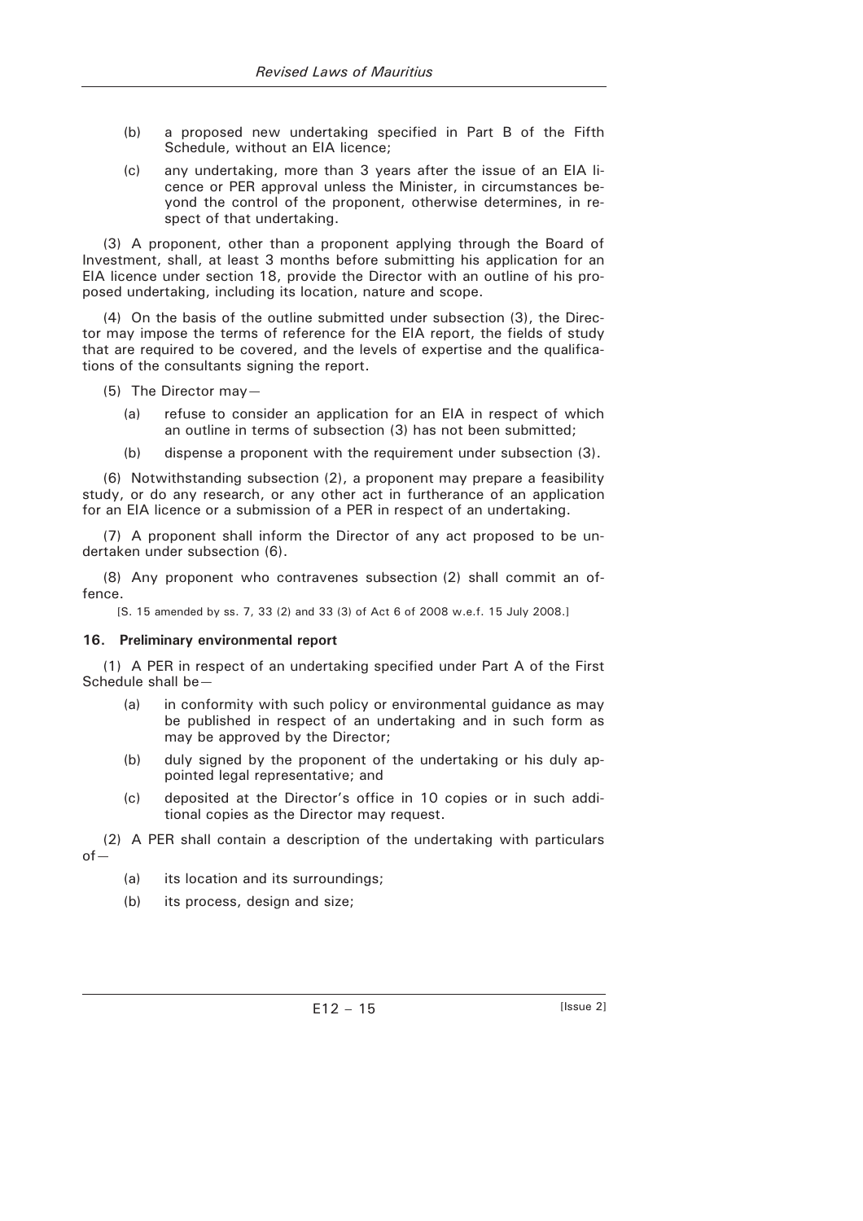(b) a proposed new undertaking specified in Part B of the Fifth Schedule, without an EIA licence;

(c) any undertaking, more than 3 years after the issue of an EIA licence or PER approval unless the Minister, in circumstances beyond the control of the proponent, otherwise determines, in respect of that undertaking.

(3) A proponent, other than a proponent applying through the Board of Investment, shall, at least 3 months before submitting his application for an EIA licence under section 18, provide the Director with an outline of his proposed undertaking, including its location, nature and scope.

(4) On the basis of the outline submitted under subsection (3), the Director may impose the terms of reference for the EIA report, the fields of study that are required to be covered, and the levels of expertise and the qualifications of the consultants signing the report.

(5) The Director may—

(a) refuse to consider an application for an EIA in respect of which an outline in terms of subsection (3) has not been submitted;

(b) dispense a proponent with the requirement under subsection (3).

(6) Notwithstanding subsection (2), a proponent may prepare a feasibility study, or do any research, or any other act in furtherance of an application for an EIA licence or a submission of a PER in respect of an undertaking.

(7) A proponent shall inform the Director of any act proposed to be undertaken under subsection (6).

(8) Any proponent who contravenes subsection (2) shall commit an offence.

[S. 15 amended by ss. 7, 33 (2) and 33 (3) of Act 6 of 2008 w.e.f. 15 July 2008.]

### 16. Preliminary environmental report

(1) A PER in respect of an undertaking specified under Part A of the First Schedule shall be—

(a) in conformity with such policy or environmental guidance as may be published in respect of an undertaking and in such form as may be approved by the Director;

(b) duly signed by the proponent of the undertaking or his duly appointed legal representative; and

(c) deposited at the Director's office in 10 copies or in such additional copies as the Director may request.

(2) A PER shall contain a description of the undertaking with particulars of—

(a) its location and its surroundings;

(b) its process, design and size;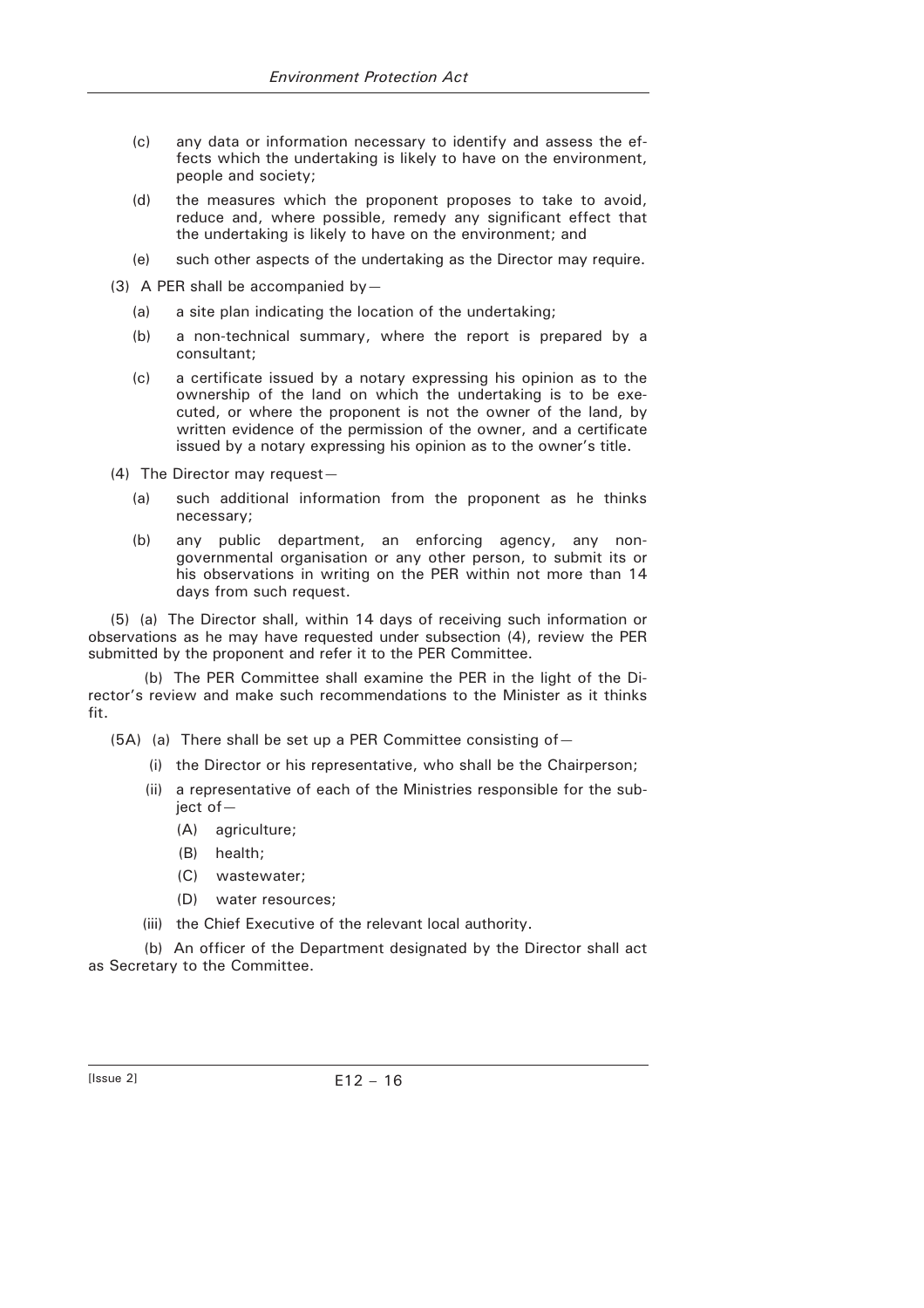(c) any data or information necessary to identify and assess the effects which the undertaking is likely to have on the environment, people and society;

(d) the measures which the proponent proposes to take to avoid, reduce and, where possible, remedy any significant effect that the undertaking is likely to have on the environment; and

(e) such other aspects of the undertaking as the Director may require.

(3) A PER shall be accompanied by—

(a) a site plan indicating the location of the undertaking;

(b) a non-technical summary, where the report is prepared by a consultant;

(c) a certificate issued by a notary expressing his opinion as to the ownership of the land on which the undertaking is to be executed, or where the proponent is not the owner of the land, by written evidence of the permission of the owner, and a certificate issued by a notary expressing his opinion as to the owner's title.

(4) The Director may request—

(a) such additional information from the proponent as he thinks necessary;

(b) any public department, an enforcing agency, any non-governmental organisation or any other person, to submit its or his observations in writing on the PER within not more than 14 days from such request.

(5) (a) The Director shall, within 14 days of receiving such information or observations as he may have requested under subsection (4), review the PER submitted by the proponent and refer it to the PER Committee.

(b) The PER Committee shall examine the PER in the light of the Director's review and make such recommendations to the Minister as it thinks fit.

(5A) (a) There shall be set up a PER Committee consisting of—

(i) the Director or his representative, who shall be the Chairperson;

(ii) a representative of each of the Ministries responsible for the subject of—

(A) agriculture;

(B) health;

(C) wastewater;

(D) water resources;

(iii) the Chief Executive of the relevant local authority.

(b) An officer of the Department designated by the Director shall act as Secretary to the Committee.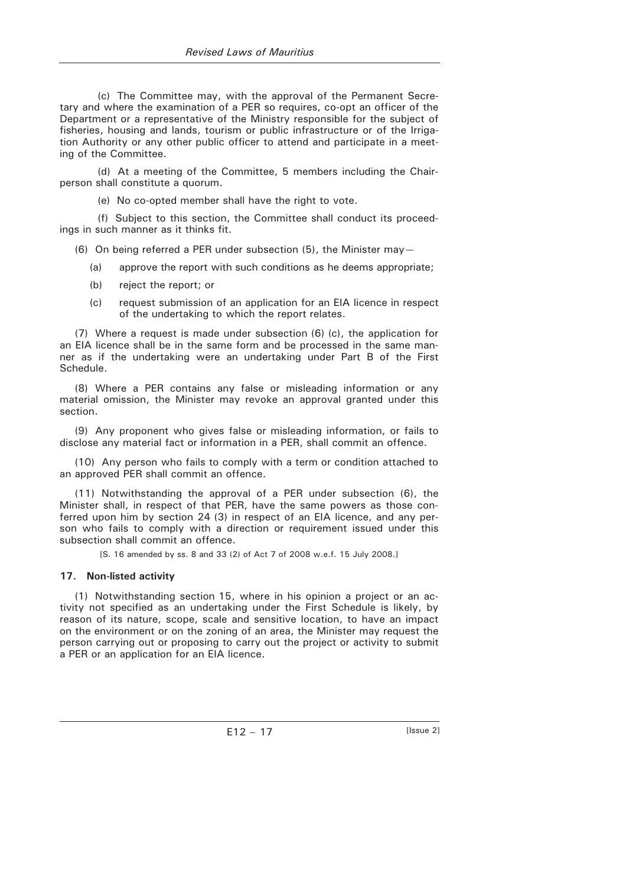(c) The Committee may, with the approval of the Permanent Secretary and where the examination of a PER so requires, co-opt an officer of the Department or a representative of the Ministry responsible for the subject of fisheries, housing and lands, tourism or public infrastructure or of the Irrigation Authority or any other public officer to attend and participate in a meeting of the Committee.

(d) At a meeting of the Committee, 5 members including the Chairperson shall constitute a quorum.

(e) No co-opted member shall have the right to vote.

(f) Subject to this section, the Committee shall conduct its proceedings in such manner as it thinks fit.

(6) On being referred a PER under subsection (5), the Minister may—

(a) approve the report with such conditions as he deems appropriate;

(b) reject the report; or

(c) request submission of an application for an EIA licence in respect of the undertaking to which the report relates.

(7) Where a request is made under subsection (6) (c), the application for an EIA licence shall be in the same form and be processed in the same manner as if the undertaking were an undertaking under Part B of the First Schedule.

(8) Where a PER contains any false or misleading information or any material omission, the Minister may revoke an approval granted under this section.

(9) Any proponent who gives false or misleading information, or fails to disclose any material fact or information in a PER, shall commit an offence.

(10) Any person who fails to comply with a term or condition attached to an approved PER shall commit an offence.

(11) Notwithstanding the approval of a PER under subsection (6), the Minister shall, in respect of that PER, have the same powers as those conferred upon him by section 24 (3) in respect of an EIA licence, and any person who fails to comply with a direction or requirement issued under this subsection shall commit an offence.

[S. 16 amended by ss. 8 and 33 (2) of Act 7 of 2008 w.e.f. 15 July 2008.]

**17. Non-listed activity**

(1) Notwithstanding section 15, where in his opinion a project or an activity not specified as an undertaking under the First Schedule is likely, by reason of its nature, scope, scale and sensitive location, to have an impact on the environment or on the zoning of an area, the Minister may request the person carrying out or proposing to carry out the project or activity to submit a PER or an application for an EIA licence.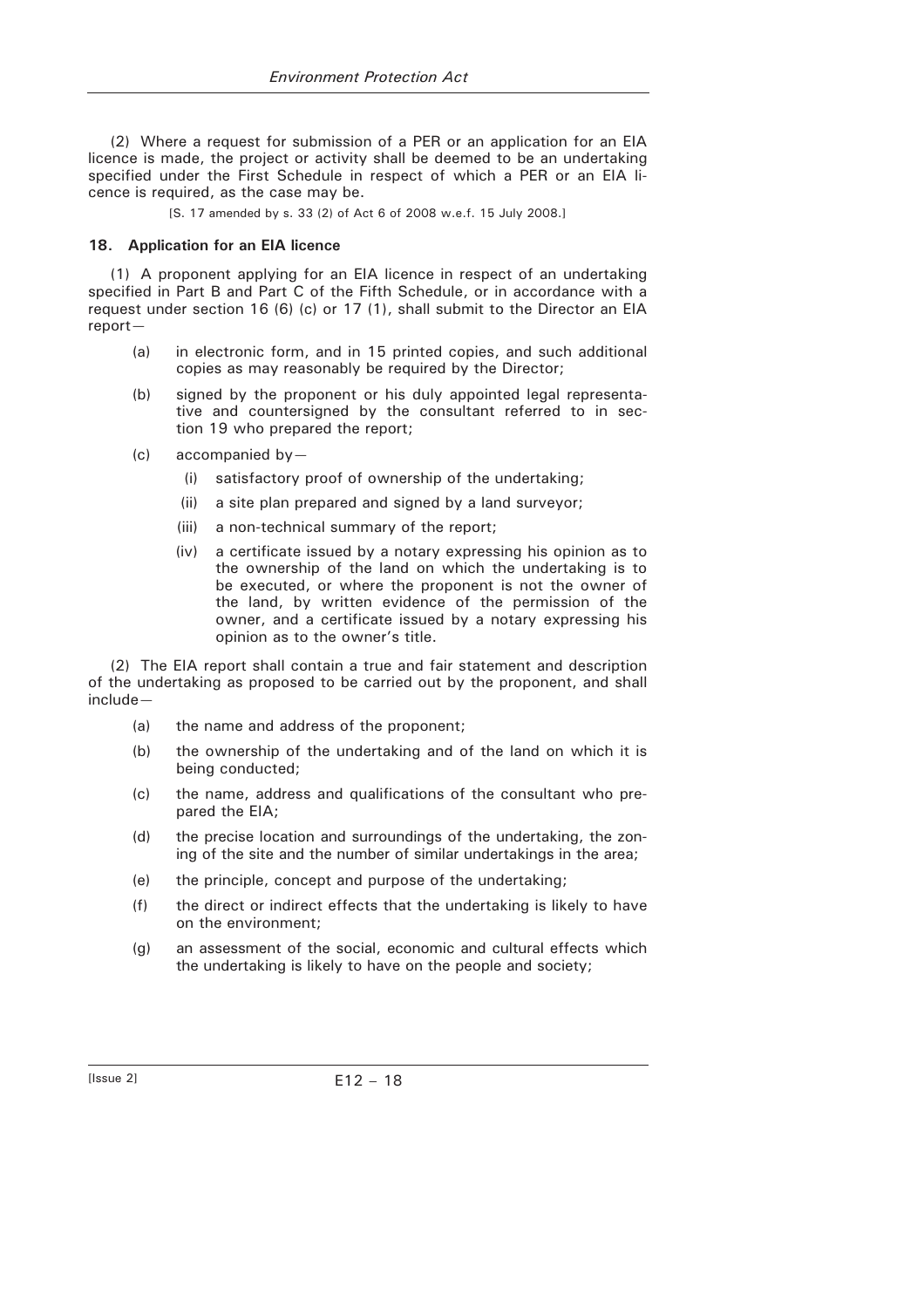(2) Where a request for submission of a PER or an application for an EIA licence is made, the project or activity shall be deemed to be an undertaking specified under the First Schedule in respect of which a PER or an EIA licence is required, as the case may be.

[S. 17 amended by s. 33 (2) of Act 6 of 2008 w.e.f. 15 July 2008.]

**18. Application for an EIA licence**

(1) A proponent applying for an EIA licence in respect of an undertaking specified in Part B and Part C of the Fifth Schedule, or in accordance with a request under section 16 (6) (c) or 17 (1), shall submit to the Director an EIA report—

- (a) in electronic form, and in 15 printed copies, and such additional copies as may reasonably be required by the Director;
- (b) signed by the proponent or his duly appointed legal representative and countersigned by the consultant referred to in section 19 who prepared the report;
- (c) accompanied by—
  - (i) satisfactory proof of ownership of the undertaking;
  - (ii) a site plan prepared and signed by a land surveyor;
  - (iii) a non-technical summary of the report;
  - (iv) a certificate issued by a notary expressing his opinion as to the ownership of the land on which the undertaking is to be executed, or where the proponent is not the owner of the land, by written evidence of the permission of the owner, and a certificate issued by a notary expressing his opinion as to the owner's title.

(2) The EIA report shall contain a true and fair statement and description of the undertaking as proposed to be carried out by the proponent, and shall include—

- (a) the name and address of the proponent;
- (b) the ownership of the undertaking and of the land on which it is being conducted;
- (c) the name, address and qualifications of the consultant who prepared the EIA;
- (d) the precise location and surroundings of the undertaking, the zoning of the site and the number of similar undertakings in the area;
- (e) the principle, concept and purpose of the undertaking;
- (f) the direct or indirect effects that the undertaking is likely to have on the environment;
- (g) an assessment of the social, economic and cultural effects which the undertaking is likely to have on the people and society;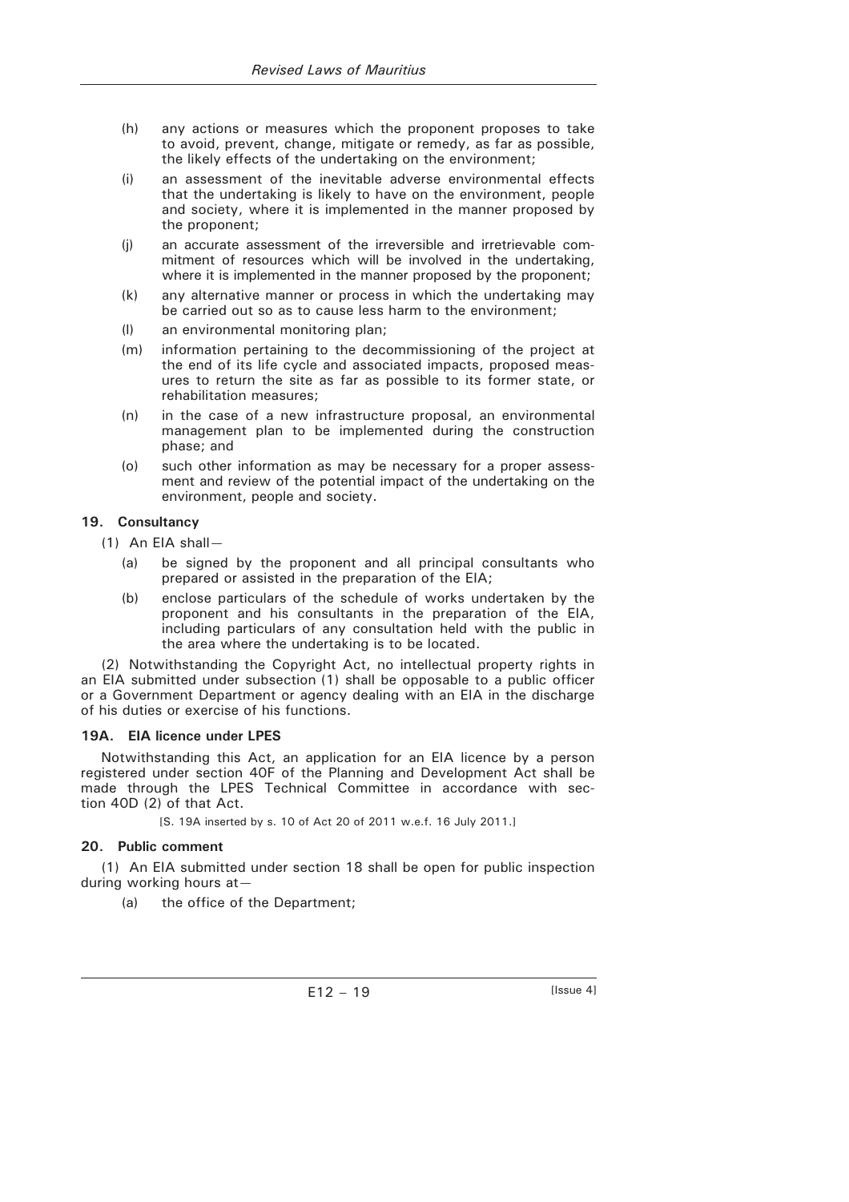(h) any actions or measures which the proponent proposes to take to avoid, prevent, change, mitigate or remedy, as far as possible, the likely effects of the undertaking on the environment;

(i) an assessment of the inevitable adverse environmental effects that the undertaking is likely to have on the environment, people and society, where it is implemented in the manner proposed by the proponent;

(j) an accurate assessment of the irreversible and irretrievable commitment of resources which will be involved in the undertaking, where it is implemented in the manner proposed by the proponent;

(k) any alternative manner or process in which the undertaking may be carried out so as to cause less harm to the environment;

(l) an environmental monitoring plan;

(m) information pertaining to the decommissioning of the project at the end of its life cycle and associated impacts, proposed measures to return the site as far as possible to its former state, or rehabilitation measures;

(n) in the case of a new infrastructure proposal, an environmental management plan to be implemented during the construction phase; and

(o) such other information as may be necessary for a proper assessment and review of the potential impact of the undertaking on the environment, people and society.

### 19. Consultancy

(1) An EIA shall—

(a) be signed by the proponent and all principal consultants who prepared or assisted in the preparation of the EIA;

(b) enclose particulars of the schedule of works undertaken by the proponent and his consultants in the preparation of the EIA, including particulars of any consultation held with the public in the area where the undertaking is to be located.

(2) Notwithstanding the Copyright Act, no intellectual property rights in an EIA submitted under subsection (1) shall be opposable to a public officer or a Government Department or agency dealing with an EIA in the discharge of his duties or exercise of his functions.

### 19A. EIA licence under LPES

Notwithstanding this Act, an application for an EIA licence by a person registered under section 40F of the Planning and Development Act shall be made through the LPES Technical Committee in accordance with section 40D (2) of that Act.

[S. 19A inserted by s. 10 of Act 20 of 2011 w.e.f. 16 July 2011.]

### 20. Public comment

(1) An EIA submitted under section 18 shall be open for public inspection during working hours at—

(a) the office of the Department;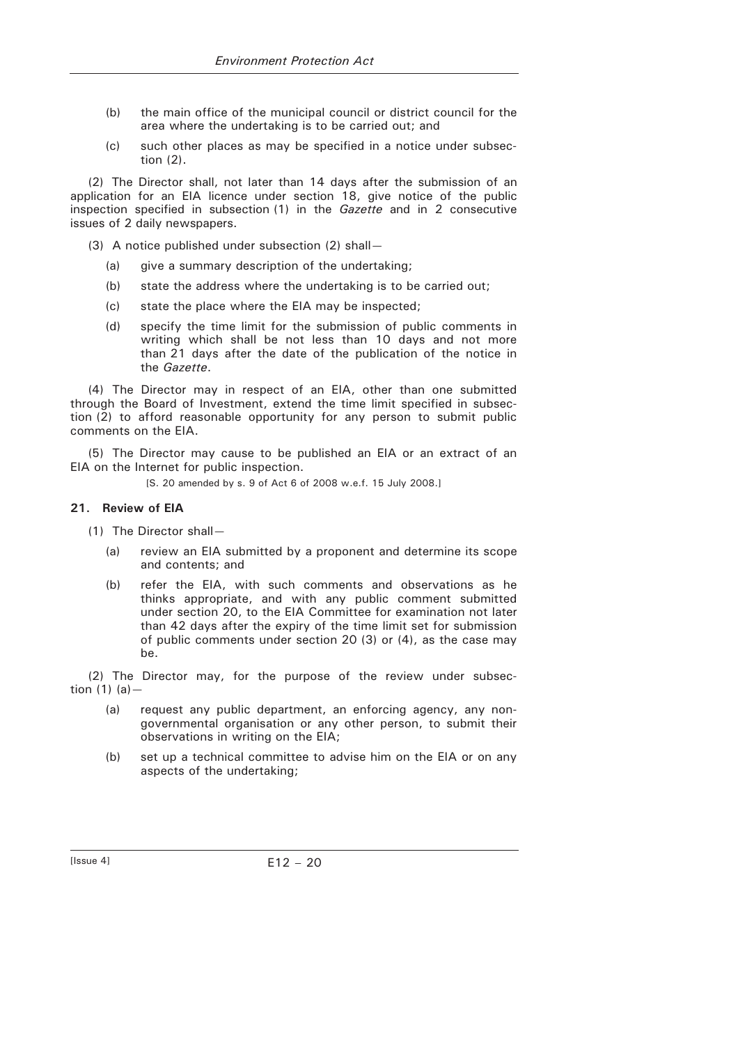(b) the main office of the municipal council or district council for the area where the undertaking is to be carried out; and

(c) such other places as may be specified in a notice under subsection (2).

(2) The Director shall, not later than 14 days after the submission of an application for an EIA licence under section 18, give notice of the public inspection specified in subsection (1) in the *Gazette* and in 2 consecutive issues of 2 daily newspapers.

(3) A notice published under subsection (2) shall—

(a) give a summary description of the undertaking;

(b) state the address where the undertaking is to be carried out;

(c) state the place where the EIA may be inspected;

(d) specify the time limit for the submission of public comments in writing which shall be not less than 10 days and not more than 21 days after the date of the publication of the notice in the *Gazette*.

(4) The Director may in respect of an EIA, other than one submitted through the Board of Investment, extend the time limit specified in subsection (2) to afford reasonable opportunity for any person to submit public comments on the EIA.

(5) The Director may cause to be published an EIA or an extract of an EIA on the Internet for public inspection.

[S. 20 amended by s. 9 of Act 6 of 2008 w.e.f. 15 July 2008.]

### 21. Review of EIA

(1) The Director shall—

(a) review an EIA submitted by a proponent and determine its scope and contents; and

(b) refer the EIA, with such comments and observations as he thinks appropriate, and with any public comment submitted under section 20, to the EIA Committee for examination not later than 42 days after the expiry of the time limit set for submission of public comments under section 20 (3) or (4), as the case may be.

(2) The Director may, for the purpose of the review under subsection (1) (a)—

(a) request any public department, an enforcing agency, any non-governmental organisation or any other person, to submit their observations in writing on the EIA;

(b) set up a technical committee to advise him on the EIA or on any aspects of the undertaking;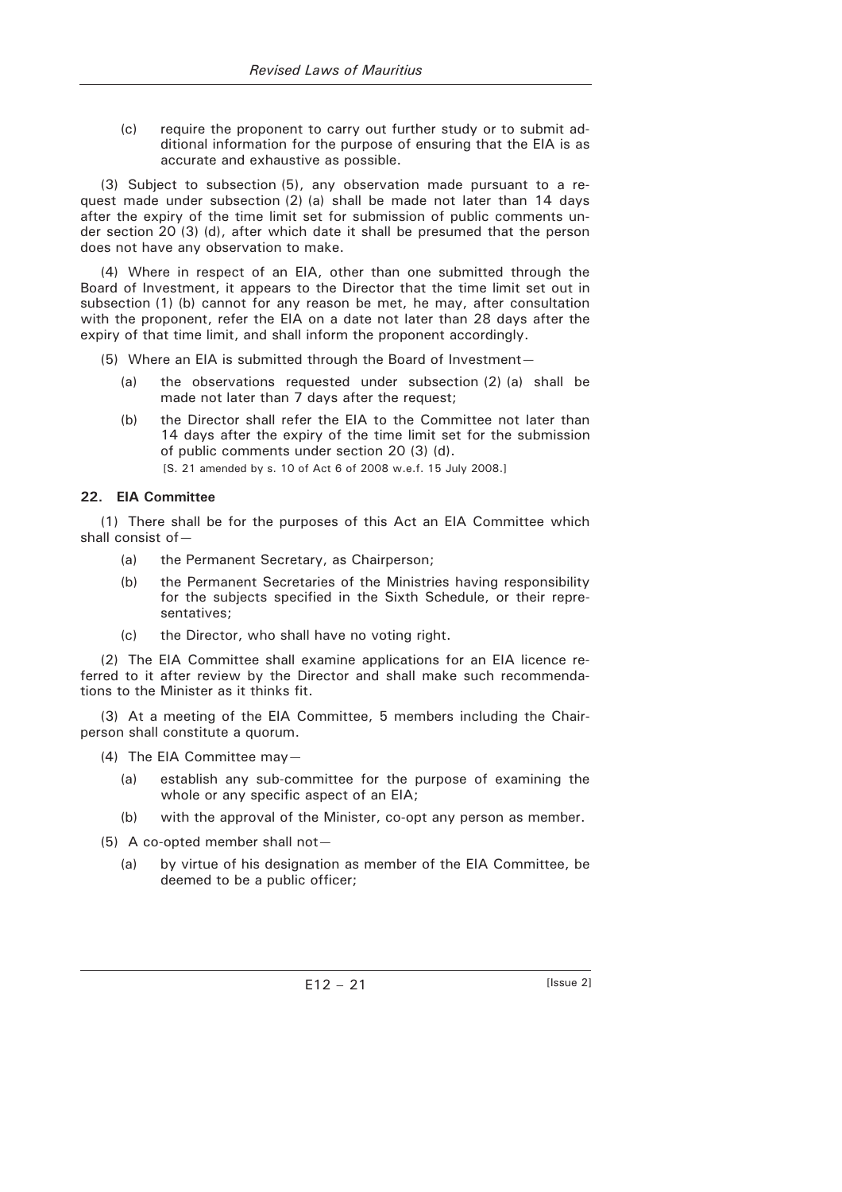(c) require the proponent to carry out further study or to submit additional information for the purpose of ensuring that the EIA is as accurate and exhaustive as possible.

(3) Subject to subsection (5), any observation made pursuant to a request made under subsection (2) (a) shall be made not later than 14 days after the expiry of the time limit set for submission of public comments under section 20 (3) (d), after which date it shall be presumed that the person does not have any observation to make.

(4) Where in respect of an EIA, other than one submitted through the Board of Investment, it appears to the Director that the time limit set out in subsection (1) (b) cannot for any reason be met, he may, after consultation with the proponent, refer the EIA on a date not later than 28 days after the expiry of that time limit, and shall inform the proponent accordingly.

(5) Where an EIA is submitted through the Board of Investment—

(a) the observations requested under subsection (2) (a) shall be made not later than 7 days after the request;

(b) the Director shall refer the EIA to the Committee not later than 14 days after the expiry of the time limit set for the submission of public comments under section 20 (3) (d).

[S. 21 amended by s. 10 of Act 6 of 2008 w.e.f. 15 July 2008.]

**22. EIA Committee**

(1) There shall be for the purposes of this Act an EIA Committee which shall consist of—

(a) the Permanent Secretary, as Chairperson;

(b) the Permanent Secretaries of the Ministries having responsibility for the subjects specified in the Sixth Schedule, or their representatives;

(c) the Director, who shall have no voting right.

(2) The EIA Committee shall examine applications for an EIA licence referred to it after review by the Director and shall make such recommendations to the Minister as it thinks fit.

(3) At a meeting of the EIA Committee, 5 members including the Chairperson shall constitute a quorum.

(4) The EIA Committee may—

(a) establish any sub-committee for the purpose of examining the whole or any specific aspect of an EIA;

(b) with the approval of the Minister, co-opt any person as member.

(5) A co-opted member shall not—

(a) by virtue of his designation as member of the EIA Committee, be deemed to be a public officer;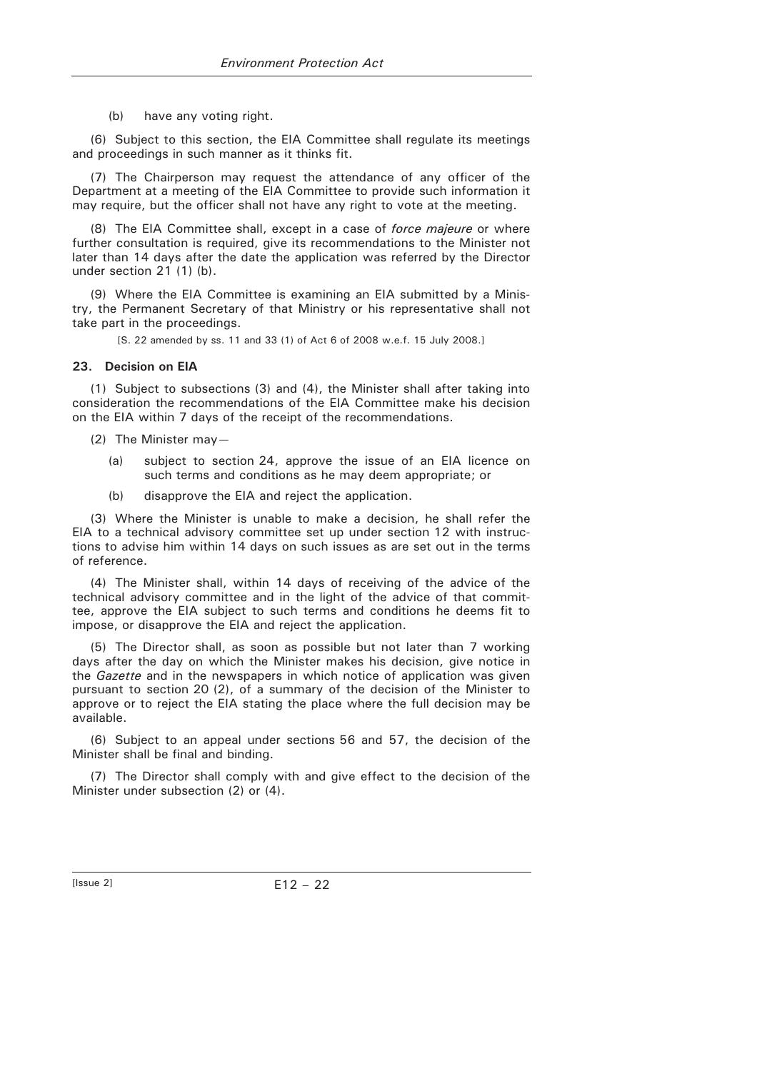(b) have any voting right.

(6) Subject to this section, the EIA Committee shall regulate its meetings and proceedings in such manner as it thinks fit.

(7) The Chairperson may request the attendance of any officer of the Department at a meeting of the EIA Committee to provide such information it may require, but the officer shall not have any right to vote at the meeting.

(8) The EIA Committee shall, except in a case of *force majeure* or where further consultation is required, give its recommendations to the Minister not later than 14 days after the date the application was referred by the Director under section 21 (1) (b).

(9) Where the EIA Committee is examining an EIA submitted by a Ministry, the Permanent Secretary of that Ministry or his representative shall not take part in the proceedings.

[S. 22 amended by ss. 11 and 33 (1) of Act 6 of 2008 w.e.f. 15 July 2008.]

### 23. Decision on EIA

(1) Subject to subsections (3) and (4), the Minister shall after taking into consideration the recommendations of the EIA Committee make his decision on the EIA within 7 days of the receipt of the recommendations.

(2) The Minister may—

(a) subject to section 24, approve the issue of an EIA licence on such terms and conditions as he may deem appropriate; or

(b) disapprove the EIA and reject the application.

(3) Where the Minister is unable to make a decision, he shall refer the EIA to a technical advisory committee set up under section 12 with instructions to advise him within 14 days on such issues as are set out in the terms of reference.

(4) The Minister shall, within 14 days of receiving of the advice of the technical advisory committee and in the light of the advice of that committee, approve the EIA subject to such terms and conditions he deems fit to impose, or disapprove the EIA and reject the application.

(5) The Director shall, as soon as possible but not later than 7 working days after the day on which the Minister makes his decision, give notice in the *Gazette* and in the newspapers in which notice of application was given pursuant to section 20 (2), of a summary of the decision of the Minister to approve or to reject the EIA stating the place where the full decision may be available.

(6) Subject to an appeal under sections 56 and 57, the decision of the Minister shall be final and binding.

(7) The Director shall comply with and give effect to the decision of the Minister under subsection (2) or (4).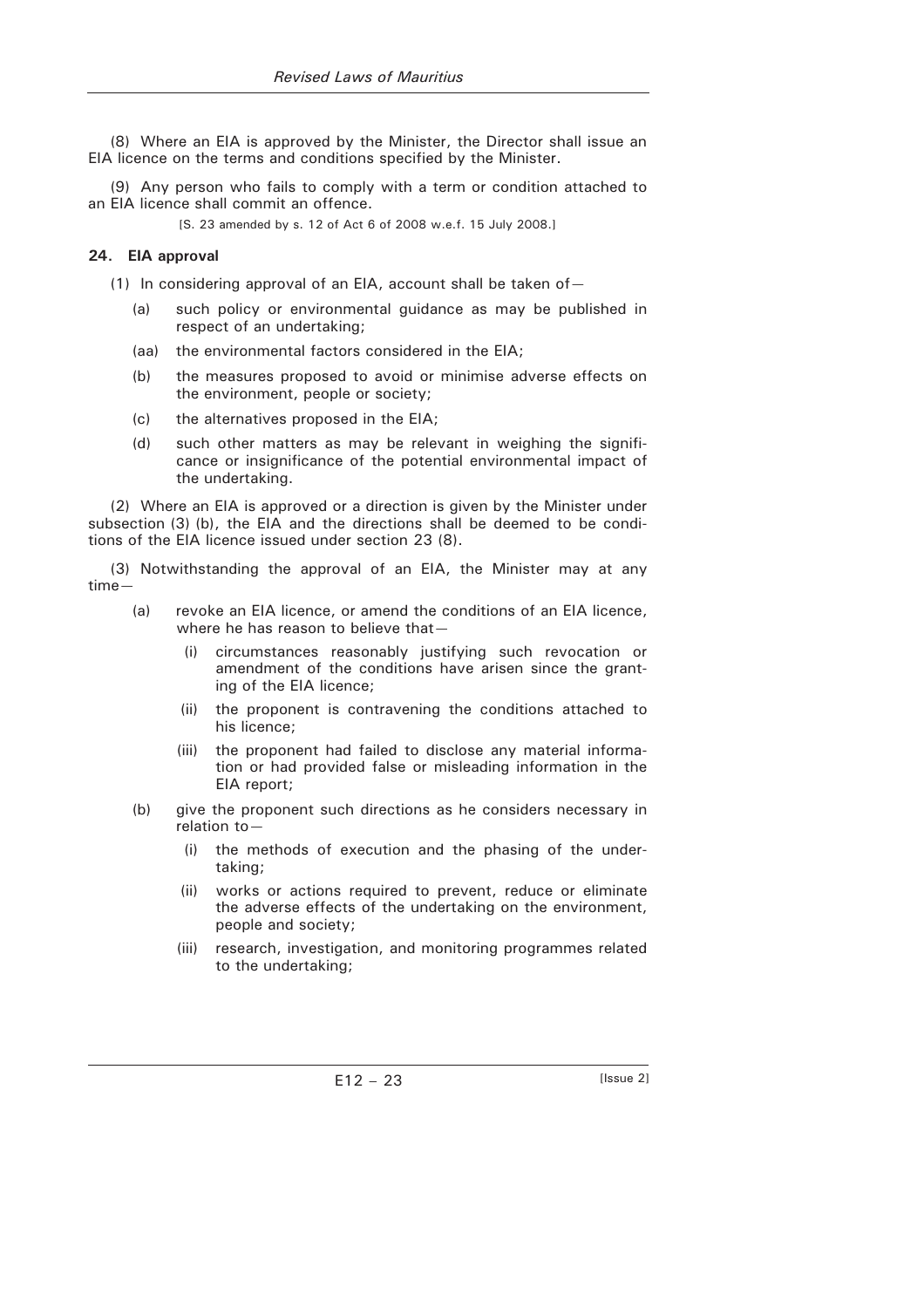(8) Where an EIA is approved by the Minister, the Director shall issue an EIA licence on the terms and conditions specified by the Minister.

(9) Any person who fails to comply with a term or condition attached to an EIA licence shall commit an offence.

[S. 23 amended by s. 12 of Act 6 of 2008 w.e.f. 15 July 2008.]

**24. EIA approval**

(1) In considering approval of an EIA, account shall be taken of—

- (a) such policy or environmental guidance as may be published in respect of an undertaking;
- (aa) the environmental factors considered in the EIA;
- (b) the measures proposed to avoid or minimise adverse effects on the environment, people or society;
- (c) the alternatives proposed in the EIA;
- (d) such other matters as may be relevant in weighing the significance or insignificance of the potential environmental impact of the undertaking.

(2) Where an EIA is approved or a direction is given by the Minister under subsection (3) (b), the EIA and the directions shall be deemed to be conditions of the EIA licence issued under section 23 (8).

(3) Notwithstanding the approval of an EIA, the Minister may at any time—

- (a) revoke an EIA licence, or amend the conditions of an EIA licence, where he has reason to believe that—
  - (i) circumstances reasonably justifying such revocation or amendment of the conditions have arisen since the granting of the EIA licence;
  - (ii) the proponent is contravening the conditions attached to his licence;
  - (iii) the proponent had failed to disclose any material information or had provided false or misleading information in the EIA report;
- (b) give the proponent such directions as he considers necessary in relation to—
  - (i) the methods of execution and the phasing of the undertaking;
  - (ii) works or actions required to prevent, reduce or eliminate the adverse effects of the undertaking on the environment, people and society;
  - (iii) research, investigation, and monitoring programmes related to the undertaking;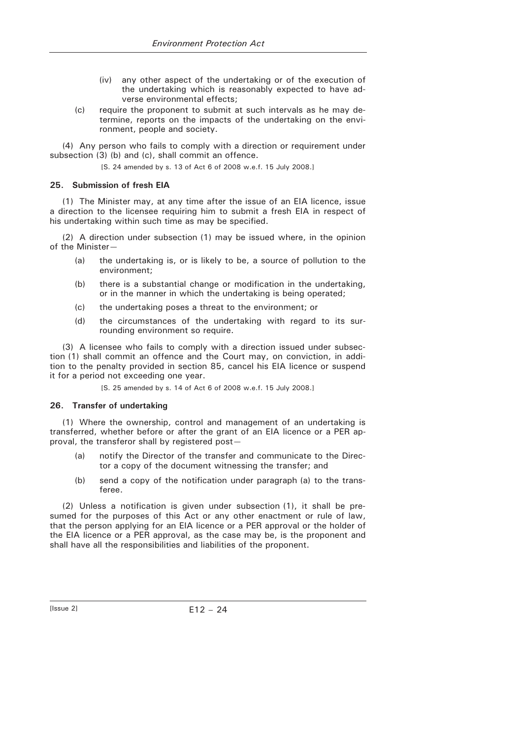- (iv) any other aspect of the undertaking or of the execution of the undertaking which is reasonably expected to have adverse environmental effects;

(c) require the proponent to submit at such intervals as he may determine, reports on the impacts of the undertaking on the environment, people and society.

(4) Any person who fails to comply with a direction or requirement under subsection (3) (b) and (c), shall commit an offence.

[S. 24 amended by s. 13 of Act 6 of 2008 w.e.f. 15 July 2008.]

### 25. Submission of fresh EIA

(1) The Minister may, at any time after the issue of an EIA licence, issue a direction to the licensee requiring him to submit a fresh EIA in respect of his undertaking within such time as may be specified.

(2) A direction under subsection (1) may be issued where, in the opinion of the Minister—

(a) the undertaking is, or is likely to be, a source of pollution to the environment;

(b) there is a substantial change or modification in the undertaking, or in the manner in which the undertaking is being operated;

(c) the undertaking poses a threat to the environment; or

(d) the circumstances of the undertaking with regard to its surrounding environment so require.

(3) A licensee who fails to comply with a direction issued under subsection (1) shall commit an offence and the Court may, on conviction, in addition to the penalty provided in section 85, cancel his EIA licence or suspend it for a period not exceeding one year.

[S. 25 amended by s. 14 of Act 6 of 2008 w.e.f. 15 July 2008.]

### 26. Transfer of undertaking

(1) Where the ownership, control and management of an undertaking is transferred, whether before or after the grant of an EIA licence or a PER approval, the transferor shall by registered post—

(a) notify the Director of the transfer and communicate to the Director a copy of the document witnessing the transfer; and

(b) send a copy of the notification under paragraph (a) to the transferee.

(2) Unless a notification is given under subsection (1), it shall be presumed for the purposes of this Act or any other enactment or rule of law, that the person applying for an EIA licence or a PER approval or the holder of the EIA licence or a PER approval, as the case may be, is the proponent and shall have all the responsibilities and liabilities of the proponent.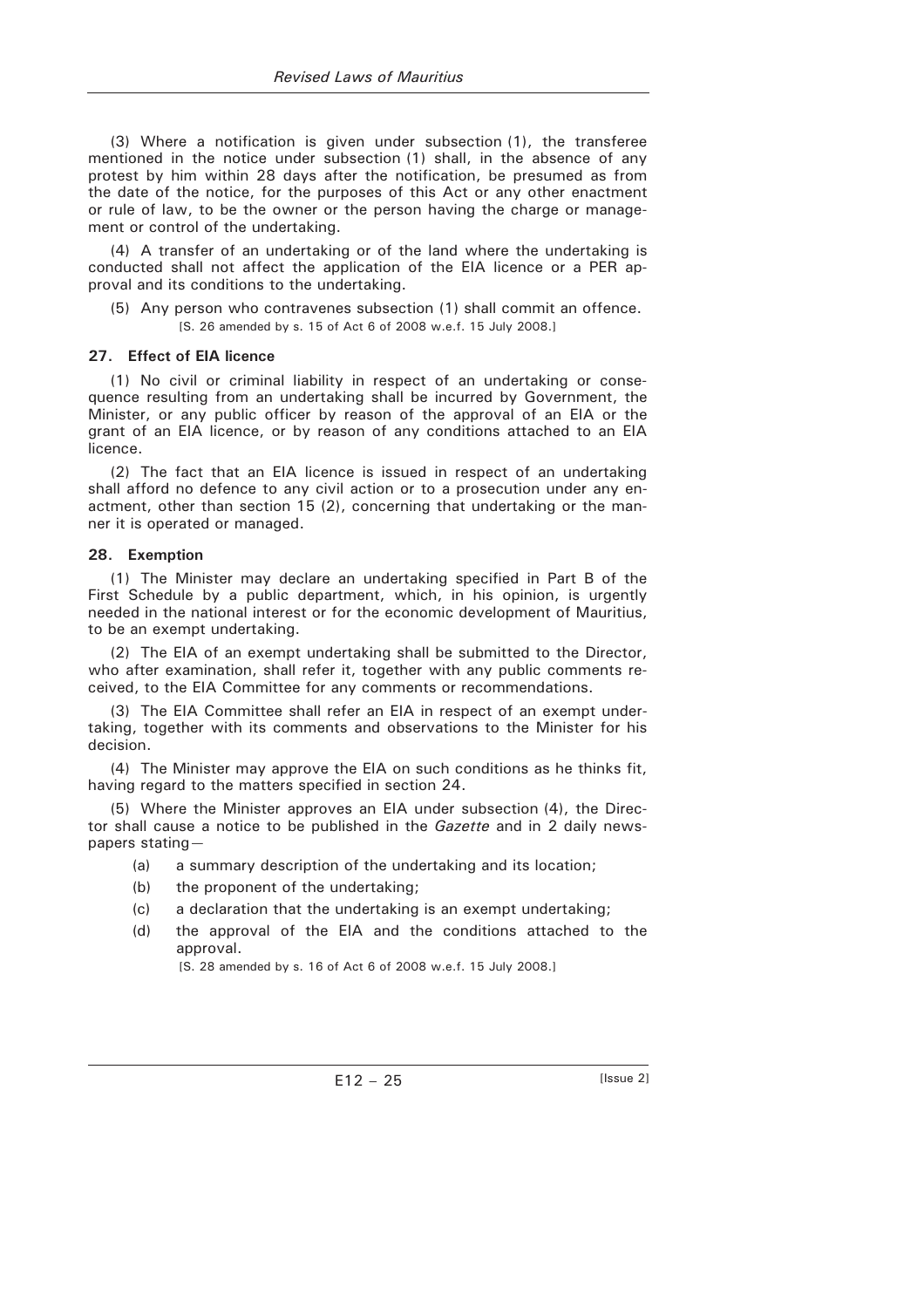(3) Where a notification is given under subsection (1), the transferee mentioned in the notice under subsection (1) shall, in the absence of any protest by him within 28 days after the notification, be presumed as from the date of the notice, for the purposes of this Act or any other enactment or rule of law, to be the owner or the person having the charge or management or control of the undertaking.

(4) A transfer of an undertaking or of the land where the undertaking is conducted shall not affect the application of the EIA licence or a PER approval and its conditions to the undertaking.

(5) Any person who contravenes subsection (1) shall commit an offence.
[S. 26 amended by s. 15 of Act 6 of 2008 w.e.f. 15 July 2008.]

### 27. Effect of EIA licence

(1) No civil or criminal liability in respect of an undertaking or consequence resulting from an undertaking shall be incurred by Government, the Minister, or any public officer by reason of the approval of an EIA or the grant of an EIA licence, or by reason of any conditions attached to an EIA licence.

(2) The fact that an EIA licence is issued in respect of an undertaking shall afford no defence to any civil action or to a prosecution under any enactment, other than section 15 (2), concerning that undertaking or the manner it is operated or managed.

### 28. Exemption

(1) The Minister may declare an undertaking specified in Part B of the First Schedule by a public department, which, in his opinion, is urgently needed in the national interest or for the economic development of Mauritius, to be an exempt undertaking.

(2) The EIA of an exempt undertaking shall be submitted to the Director, who after examination, shall refer it, together with any public comments received, to the EIA Committee for any comments or recommendations.

(3) The EIA Committee shall refer an EIA in respect of an exempt undertaking, together with its comments and observations to the Minister for his decision.

(4) The Minister may approve the EIA on such conditions as he thinks fit, having regard to the matters specified in section 24.

(5) Where the Minister approves an EIA under subsection (4), the Director shall cause a notice to be published in the *Gazette* and in 2 daily newspapers stating—

- (a) a summary description of the undertaking and its location;
- (b) the proponent of the undertaking;
- (c) a declaration that the undertaking is an exempt undertaking;
- (d) the approval of the EIA and the conditions attached to the approval.

[S. 28 amended by s. 16 of Act 6 of 2008 w.e.f. 15 July 2008.]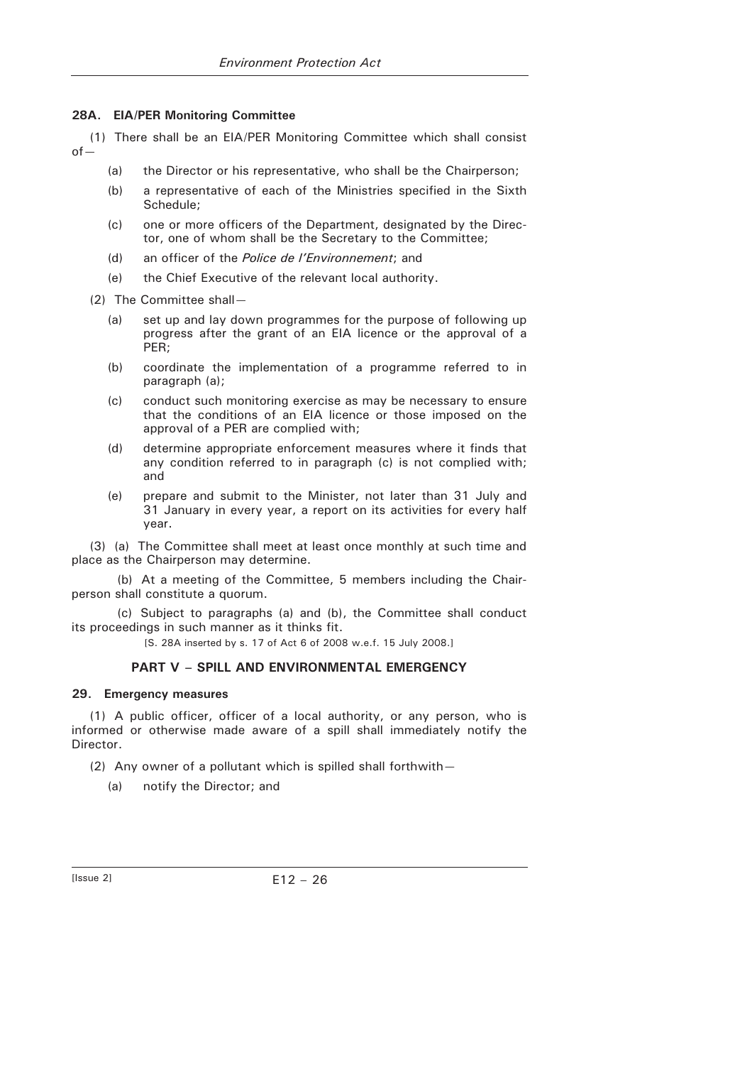### 28A. EIA/PER Monitoring Committee

(1) There shall be an EIA/PER Monitoring Committee which shall consist of—

- (a) the Director or his representative, who shall be the Chairperson;
- (b) a representative of each of the Ministries specified in the Sixth Schedule;
- (c) one or more officers of the Department, designated by the Director, one of whom shall be the Secretary to the Committee;
- (d) an officer of the *Police de l'Environnement*; and
- (e) the Chief Executive of the relevant local authority.

(2) The Committee shall—

- (a) set up and lay down programmes for the purpose of following up progress after the grant of an EIA licence or the approval of a PER;
- (b) coordinate the implementation of a programme referred to in paragraph (a);
- (c) conduct such monitoring exercise as may be necessary to ensure that the conditions of an EIA licence or those imposed on the approval of a PER are complied with;
- (d) determine appropriate enforcement measures where it finds that any condition referred to in paragraph (c) is not complied with; and
- (e) prepare and submit to the Minister, not later than 31 July and 31 January in every year, a report on its activities for every half year.

(3) (a) The Committee shall meet at least once monthly at such time and place as the Chairperson may determine.

(b) At a meeting of the Committee, 5 members including the Chairperson shall constitute a quorum.

(c) Subject to paragraphs (a) and (b), the Committee shall conduct its proceedings in such manner as it thinks fit.

[S. 28A inserted by s. 17 of Act 6 of 2008 w.e.f. 15 July 2008.]

## PART V – SPILL AND ENVIRONMENTAL EMERGENCY

### 29. Emergency measures

(1) A public officer, officer of a local authority, or any person, who is informed or otherwise made aware of a spill shall immediately notify the Director.

(2) Any owner of a pollutant which is spilled shall forthwith—

- (a) notify the Director; and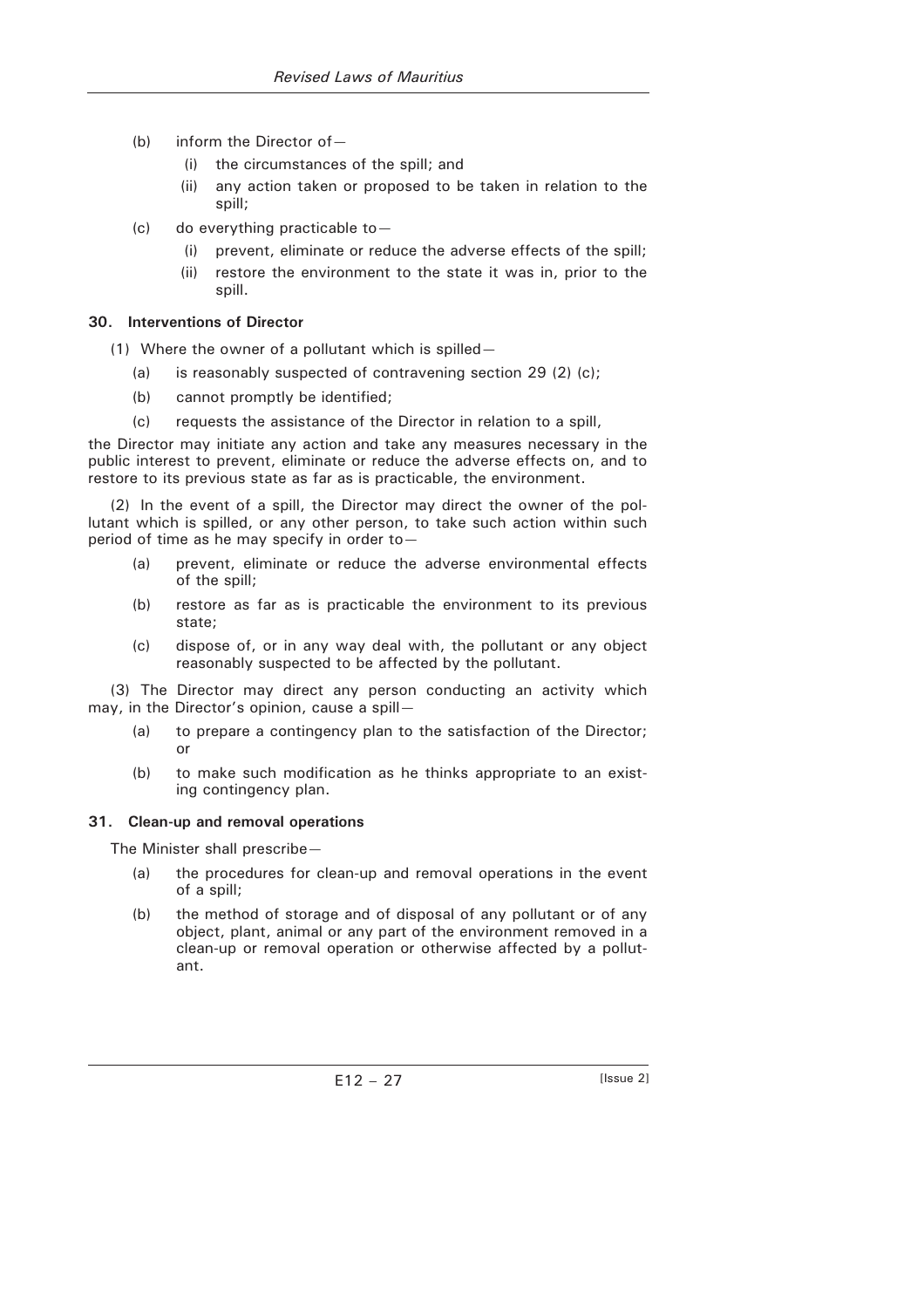(b) inform the Director of—

  (i) the circumstances of the spill; and

  (ii) any action taken or proposed to be taken in relation to the spill;

(c) do everything practicable to—

  (i) prevent, eliminate or reduce the adverse effects of the spill;

  (ii) restore the environment to the state it was in, prior to the spill.

**30. Interventions of Director**

(1) Where the owner of a pollutant which is spilled—

  (a) is reasonably suspected of contravening section 29 (2) (c);

  (b) cannot promptly be identified;

  (c) requests the assistance of the Director in relation to a spill,

the Director may initiate any action and take any measures necessary in the public interest to prevent, eliminate or reduce the adverse effects on, and to restore to its previous state as far as is practicable, the environment.

(2) In the event of a spill, the Director may direct the owner of the pollutant which is spilled, or any other person, to take such action within such period of time as he may specify in order to—

  (a) prevent, eliminate or reduce the adverse environmental effects of the spill;

  (b) restore as far as is practicable the environment to its previous state;

  (c) dispose of, or in any way deal with, the pollutant or any object reasonably suspected to be affected by the pollutant.

(3) The Director may direct any person conducting an activity which may, in the Director's opinion, cause a spill—

  (a) to prepare a contingency plan to the satisfaction of the Director; or

  (b) to make such modification as he thinks appropriate to an existing contingency plan.

**31. Clean-up and removal operations**

The Minister shall prescribe—

  (a) the procedures for clean-up and removal operations in the event of a spill;

  (b) the method of storage and of disposal of any pollutant or of any object, plant, animal or any part of the environment removed in a clean-up or removal operation or otherwise affected by a pollutant.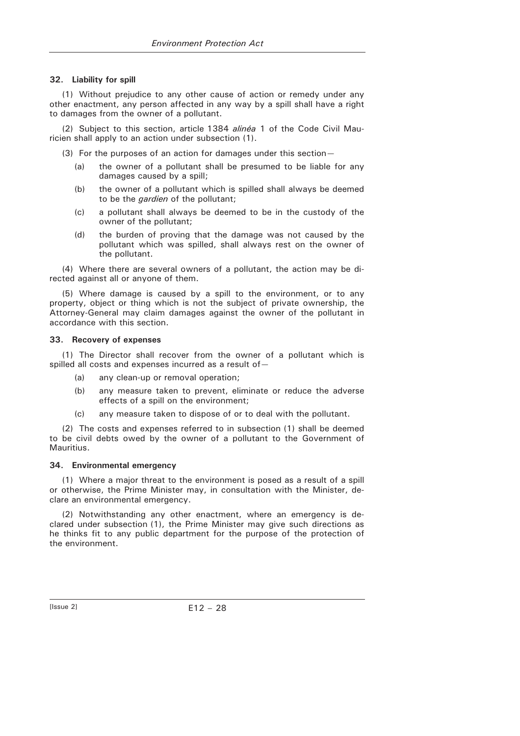### 32. Liability for spill

(1) Without prejudice to any other cause of action or remedy under any other enactment, any person affected in any way by a spill shall have a right to damages from the owner of a pollutant.

(2) Subject to this section, article 1384 *alinéa* 1 of the Code Civil Mauricien shall apply to an action under subsection (1).

(3) For the purposes of an action for damages under this section—

- (a) the owner of a pollutant shall be presumed to be liable for any damages caused by a spill;
- (b) the owner of a pollutant which is spilled shall always be deemed to be the *gardien* of the pollutant;
- (c) a pollutant shall always be deemed to be in the custody of the owner of the pollutant;
- (d) the burden of proving that the damage was not caused by the pollutant which was spilled, shall always rest on the owner of the pollutant.

(4) Where there are several owners of a pollutant, the action may be directed against all or anyone of them.

(5) Where damage is caused by a spill to the environment, or to any property, object or thing which is not the subject of private ownership, the Attorney-General may claim damages against the owner of the pollutant in accordance with this section.

### 33. Recovery of expenses

(1) The Director shall recover from the owner of a pollutant which is spilled all costs and expenses incurred as a result of—

- (a) any clean-up or removal operation;
- (b) any measure taken to prevent, eliminate or reduce the adverse effects of a spill on the environment;
- (c) any measure taken to dispose of or to deal with the pollutant.

(2) The costs and expenses referred to in subsection (1) shall be deemed to be civil debts owed by the owner of a pollutant to the Government of Mauritius.

### 34. Environmental emergency

(1) Where a major threat to the environment is posed as a result of a spill or otherwise, the Prime Minister may, in consultation with the Minister, declare an environmental emergency.

(2) Notwithstanding any other enactment, where an emergency is declared under subsection (1), the Prime Minister may give such directions as he thinks fit to any public department for the purpose of the protection of the environment.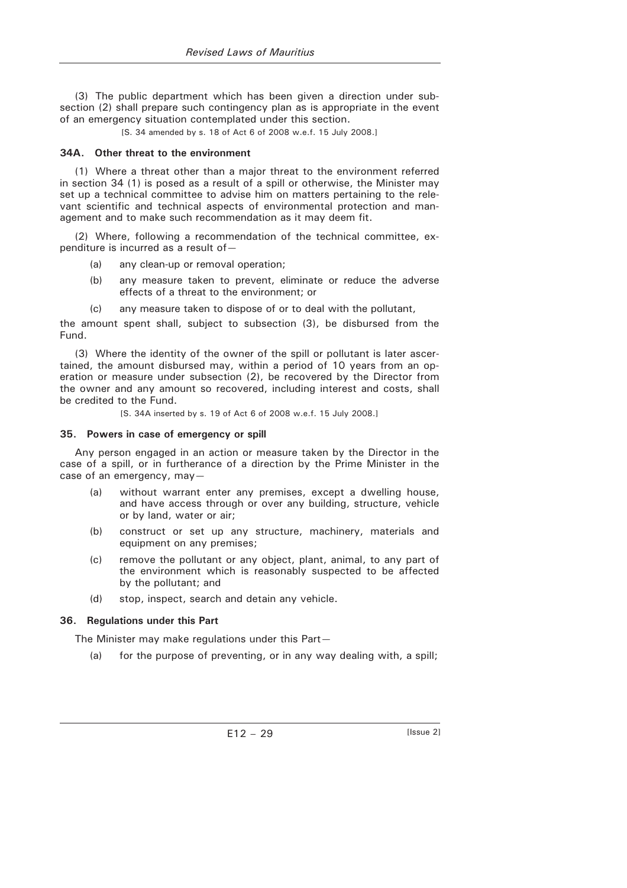(3) The public department which has been given a direction under subsection (2) shall prepare such contingency plan as is appropriate in the event of an emergency situation contemplated under this section.

[S. 34 amended by s. 18 of Act 6 of 2008 w.e.f. 15 July 2008.]

### 34A. Other threat to the environment

(1) Where a threat other than a major threat to the environment referred in section 34 (1) is posed as a result of a spill or otherwise, the Minister may set up a technical committee to advise him on matters pertaining to the relevant scientific and technical aspects of environmental protection and management and to make such recommendation as it may deem fit.

(2) Where, following a recommendation of the technical committee, expenditure is incurred as a result of—

(a) any clean-up or removal operation;

(b) any measure taken to prevent, eliminate or reduce the adverse effects of a threat to the environment; or

(c) any measure taken to dispose of or to deal with the pollutant,

the amount spent shall, subject to subsection (3), be disbursed from the Fund.

(3) Where the identity of the owner of the spill or pollutant is later ascertained, the amount disbursed may, within a period of 10 years from an operation or measure under subsection (2), be recovered by the Director from the owner and any amount so recovered, including interest and costs, shall be credited to the Fund.

[S. 34A inserted by s. 19 of Act 6 of 2008 w.e.f. 15 July 2008.]

### 35. Powers in case of emergency or spill

Any person engaged in an action or measure taken by the Director in the case of a spill, or in furtherance of a direction by the Prime Minister in the case of an emergency, may—

(a) without warrant enter any premises, except a dwelling house, and have access through or over any building, structure, vehicle or by land, water or air;

(b) construct or set up any structure, machinery, materials and equipment on any premises;

(c) remove the pollutant or any object, plant, animal, to any part of the environment which is reasonably suspected to be affected by the pollutant; and

(d) stop, inspect, search and detain any vehicle.

### 36. Regulations under this Part

The Minister may make regulations under this Part—

(a) for the purpose of preventing, or in any way dealing with, a spill;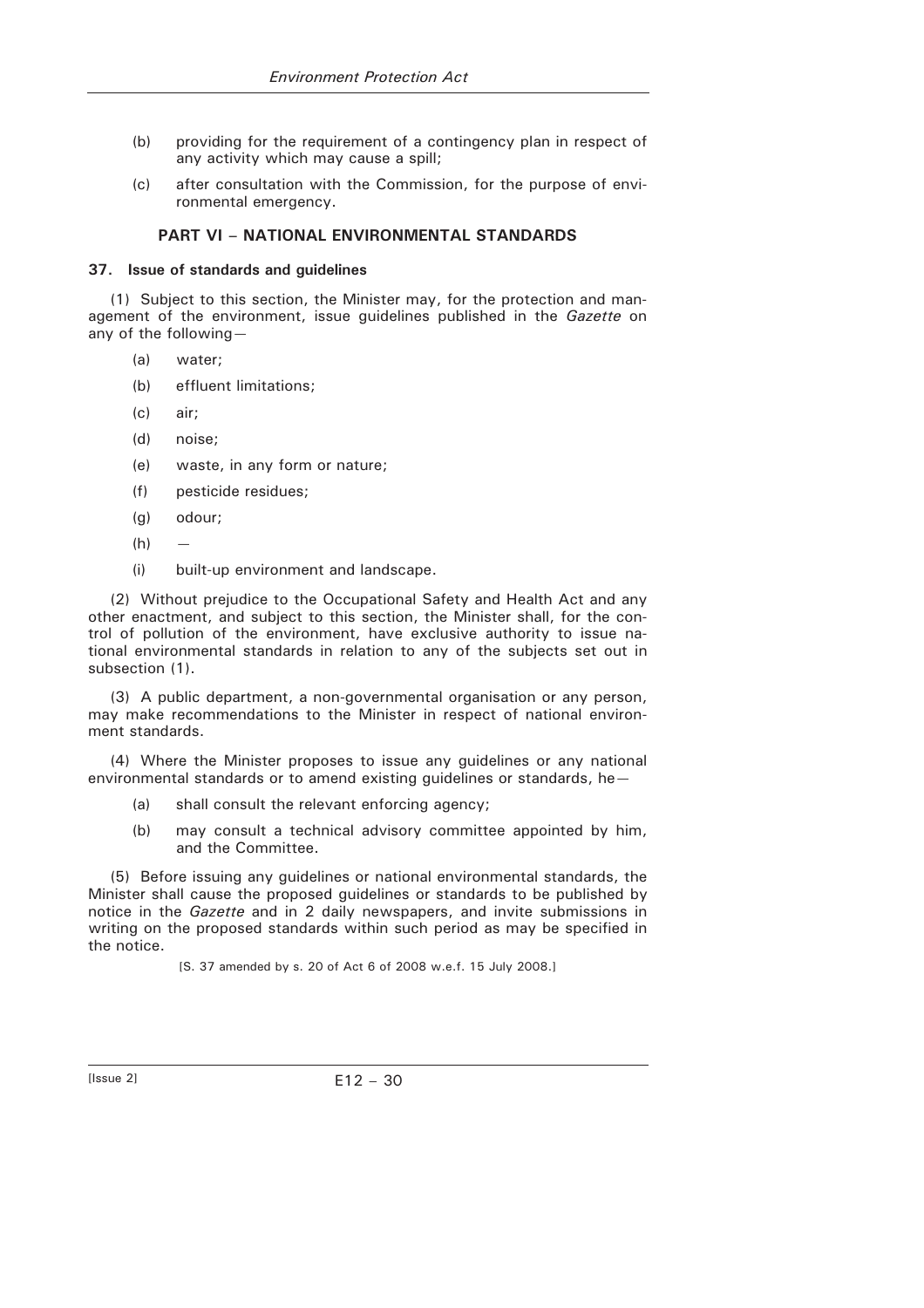(b) providing for the requirement of a contingency plan in respect of any activity which may cause a spill;

(c) after consultation with the Commission, for the purpose of environmental emergency.

## PART VI – NATIONAL ENVIRONMENTAL STANDARDS

### 37. Issue of standards and guidelines

(1) Subject to this section, the Minister may, for the protection and management of the environment, issue guidelines published in the *Gazette* on any of the following—

(a) water;

(b) effluent limitations;

(c) air;

(d) noise;

(e) waste, in any form or nature;

(f) pesticide residues;

(g) odour;

(h) —

(i) built-up environment and landscape.

(2) Without prejudice to the Occupational Safety and Health Act and any other enactment, and subject to this section, the Minister shall, for the control of pollution of the environment, have exclusive authority to issue national environmental standards in relation to any of the subjects set out in subsection (1).

(3) A public department, a non-governmental organisation or any person, may make recommendations to the Minister in respect of national environment standards.

(4) Where the Minister proposes to issue any guidelines or any national environmental standards or to amend existing guidelines or standards, he—

(a) shall consult the relevant enforcing agency;

(b) may consult a technical advisory committee appointed by him, and the Committee.

(5) Before issuing any guidelines or national environmental standards, the Minister shall cause the proposed guidelines or standards to be published by notice in the *Gazette* and in 2 daily newspapers, and invite submissions in writing on the proposed standards within such period as may be specified in the notice.

[S. 37 amended by s. 20 of Act 6 of 2008 w.e.f. 15 July 2008.]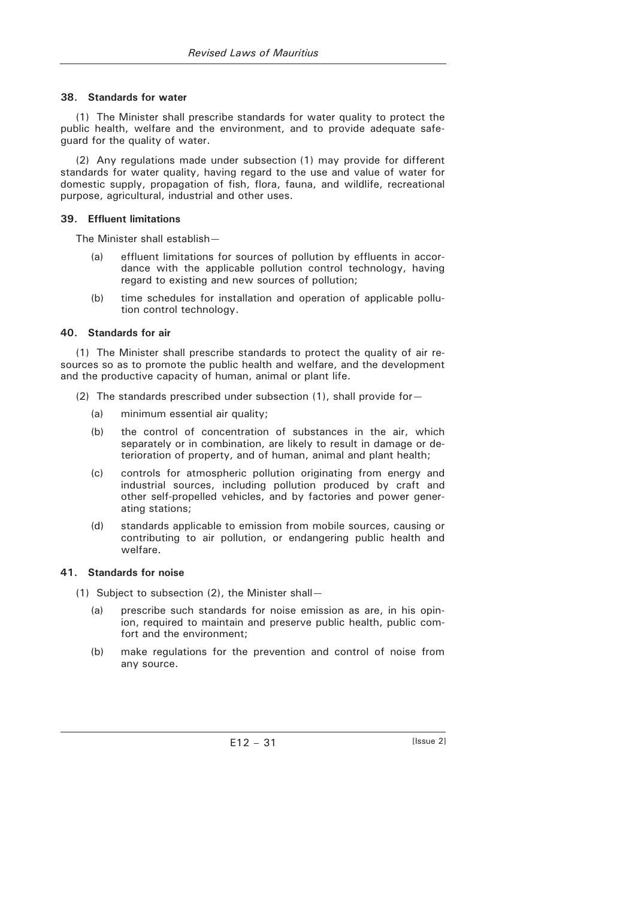**38. Standards for water**

(1) The Minister shall prescribe standards for water quality to protect the public health, welfare and the environment, and to provide adequate safeguard for the quality of water.

(2) Any regulations made under subsection (1) may provide for different standards for water quality, having regard to the use and value of water for domestic supply, propagation of fish, flora, fauna, and wildlife, recreational purpose, agricultural, industrial and other uses.

**39. Effluent limitations**

The Minister shall establish—

- (a) effluent limitations for sources of pollution by effluents in accordance with the applicable pollution control technology, having regard to existing and new sources of pollution;
- (b) time schedules for installation and operation of applicable pollution control technology.

**40. Standards for air**

(1) The Minister shall prescribe standards to protect the quality of air resources so as to promote the public health and welfare, and the development and the productive capacity of human, animal or plant life.

(2) The standards prescribed under subsection (1), shall provide for—

- (a) minimum essential air quality;
- (b) the control of concentration of substances in the air, which separately or in combination, are likely to result in damage or deterioration of property, and of human, animal and plant health;
- (c) controls for atmospheric pollution originating from energy and industrial sources, including pollution produced by craft and other self-propelled vehicles, and by factories and power generating stations;
- (d) standards applicable to emission from mobile sources, causing or contributing to air pollution, or endangering public health and welfare.

**41. Standards for noise**

(1) Subject to subsection (2), the Minister shall—

- (a) prescribe such standards for noise emission as are, in his opinion, required to maintain and preserve public health, public comfort and the environment;
- (b) make regulations for the prevention and control of noise from any source.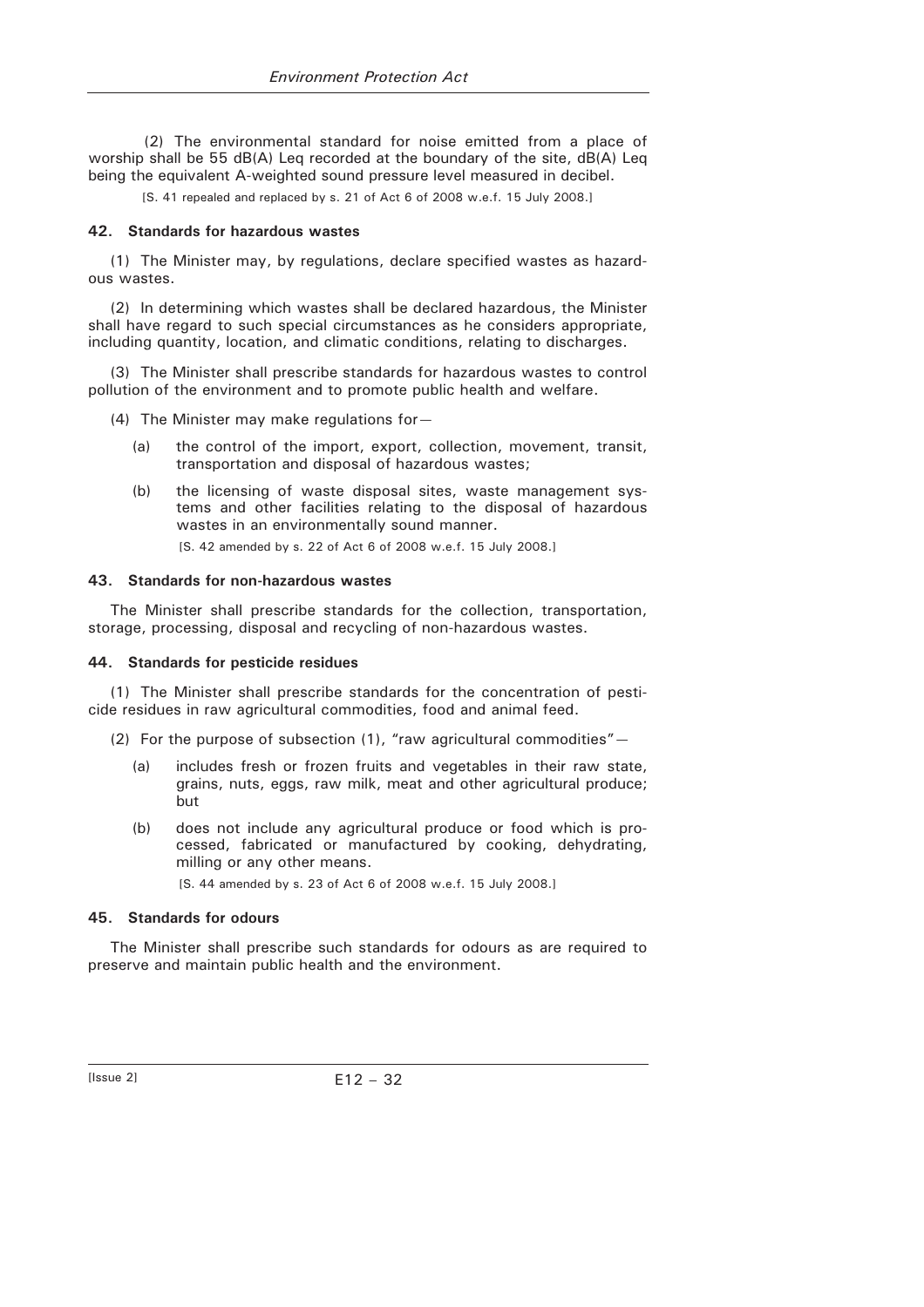(2) The environmental standard for noise emitted from a place of worship shall be 55 dB(A) Leq recorded at the boundary of the site, dB(A) Leq being the equivalent A-weighted sound pressure level measured in decibel.

[S. 41 repealed and replaced by s. 21 of Act 6 of 2008 w.e.f. 15 July 2008.]

### 42. Standards for hazardous wastes

(1) The Minister may, by regulations, declare specified wastes as hazardous wastes.

(2) In determining which wastes shall be declared hazardous, the Minister shall have regard to such special circumstances as he considers appropriate, including quantity, location, and climatic conditions, relating to discharges.

(3) The Minister shall prescribe standards for hazardous wastes to control pollution of the environment and to promote public health and welfare.

(4) The Minister may make regulations for—

(a) the control of the import, export, collection, movement, transit, transportation and disposal of hazardous wastes;

(b) the licensing of waste disposal sites, waste management systems and other facilities relating to the disposal of hazardous wastes in an environmentally sound manner.

[S. 42 amended by s. 22 of Act 6 of 2008 w.e.f. 15 July 2008.]

### 43. Standards for non-hazardous wastes

The Minister shall prescribe standards for the collection, transportation, storage, processing, disposal and recycling of non-hazardous wastes.

### 44. Standards for pesticide residues

(1) The Minister shall prescribe standards for the concentration of pesticide residues in raw agricultural commodities, food and animal feed.

(2) For the purpose of subsection (1), "raw agricultural commodities"—

(a) includes fresh or frozen fruits and vegetables in their raw state, grains, nuts, eggs, raw milk, meat and other agricultural produce; but

(b) does not include any agricultural produce or food which is processed, fabricated or manufactured by cooking, dehydrating, milling or any other means.

[S. 44 amended by s. 23 of Act 6 of 2008 w.e.f. 15 July 2008.]

### 45. Standards for odours

The Minister shall prescribe such standards for odours as are required to preserve and maintain public health and the environment.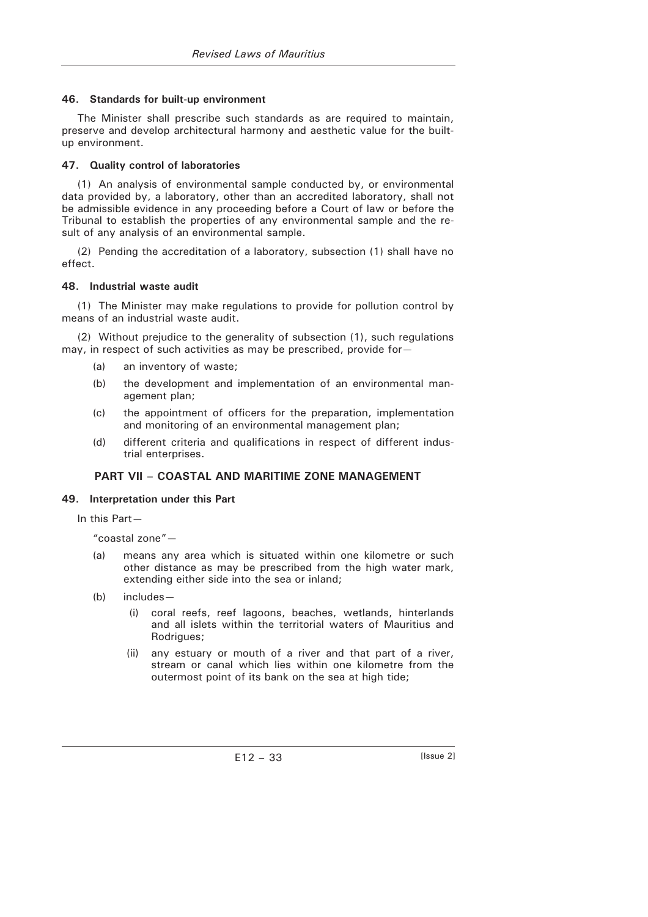### 46. Standards for built-up environment

The Minister shall prescribe such standards as are required to maintain, preserve and develop architectural harmony and aesthetic value for the built-up environment.

### 47. Quality control of laboratories

(1) An analysis of environmental sample conducted by, or environmental data provided by, a laboratory, other than an accredited laboratory, shall not be admissible evidence in any proceeding before a Court of law or before the Tribunal to establish the properties of any environmental sample and the result of any analysis of an environmental sample.

(2) Pending the accreditation of a laboratory, subsection (1) shall have no effect.

### 48. Industrial waste audit

(1) The Minister may make regulations to provide for pollution control by means of an industrial waste audit.

(2) Without prejudice to the generality of subsection (1), such regulations may, in respect of such activities as may be prescribed, provide for—

- (a) an inventory of waste;
- (b) the development and implementation of an environmental management plan;
- (c) the appointment of officers for the preparation, implementation and monitoring of an environmental management plan;
- (d) different criteria and qualifications in respect of different industrial enterprises.

## PART VII – COASTAL AND MARITIME ZONE MANAGEMENT

### 49. Interpretation under this Part

In this Part—

"coastal zone"—

- (a) means any area which is situated within one kilometre or such other distance as may be prescribed from the high water mark, extending either side into the sea or inland;
- (b) includes—
  - (i) coral reefs, reef lagoons, beaches, wetlands, hinterlands and all islets within the territorial waters of Mauritius and Rodrigues;
  - (ii) any estuary or mouth of a river and that part of a river, stream or canal which lies within one kilometre from the outermost point of its bank on the sea at high tide;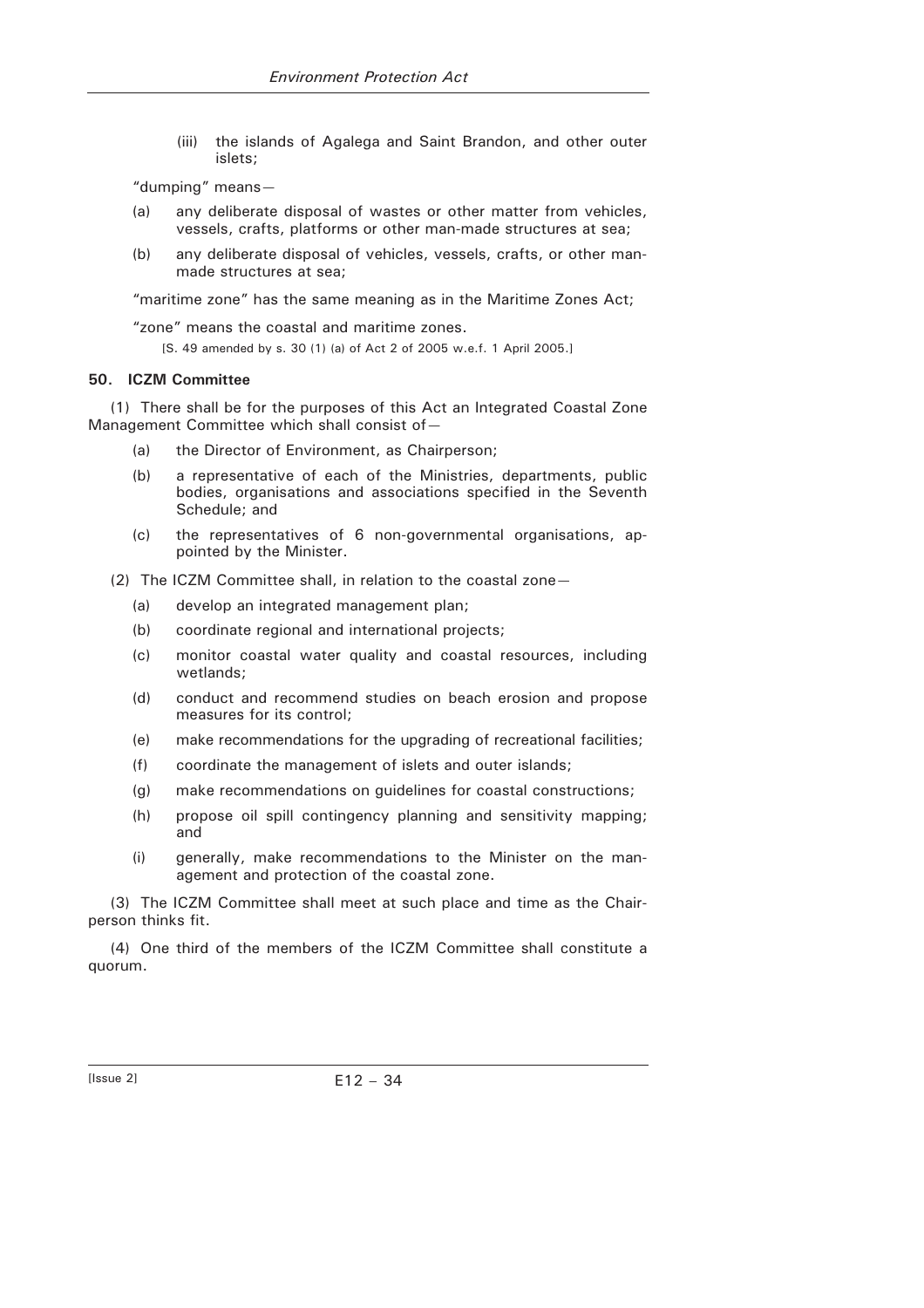(iii) the islands of Agalega and Saint Brandon, and other outer islets;

"dumping" means—

(a) any deliberate disposal of wastes or other matter from vehicles, vessels, crafts, platforms or other man-made structures at sea;

(b) any deliberate disposal of vehicles, vessels, crafts, or other man-made structures at sea;

"maritime zone" has the same meaning as in the Maritime Zones Act;

"zone" means the coastal and maritime zones.

[S. 49 amended by s. 30 (1) (a) of Act 2 of 2005 w.e.f. 1 April 2005.]

### 50. ICZM Committee

(1) There shall be for the purposes of this Act an Integrated Coastal Zone Management Committee which shall consist of—

(a) the Director of Environment, as Chairperson;

(b) a representative of each of the Ministries, departments, public bodies, organisations and associations specified in the Seventh Schedule; and

(c) the representatives of 6 non-governmental organisations, appointed by the Minister.

(2) The ICZM Committee shall, in relation to the coastal zone—

(a) develop an integrated management plan;

(b) coordinate regional and international projects;

(c) monitor coastal water quality and coastal resources, including wetlands;

(d) conduct and recommend studies on beach erosion and propose measures for its control;

(e) make recommendations for the upgrading of recreational facilities;

(f) coordinate the management of islets and outer islands;

(g) make recommendations on guidelines for coastal constructions;

(h) propose oil spill contingency planning and sensitivity mapping; and

(i) generally, make recommendations to the Minister on the management and protection of the coastal zone.

(3) The ICZM Committee shall meet at such place and time as the Chairperson thinks fit.

(4) One third of the members of the ICZM Committee shall constitute a quorum.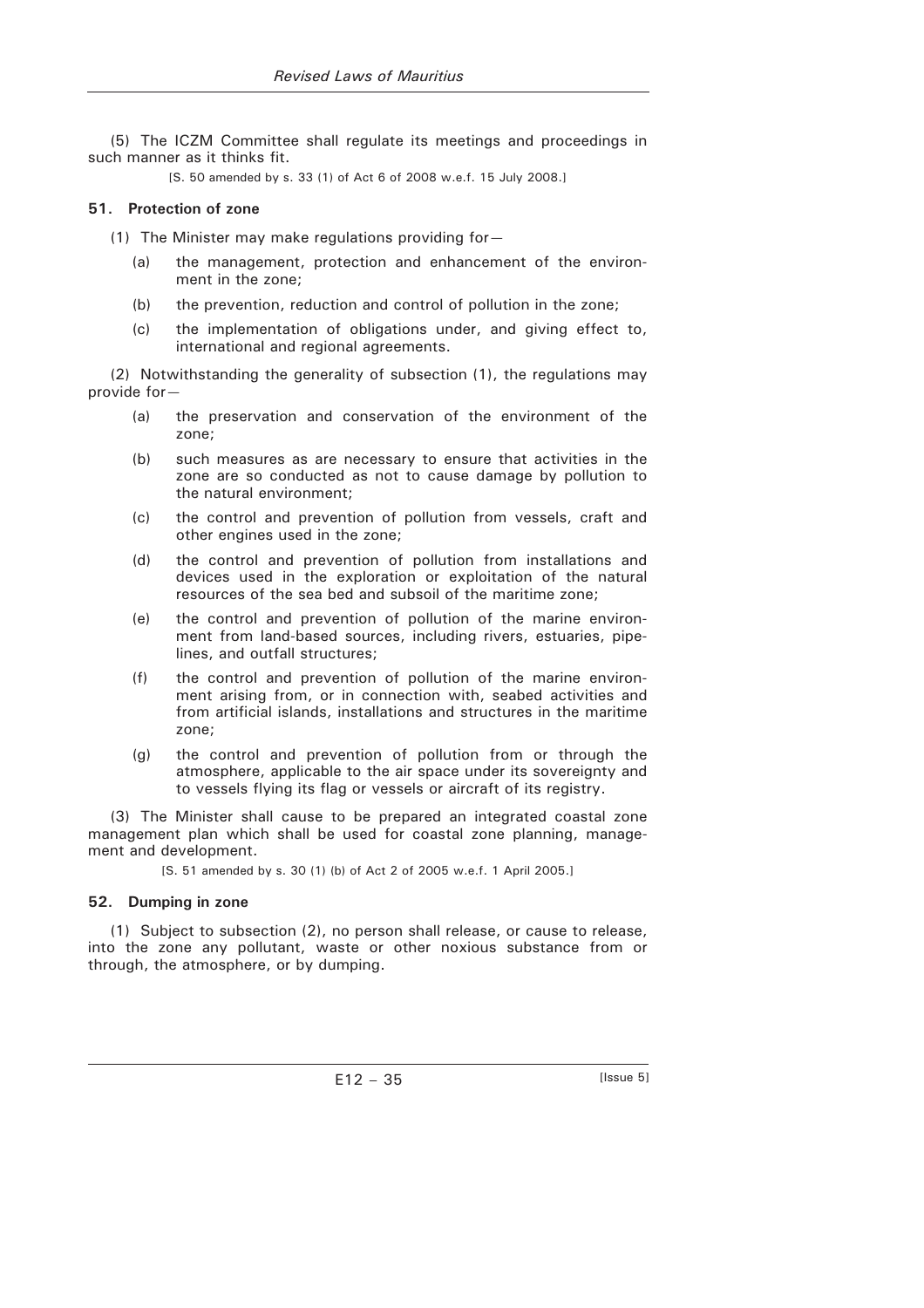(5) The ICZM Committee shall regulate its meetings and proceedings in such manner as it thinks fit.

[S. 50 amended by s. 33 (1) of Act 6 of 2008 w.e.f. 15 July 2008.]

### 51. Protection of zone

(1) The Minister may make regulations providing for—

- (a) the management, protection and enhancement of the environment in the zone;
- (b) the prevention, reduction and control of pollution in the zone;
- (c) the implementation of obligations under, and giving effect to, international and regional agreements.

(2) Notwithstanding the generality of subsection (1), the regulations may provide for—

- (a) the preservation and conservation of the environment of the zone;
- (b) such measures as are necessary to ensure that activities in the zone are so conducted as not to cause damage by pollution to the natural environment;
- (c) the control and prevention of pollution from vessels, craft and other engines used in the zone;
- (d) the control and prevention of pollution from installations and devices used in the exploration or exploitation of the natural resources of the sea bed and subsoil of the maritime zone;
- (e) the control and prevention of pollution of the marine environment from land-based sources, including rivers, estuaries, pipelines, and outfall structures;
- (f) the control and prevention of pollution of the marine environment arising from, or in connection with, seabed activities and from artificial islands, installations and structures in the maritime zone;
- (g) the control and prevention of pollution from or through the atmosphere, applicable to the air space under its sovereignty and to vessels flying its flag or vessels or aircraft of its registry.

(3) The Minister shall cause to be prepared an integrated coastal zone management plan which shall be used for coastal zone planning, management and development.

[S. 51 amended by s. 30 (1) (b) of Act 2 of 2005 w.e.f. 1 April 2005.]

### 52. Dumping in zone

(1) Subject to subsection (2), no person shall release, or cause to release, into the zone any pollutant, waste or other noxious substance from or through, the atmosphere, or by dumping.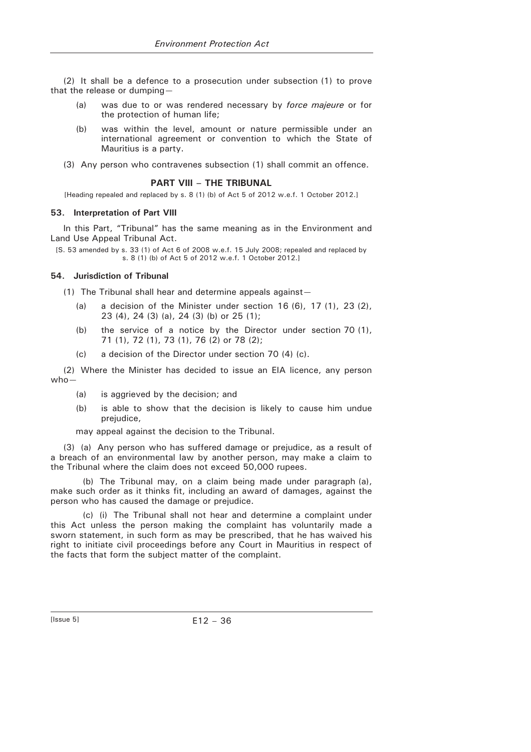(2) It shall be a defence to a prosecution under subsection (1) to prove that the release or dumping—

- (a) was due to or was rendered necessary by *force majeure* or for the protection of human life;
- (b) was within the level, amount or nature permissible under an international agreement or convention to which the State of Mauritius is a party.

(3) Any person who contravenes subsection (1) shall commit an offence.

## PART VIII – THE TRIBUNAL

[Heading repealed and replaced by s. 8 (1) (b) of Act 5 of 2012 w.e.f. 1 October 2012.]

### 53. Interpretation of Part VIII

In this Part, "Tribunal" has the same meaning as in the Environment and Land Use Appeal Tribunal Act.

[S. 53 amended by s. 33 (1) of Act 6 of 2008 w.e.f. 15 July 2008; repealed and replaced by s. 8 (1) (b) of Act 5 of 2012 w.e.f. 1 October 2012.]

### 54. Jurisdiction of Tribunal

(1) The Tribunal shall hear and determine appeals against—

- (a) a decision of the Minister under section 16 (6), 17 (1), 23 (2), 23 (4), 24 (3) (a), 24 (3) (b) or 25 (1);
- (b) the service of a notice by the Director under section 70 (1), 71 (1), 72 (1), 73 (1), 76 (2) or 78 (2);
- (c) a decision of the Director under section 70 (4) (c).

(2) Where the Minister has decided to issue an EIA licence, any person who—

- (a) is aggrieved by the decision; and
- (b) is able to show that the decision is likely to cause him undue prejudice,

may appeal against the decision to the Tribunal.

(3) (a) Any person who has suffered damage or prejudice, as a result of a breach of an environmental law by another person, may make a claim to the Tribunal where the claim does not exceed 50,000 rupees.

(b) The Tribunal may, on a claim being made under paragraph (a), make such order as it thinks fit, including an award of damages, against the person who has caused the damage or prejudice.

(c) (i) The Tribunal shall not hear and determine a complaint under this Act unless the person making the complaint has voluntarily made a sworn statement, in such form as may be prescribed, that he has waived his right to initiate civil proceedings before any Court in Mauritius in respect of the facts that form the subject matter of the complaint.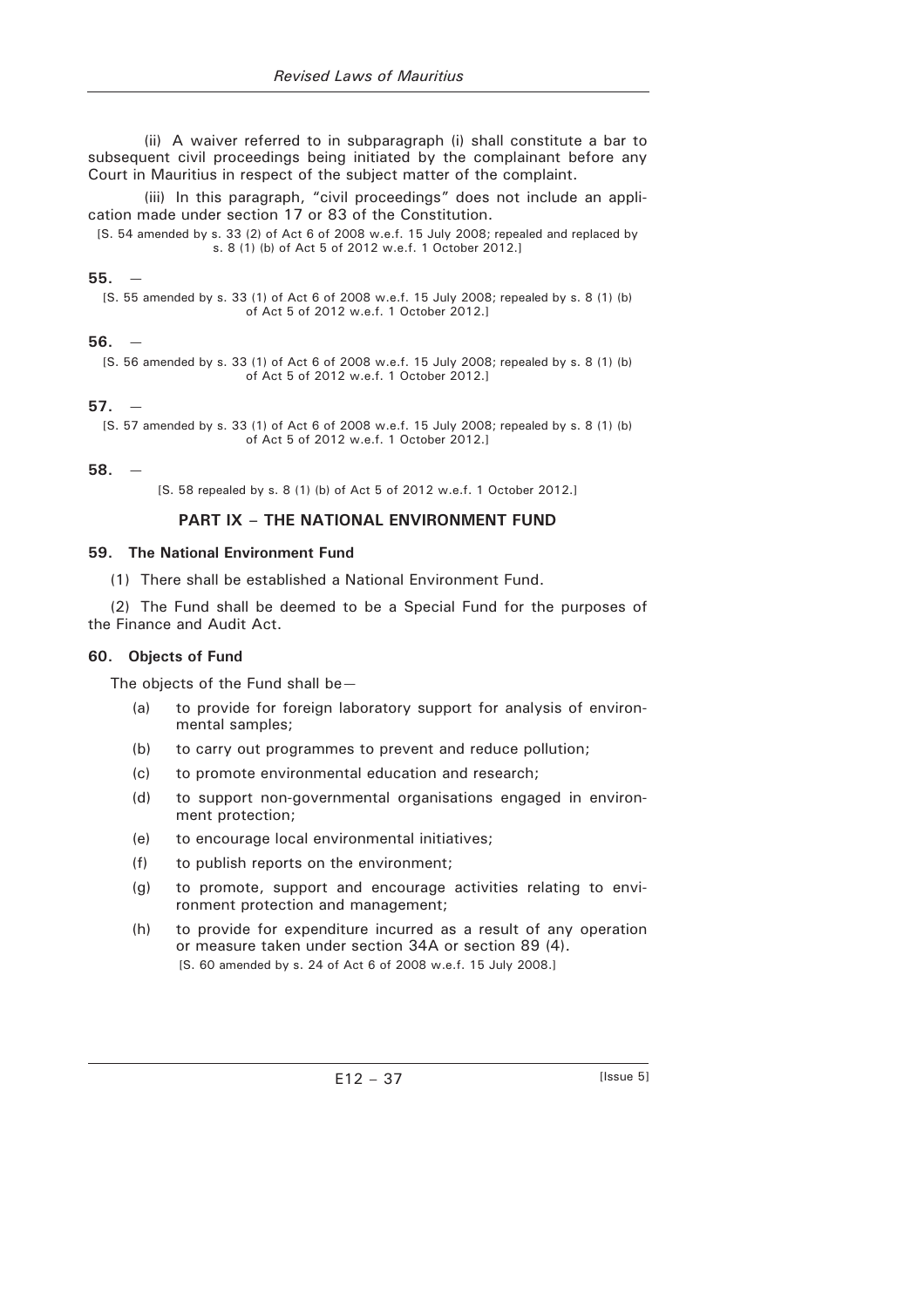(ii) A waiver referred to in subparagraph (i) shall constitute a bar to subsequent civil proceedings being initiated by the complainant before any Court in Mauritius in respect of the subject matter of the complaint.

(iii) In this paragraph, "civil proceedings" does not include an application made under section 17 or 83 of the Constitution.

[S. 54 amended by s. 33 (2) of Act 6 of 2008 w.e.f. 15 July 2008; repealed and replaced by s. 8 (1) (b) of Act 5 of 2012 w.e.f. 1 October 2012.]

**55.** —

[S. 55 amended by s. 33 (1) of Act 6 of 2008 w.e.f. 15 July 2008; repealed by s. 8 (1) (b) of Act 5 of 2012 w.e.f. 1 October 2012.]

**56.** —

[S. 56 amended by s. 33 (1) of Act 6 of 2008 w.e.f. 15 July 2008; repealed by s. 8 (1) (b) of Act 5 of 2012 w.e.f. 1 October 2012.]

**57.** —

[S. 57 amended by s. 33 (1) of Act 6 of 2008 w.e.f. 15 July 2008; repealed by s. 8 (1) (b) of Act 5 of 2012 w.e.f. 1 October 2012.]

**58.** —

[S. 58 repealed by s. 8 (1) (b) of Act 5 of 2012 w.e.f. 1 October 2012.]

## PART IX – THE NATIONAL ENVIRONMENT FUND

### 59. The National Environment Fund

(1) There shall be established a National Environment Fund.

(2) The Fund shall be deemed to be a Special Fund for the purposes of the Finance and Audit Act.

### 60. Objects of Fund

The objects of the Fund shall be—

(a) to provide for foreign laboratory support for analysis of environmental samples;

(b) to carry out programmes to prevent and reduce pollution;

(c) to promote environmental education and research;

(d) to support non-governmental organisations engaged in environment protection;

(e) to encourage local environmental initiatives;

(f) to publish reports on the environment;

(g) to promote, support and encourage activities relating to environment protection and management;

(h) to provide for expenditure incurred as a result of any operation or measure taken under section 34A or section 89 (4).

[S. 60 amended by s. 24 of Act 6 of 2008 w.e.f. 15 July 2008.]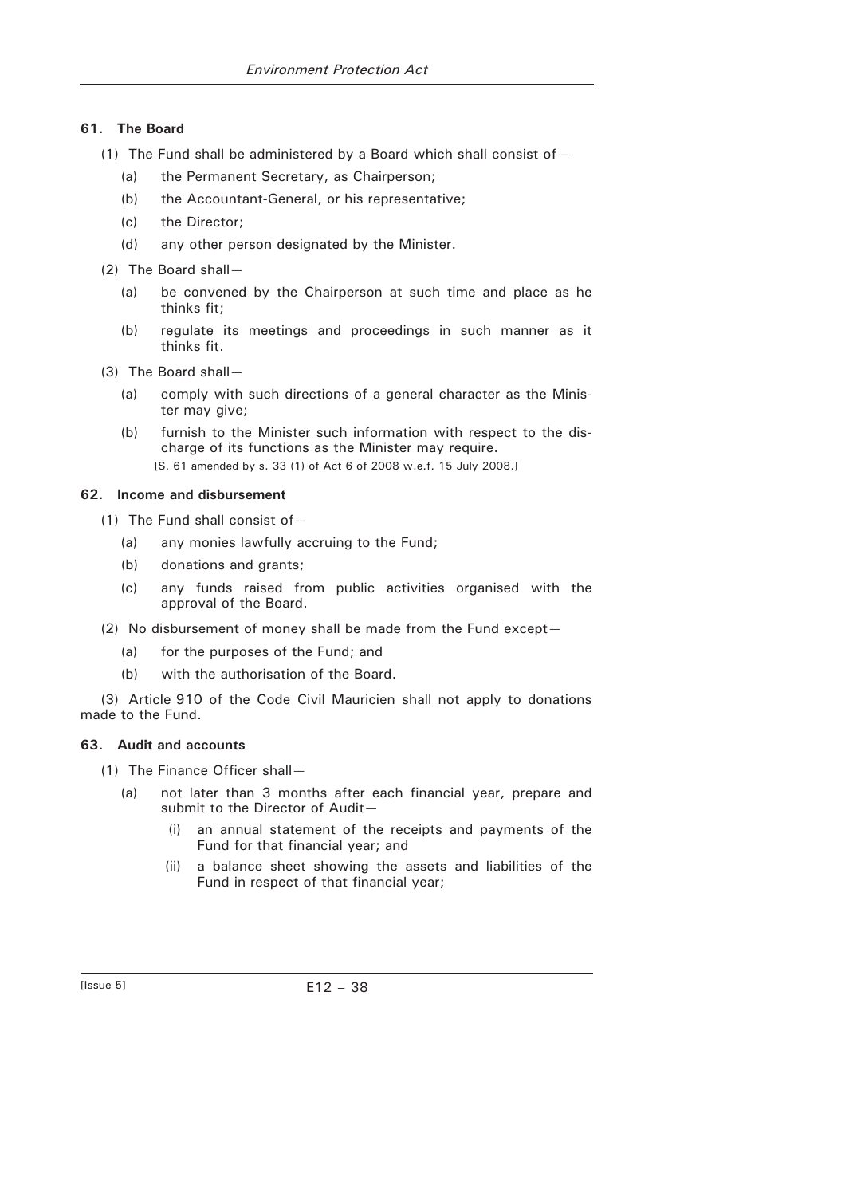**61. The Board**

(1) The Fund shall be administered by a Board which shall consist of—

- (a) the Permanent Secretary, as Chairperson;
- (b) the Accountant-General, or his representative;
- (c) the Director;
- (d) any other person designated by the Minister.

(2) The Board shall—

- (a) be convened by the Chairperson at such time and place as he thinks fit;
- (b) regulate its meetings and proceedings in such manner as it thinks fit.

(3) The Board shall—

- (a) comply with such directions of a general character as the Minister may give;
- (b) furnish to the Minister such information with respect to the discharge of its functions as the Minister may require.

[S. 61 amended by s. 33 (1) of Act 6 of 2008 w.e.f. 15 July 2008.]

**62. Income and disbursement**

(1) The Fund shall consist of—

- (a) any monies lawfully accruing to the Fund;
- (b) donations and grants;
- (c) any funds raised from public activities organised with the approval of the Board.

(2) No disbursement of money shall be made from the Fund except—

- (a) for the purposes of the Fund; and
- (b) with the authorisation of the Board.

(3) Article 910 of the Code Civil Mauricien shall not apply to donations made to the Fund.

**63. Audit and accounts**

(1) The Finance Officer shall—

- (a) not later than 3 months after each financial year, prepare and submit to the Director of Audit—
  - (i) an annual statement of the receipts and payments of the Fund for that financial year; and
  - (ii) a balance sheet showing the assets and liabilities of the Fund in respect of that financial year;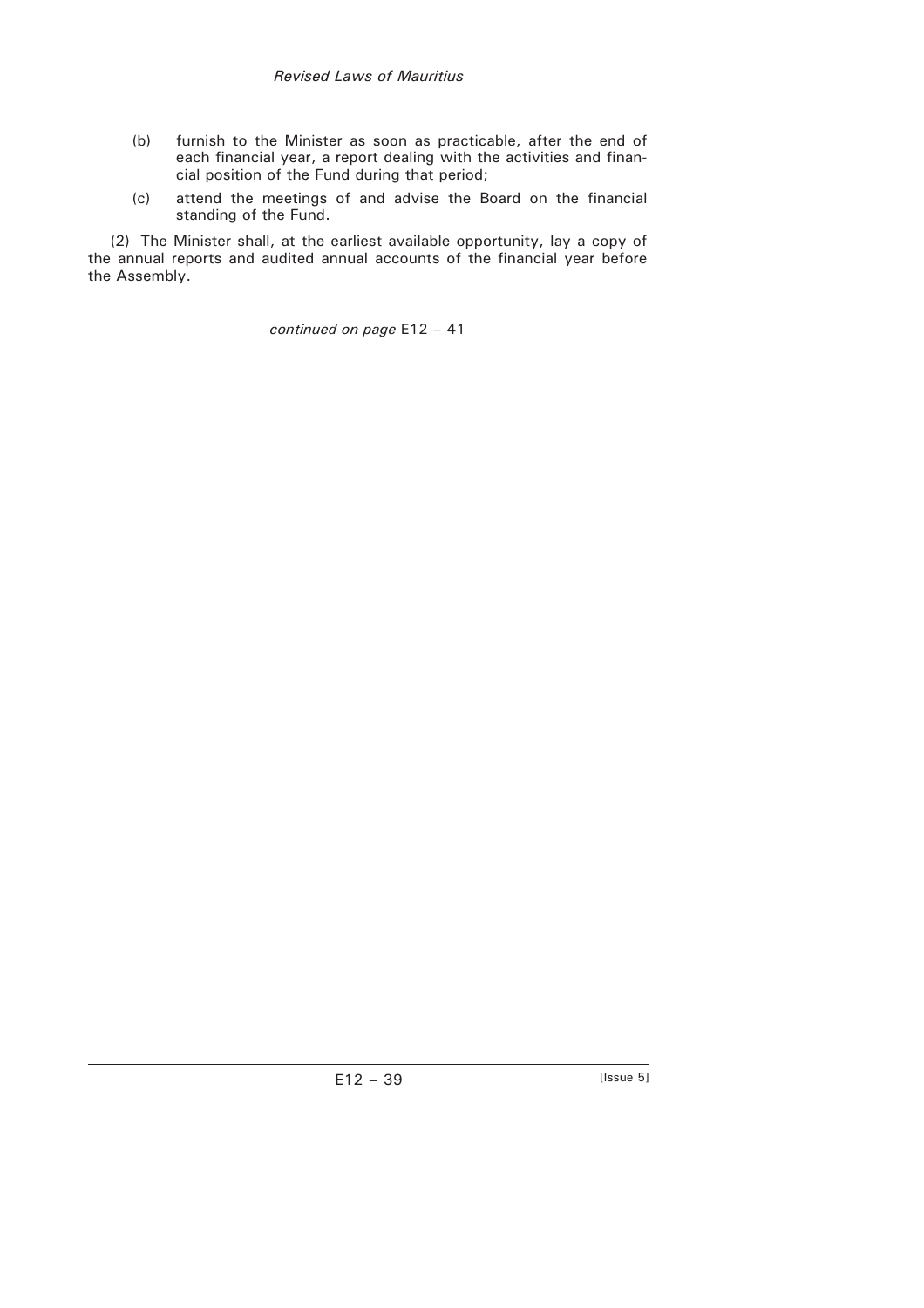(b) furnish to the Minister as soon as practicable, after the end of each financial year, a report dealing with the activities and financial position of the Fund during that period;

(c) attend the meetings of and advise the Board on the financial standing of the Fund.

(2) The Minister shall, at the earliest available opportunity, lay a copy of the annual reports and audited annual accounts of the financial year before the Assembly.

*continued on page* E12 – 41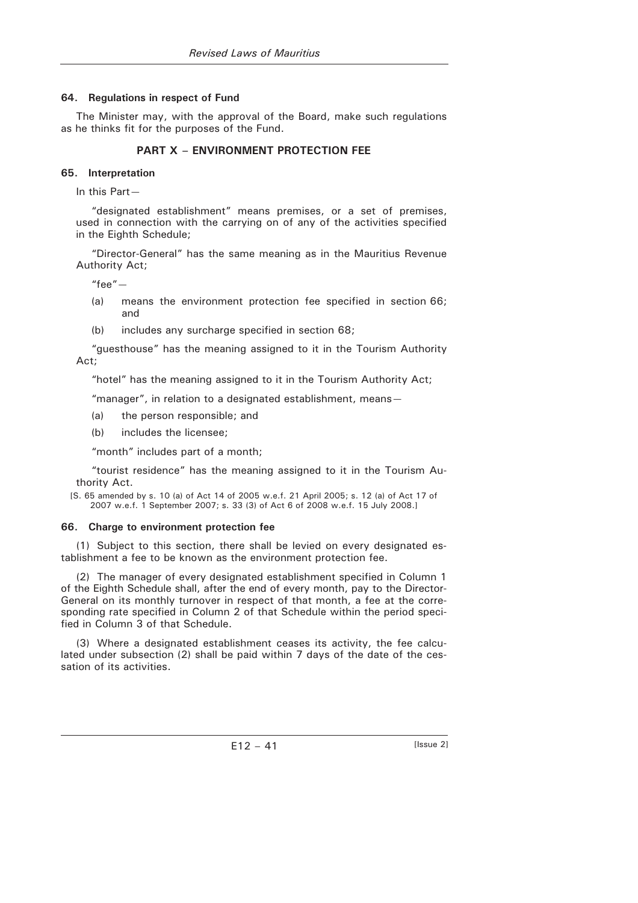### 64. Regulations in respect of Fund

The Minister may, with the approval of the Board, make such regulations as he thinks fit for the purposes of the Fund.

## PART X – ENVIRONMENT PROTECTION FEE

### 65. Interpretation

In this Part—

"designated establishment" means premises, or a set of premises, used in connection with the carrying on of any of the activities specified in the Eighth Schedule;

"Director-General" has the same meaning as in the Mauritius Revenue Authority Act;

"fee"—

- (a) means the environment protection fee specified in section 66; and
- (b) includes any surcharge specified in section 68;

"guesthouse" has the meaning assigned to it in the Tourism Authority Act;

"hotel" has the meaning assigned to it in the Tourism Authority Act;

"manager", in relation to a designated establishment, means—

- (a) the person responsible; and
- (b) includes the licensee;

"month" includes part of a month;

"tourist residence" has the meaning assigned to it in the Tourism Authority Act.

[S. 65 amended by s. 10 (a) of Act 14 of 2005 w.e.f. 21 April 2005; s. 12 (a) of Act 17 of 2007 w.e.f. 1 September 2007; s. 33 (3) of Act 6 of 2008 w.e.f. 15 July 2008.]

### 66. Charge to environment protection fee

(1) Subject to this section, there shall be levied on every designated establishment a fee to be known as the environment protection fee.

(2) The manager of every designated establishment specified in Column 1 of the Eighth Schedule shall, after the end of every month, pay to the Director-General on its monthly turnover in respect of that month, a fee at the corresponding rate specified in Column 2 of that Schedule within the period specified in Column 3 of that Schedule.

(3) Where a designated establishment ceases its activity, the fee calculated under subsection (2) shall be paid within 7 days of the date of the cessation of its activities.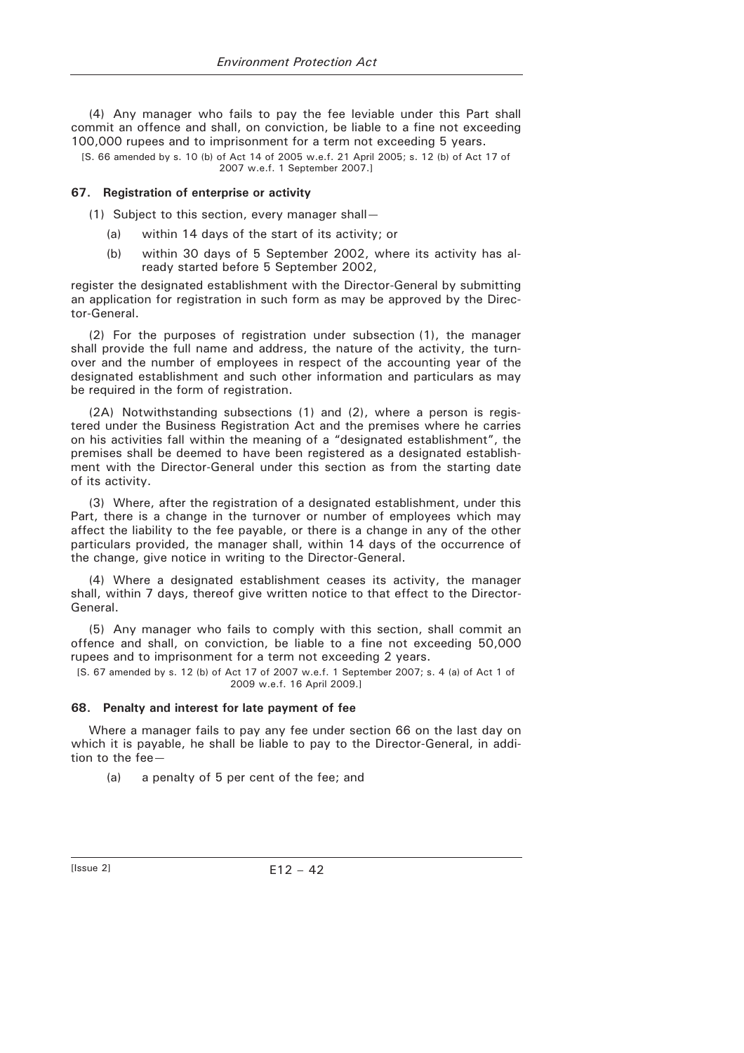(4) Any manager who fails to pay the fee leviable under this Part shall commit an offence and shall, on conviction, be liable to a fine not exceeding 100,000 rupees and to imprisonment for a term not exceeding 5 years.

[S. 66 amended by s. 10 (b) of Act 14 of 2005 w.e.f. 21 April 2005; s. 12 (b) of Act 17 of 2007 w.e.f. 1 September 2007.]

### 67. Registration of enterprise or activity

(1) Subject to this section, every manager shall—

(a) within 14 days of the start of its activity; or

(b) within 30 days of 5 September 2002, where its activity has already started before 5 September 2002,

register the designated establishment with the Director-General by submitting an application for registration in such form as may be approved by the Director-General.

(2) For the purposes of registration under subsection (1), the manager shall provide the full name and address, the nature of the activity, the turnover and the number of employees in respect of the accounting year of the designated establishment and such other information and particulars as may be required in the form of registration.

(2A) Notwithstanding subsections (1) and (2), where a person is registered under the Business Registration Act and the premises where he carries on his activities fall within the meaning of a "designated establishment", the premises shall be deemed to have been registered as a designated establishment with the Director-General under this section as from the starting date of its activity.

(3) Where, after the registration of a designated establishment, under this Part, there is a change in the turnover or number of employees which may affect the liability to the fee payable, or there is a change in any of the other particulars provided, the manager shall, within 14 days of the occurrence of the change, give notice in writing to the Director-General.

(4) Where a designated establishment ceases its activity, the manager shall, within 7 days, thereof give written notice to that effect to the Director-General.

(5) Any manager who fails to comply with this section, shall commit an offence and shall, on conviction, be liable to a fine not exceeding 50,000 rupees and to imprisonment for a term not exceeding 2 years.

[S. 67 amended by s. 12 (b) of Act 17 of 2007 w.e.f. 1 September 2007; s. 4 (a) of Act 1 of 2009 w.e.f. 16 April 2009.]

### 68. Penalty and interest for late payment of fee

Where a manager fails to pay any fee under section 66 on the last day on which it is payable, he shall be liable to pay to the Director-General, in addition to the fee—

(a) a penalty of 5 per cent of the fee; and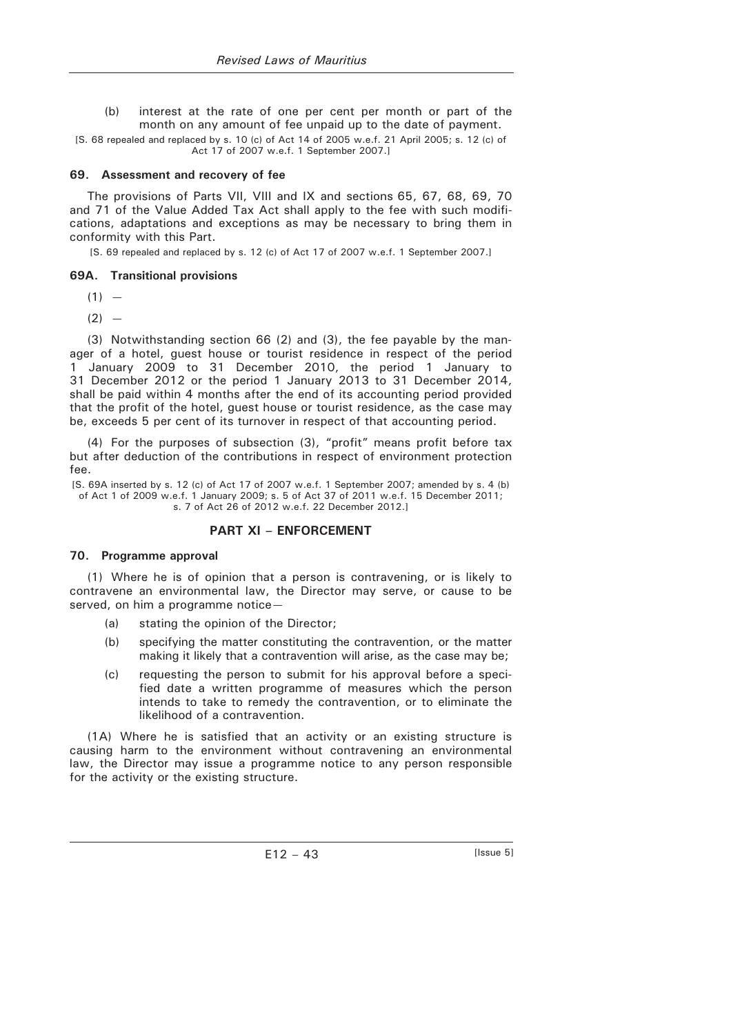(b) interest at the rate of one per cent per month or part of the month on any amount of fee unpaid up to the date of payment.

[S. 68 repealed and replaced by s. 10 (c) of Act 14 of 2005 w.e.f. 21 April 2005; s. 12 (c) of Act 17 of 2007 w.e.f. 1 September 2007.]

### 69. Assessment and recovery of fee

The provisions of Parts VII, VIII and IX and sections 65, 67, 68, 69, 70 and 71 of the Value Added Tax Act shall apply to the fee with such modifications, adaptations and exceptions as may be necessary to bring them in conformity with this Part.

[S. 69 repealed and replaced by s. 12 (c) of Act 17 of 2007 w.e.f. 1 September 2007.]

### 69A. Transitional provisions

(1) —

(2) —

(3) Notwithstanding section 66 (2) and (3), the fee payable by the manager of a hotel, guest house or tourist residence in respect of the period 1 January 2009 to 31 December 2010, the period 1 January to 31 December 2012 or the period 1 January 2013 to 31 December 2014, shall be paid within 4 months after the end of its accounting period provided that the profit of the hotel, guest house or tourist residence, as the case may be, exceeds 5 per cent of its turnover in respect of that accounting period.

(4) For the purposes of subsection (3), "profit" means profit before tax but after deduction of the contributions in respect of environment protection fee.

[S. 69A inserted by s. 12 (c) of Act 17 of 2007 w.e.f. 1 September 2007; amended by s. 4 (b) of Act 1 of 2009 w.e.f. 1 January 2009; s. 5 of Act 37 of 2011 w.e.f. 15 December 2011; s. 7 of Act 26 of 2012 w.e.f. 22 December 2012.]

## PART XI – ENFORCEMENT

### 70. Programme approval

(1) Where he is of opinion that a person is contravening, or is likely to contravene an environmental law, the Director may serve, or cause to be served, on him a programme notice—

- (a) stating the opinion of the Director;
- (b) specifying the matter constituting the contravention, or the matter making it likely that a contravention will arise, as the case may be;
- (c) requesting the person to submit for his approval before a specified date a written programme of measures which the person intends to take to remedy the contravention, or to eliminate the likelihood of a contravention.

(1A) Where he is satisfied that an activity or an existing structure is causing harm to the environment without contravening an environmental law, the Director may issue a programme notice to any person responsible for the activity or the existing structure.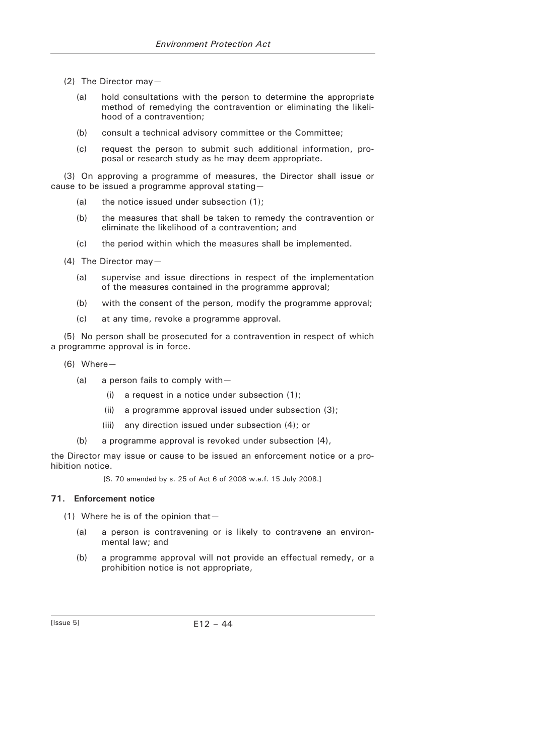(2) The Director may—

(a) hold consultations with the person to determine the appropriate method of remedying the contravention or eliminating the likelihood of a contravention;

(b) consult a technical advisory committee or the Committee;

(c) request the person to submit such additional information, proposal or research study as he may deem appropriate.

(3) On approving a programme of measures, the Director shall issue or cause to be issued a programme approval stating—

(a) the notice issued under subsection (1);

(b) the measures that shall be taken to remedy the contravention or eliminate the likelihood of a contravention; and

(c) the period within which the measures shall be implemented.

(4) The Director may—

(a) supervise and issue directions in respect of the implementation of the measures contained in the programme approval;

(b) with the consent of the person, modify the programme approval;

(c) at any time, revoke a programme approval.

(5) No person shall be prosecuted for a contravention in respect of which a programme approval is in force.

(6) Where—

(a) a person fails to comply with—

(i) a request in a notice under subsection (1);

(ii) a programme approval issued under subsection (3);

(iii) any direction issued under subsection (4); or

(b) a programme approval is revoked under subsection (4),

the Director may issue or cause to be issued an enforcement notice or a prohibition notice.

[S. 70 amended by s. 25 of Act 6 of 2008 w.e.f. 15 July 2008.]

**71. Enforcement notice**

(1) Where he is of the opinion that—

(a) a person is contravening or is likely to contravene an environmental law; and

(b) a programme approval will not provide an effectual remedy, or a prohibition notice is not appropriate,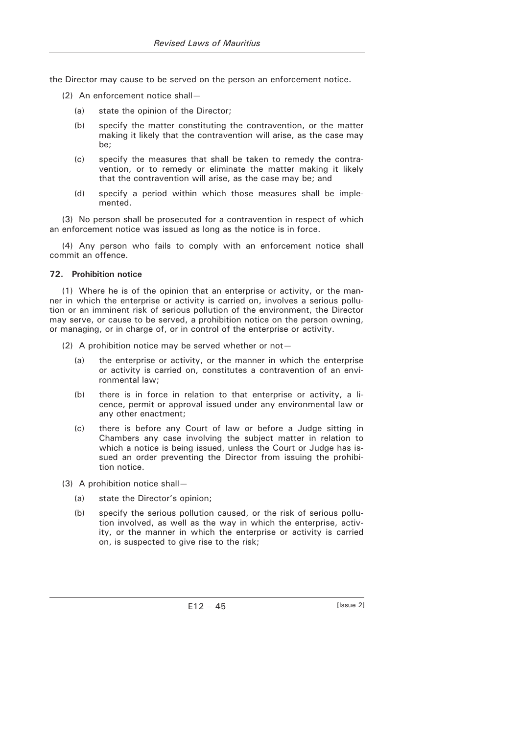the Director may cause to be served on the person an enforcement notice.

(2) An enforcement notice shall—

(a) state the opinion of the Director;

(b) specify the matter constituting the contravention, or the matter making it likely that the contravention will arise, as the case may be;

(c) specify the measures that shall be taken to remedy the contravention, or to remedy or eliminate the matter making it likely that the contravention will arise, as the case may be; and

(d) specify a period within which those measures shall be implemented.

(3) No person shall be prosecuted for a contravention in respect of which an enforcement notice was issued as long as the notice is in force.

(4) Any person who fails to comply with an enforcement notice shall commit an offence.

**72. Prohibition notice**

(1) Where he is of the opinion that an enterprise or activity, or the manner in which the enterprise or activity is carried on, involves a serious pollution or an imminent risk of serious pollution of the environment, the Director may serve, or cause to be served, a prohibition notice on the person owning, or managing, or in charge of, or in control of the enterprise or activity.

(2) A prohibition notice may be served whether or not—

(a) the enterprise or activity, or the manner in which the enterprise or activity is carried on, constitutes a contravention of an environmental law;

(b) there is in force in relation to that enterprise or activity, a licence, permit or approval issued under any environmental law or any other enactment;

(c) there is before any Court of law or before a Judge sitting in Chambers any case involving the subject matter in relation to which a notice is being issued, unless the Court or Judge has issued an order preventing the Director from issuing the prohibition notice.

(3) A prohibition notice shall—

(a) state the Director's opinion;

(b) specify the serious pollution caused, or the risk of serious pollution involved, as well as the way in which the enterprise, activity, or the manner in which the enterprise or activity is carried on, is suspected to give rise to the risk;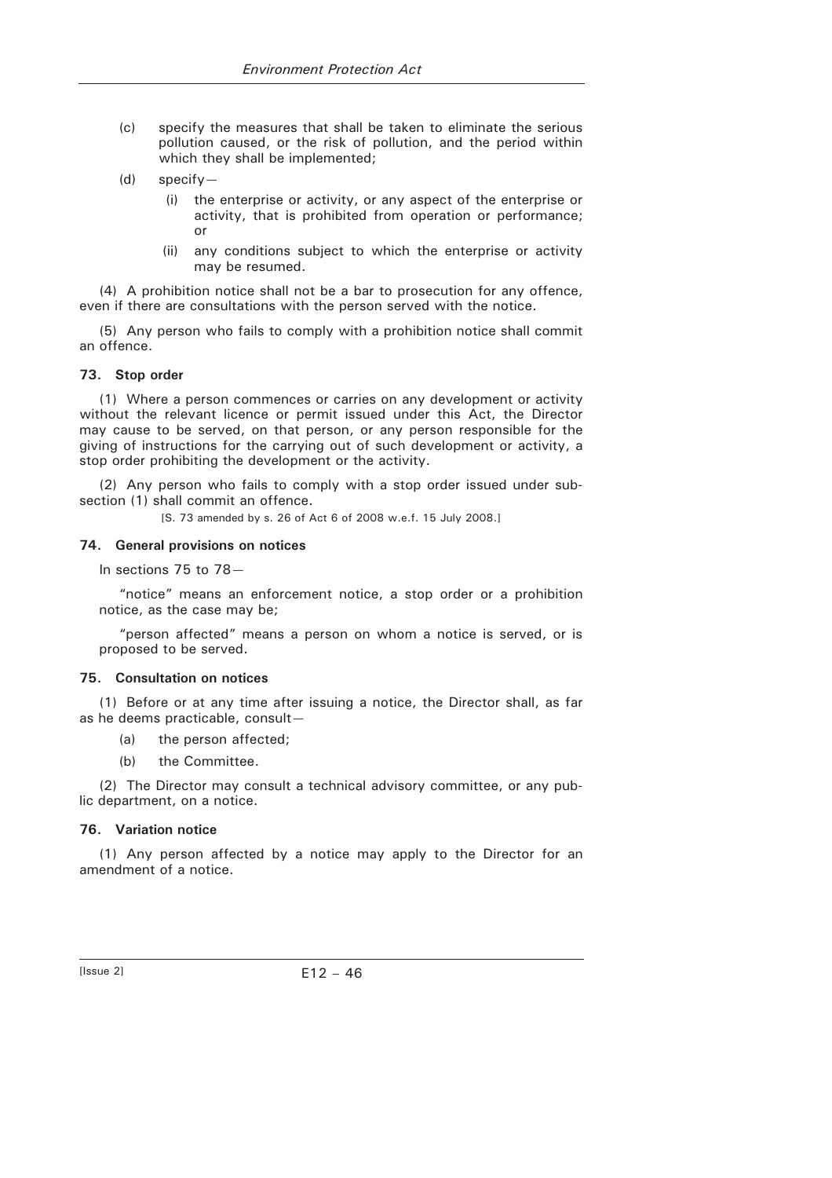(c) specify the measures that shall be taken to eliminate the serious pollution caused, or the risk of pollution, and the period within which they shall be implemented;

(d) specify—

(i) the enterprise or activity, or any aspect of the enterprise or activity, that is prohibited from operation or performance; or

(ii) any conditions subject to which the enterprise or activity may be resumed.

(4) A prohibition notice shall not be a bar to prosecution for any offence, even if there are consultations with the person served with the notice.

(5) Any person who fails to comply with a prohibition notice shall commit an offence.

**73. Stop order**

(1) Where a person commences or carries on any development or activity without the relevant licence or permit issued under this Act, the Director may cause to be served, on that person, or any person responsible for the giving of instructions for the carrying out of such development or activity, a stop order prohibiting the development or the activity.

(2) Any person who fails to comply with a stop order issued under subsection (1) shall commit an offence.

[S. 73 amended by s. 26 of Act 6 of 2008 w.e.f. 15 July 2008.]

**74. General provisions on notices**

In sections 75 to 78—

"notice" means an enforcement notice, a stop order or a prohibition notice, as the case may be;

"person affected" means a person on whom a notice is served, or is proposed to be served.

**75. Consultation on notices**

(1) Before or at any time after issuing a notice, the Director shall, as far as he deems practicable, consult—

(a) the person affected;

(b) the Committee.

(2) The Director may consult a technical advisory committee, or any public department, on a notice.

**76. Variation notice**

(1) Any person affected by a notice may apply to the Director for an amendment of a notice.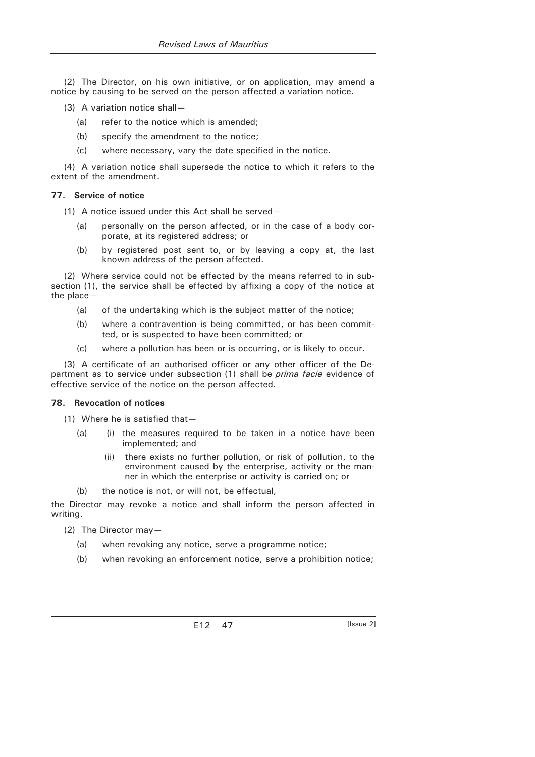(2) The Director, on his own initiative, or on application, may amend a notice by causing to be served on the person affected a variation notice.

(3) A variation notice shall—

- (a) refer to the notice which is amended;
- (b) specify the amendment to the notice;
- (c) where necessary, vary the date specified in the notice.

(4) A variation notice shall supersede the notice to which it refers to the extent of the amendment.

**77. Service of notice**

(1) A notice issued under this Act shall be served—

- (a) personally on the person affected, or in the case of a body corporate, at its registered address; or
- (b) by registered post sent to, or by leaving a copy at, the last known address of the person affected.

(2) Where service could not be effected by the means referred to in subsection (1), the service shall be effected by affixing a copy of the notice at the place—

- (a) of the undertaking which is the subject matter of the notice;
- (b) where a contravention is being committed, or has been committed, or is suspected to have been committed; or
- (c) where a pollution has been or is occurring, or is likely to occur.

(3) A certificate of an authorised officer or any other officer of the Department as to service under subsection (1) shall be *prima facie* evidence of effective service of the notice on the person affected.

**78. Revocation of notices**

(1) Where he is satisfied that—

- (a)
  - (i) the measures required to be taken in a notice have been implemented; and
  - (ii) there exists no further pollution, or risk of pollution, to the environment caused by the enterprise, activity or the manner in which the enterprise or activity is carried on; or
- (b) the notice is not, or will not, be effectual,

the Director may revoke a notice and shall inform the person affected in writing.

(2) The Director may—

- (a) when revoking any notice, serve a programme notice;
- (b) when revoking an enforcement notice, serve a prohibition notice;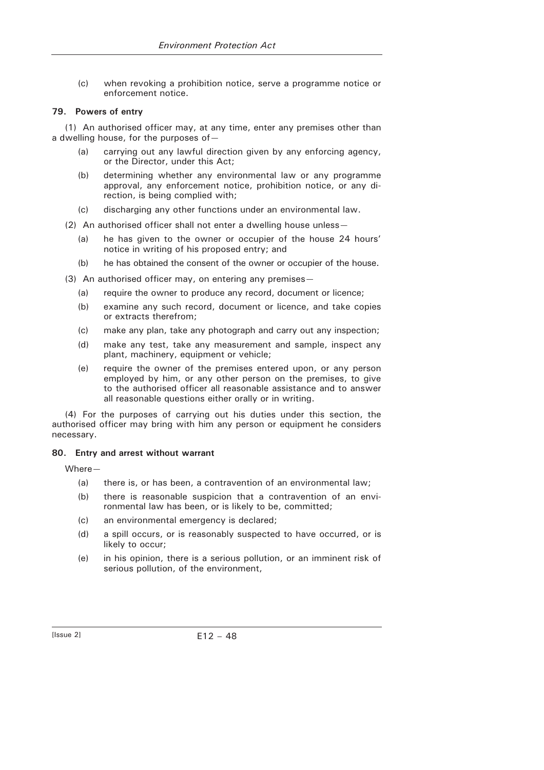(c) when revoking a prohibition notice, serve a programme notice or enforcement notice.

**79. Powers of entry**

(1) An authorised officer may, at any time, enter any premises other than a dwelling house, for the purposes of—

(a) carrying out any lawful direction given by any enforcing agency, or the Director, under this Act;

(b) determining whether any environmental law or any programme approval, any enforcement notice, prohibition notice, or any direction, is being complied with;

(c) discharging any other functions under an environmental law.

(2) An authorised officer shall not enter a dwelling house unless—

(a) he has given to the owner or occupier of the house 24 hours' notice in writing of his proposed entry; and

(b) he has obtained the consent of the owner or occupier of the house.

(3) An authorised officer may, on entering any premises—

(a) require the owner to produce any record, document or licence;

(b) examine any such record, document or licence, and take copies or extracts therefrom;

(c) make any plan, take any photograph and carry out any inspection;

(d) make any test, take any measurement and sample, inspect any plant, machinery, equipment or vehicle;

(e) require the owner of the premises entered upon, or any person employed by him, or any other person on the premises, to give to the authorised officer all reasonable assistance and to answer all reasonable questions either orally or in writing.

(4) For the purposes of carrying out his duties under this section, the authorised officer may bring with him any person or equipment he considers necessary.

**80. Entry and arrest without warrant**

Where—

(a) there is, or has been, a contravention of an environmental law;

(b) there is reasonable suspicion that a contravention of an environmental law has been, or is likely to be, committed;

(c) an environmental emergency is declared;

(d) a spill occurs, or is reasonably suspected to have occurred, or is likely to occur;

(e) in his opinion, there is a serious pollution, or an imminent risk of serious pollution, of the environment,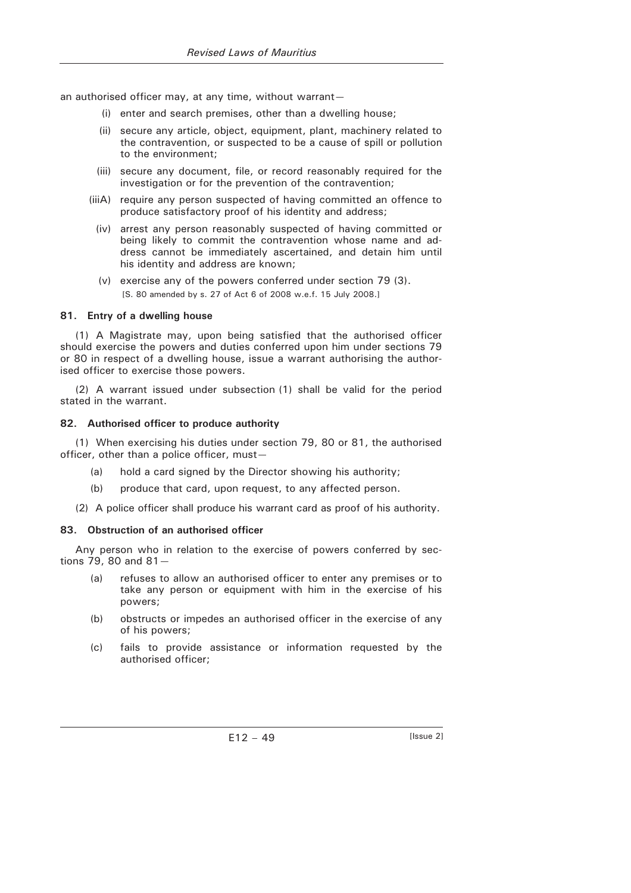an authorised officer may, at any time, without warrant—

(i) enter and search premises, other than a dwelling house;

(ii) secure any article, object, equipment, plant, machinery related to the contravention, or suspected to be a cause of spill or pollution to the environment;

(iii) secure any document, file, or record reasonably required for the investigation or for the prevention of the contravention;

(iiiA) require any person suspected of having committed an offence to produce satisfactory proof of his identity and address;

(iv) arrest any person reasonably suspected of having committed or being likely to commit the contravention whose name and address cannot be immediately ascertained, and detain him until his identity and address are known;

(v) exercise any of the powers conferred under section 79 (3).

[S. 80 amended by s. 27 of Act 6 of 2008 w.e.f. 15 July 2008.]

### 81. Entry of a dwelling house

(1) A Magistrate may, upon being satisfied that the authorised officer should exercise the powers and duties conferred upon him under sections 79 or 80 in respect of a dwelling house, issue a warrant authorising the authorised officer to exercise those powers.

(2) A warrant issued under subsection (1) shall be valid for the period stated in the warrant.

### 82. Authorised officer to produce authority

(1) When exercising his duties under section 79, 80 or 81, the authorised officer, other than a police officer, must—

(a) hold a card signed by the Director showing his authority;

(b) produce that card, upon request, to any affected person.

(2) A police officer shall produce his warrant card as proof of his authority.

### 83. Obstruction of an authorised officer

Any person who in relation to the exercise of powers conferred by sections 79, 80 and 81—

(a) refuses to allow an authorised officer to enter any premises or to take any person or equipment with him in the exercise of his powers;

(b) obstructs or impedes an authorised officer in the exercise of any of his powers;

(c) fails to provide assistance or information requested by the authorised officer;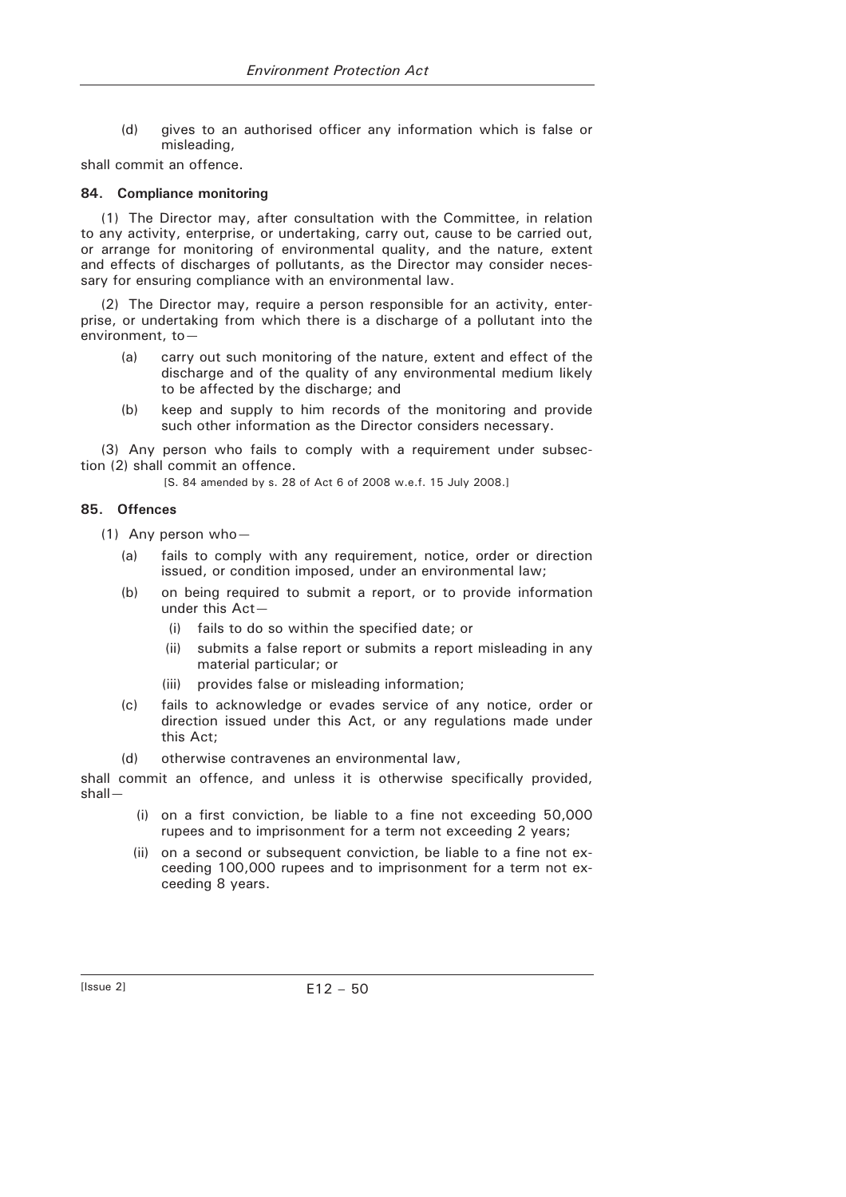(d) gives to an authorised officer any information which is false or misleading,

shall commit an offence.

**84. Compliance monitoring**

(1) The Director may, after consultation with the Committee, in relation to any activity, enterprise, or undertaking, carry out, cause to be carried out, or arrange for monitoring of environmental quality, and the nature, extent and effects of discharges of pollutants, as the Director may consider necessary for ensuring compliance with an environmental law.

(2) The Director may, require a person responsible for an activity, enterprise, or undertaking from which there is a discharge of a pollutant into the environment, to—

(a) carry out such monitoring of the nature, extent and effect of the discharge and of the quality of any environmental medium likely to be affected by the discharge; and

(b) keep and supply to him records of the monitoring and provide such other information as the Director considers necessary.

(3) Any person who fails to comply with a requirement under subsection (2) shall commit an offence.

[S. 84 amended by s. 28 of Act 6 of 2008 w.e.f. 15 July 2008.]

**85. Offences**

(1) Any person who—

(a) fails to comply with any requirement, notice, order or direction issued, or condition imposed, under an environmental law;

(b) on being required to submit a report, or to provide information under this Act—

(i) fails to do so within the specified date; or

(ii) submits a false report or submits a report misleading in any material particular; or

(iii) provides false or misleading information;

(c) fails to acknowledge or evades service of any notice, order or direction issued under this Act, or any regulations made under this Act;

(d) otherwise contravenes an environmental law,

shall commit an offence, and unless it is otherwise specifically provided, shall—

(i) on a first conviction, be liable to a fine not exceeding 50,000 rupees and to imprisonment for a term not exceeding 2 years;

(ii) on a second or subsequent conviction, be liable to a fine not exceeding 100,000 rupees and to imprisonment for a term not exceeding 8 years.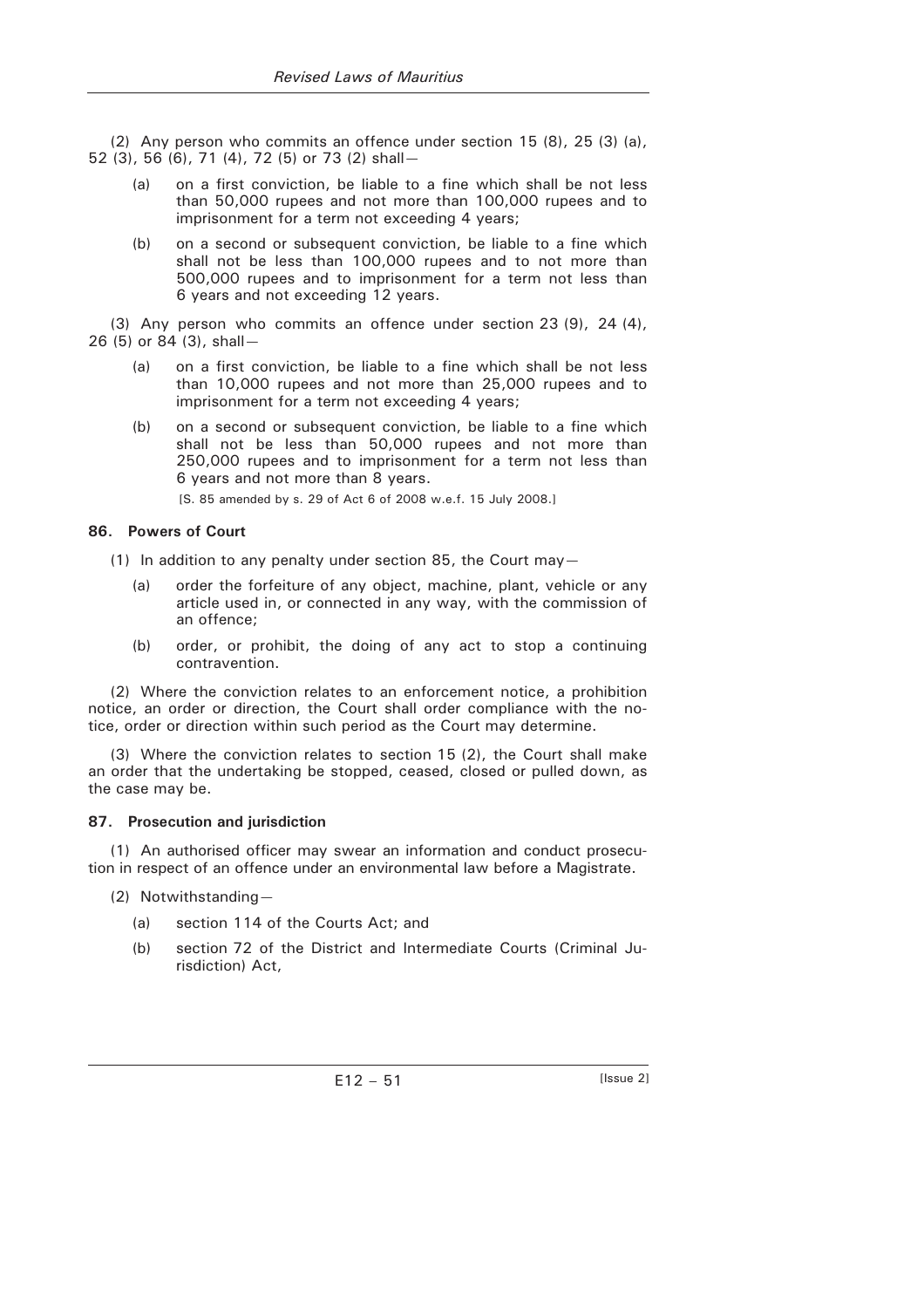(2) Any person who commits an offence under section 15 (8), 25 (3) (a), 52 (3), 56 (6), 71 (4), 72 (5) or 73 (2) shall—

(a) on a first conviction, be liable to a fine which shall be not less than 50,000 rupees and not more than 100,000 rupees and to imprisonment for a term not exceeding 4 years;

(b) on a second or subsequent conviction, be liable to a fine which shall not be less than 100,000 rupees and to not more than 500,000 rupees and to imprisonment for a term not less than 6 years and not exceeding 12 years.

(3) Any person who commits an offence under section 23 (9), 24 (4), 26 (5) or 84 (3), shall—

(a) on a first conviction, be liable to a fine which shall be not less than 10,000 rupees and not more than 25,000 rupees and to imprisonment for a term not exceeding 4 years;

(b) on a second or subsequent conviction, be liable to a fine which shall not be less than 50,000 rupees and not more than 250,000 rupees and to imprisonment for a term not less than 6 years and not more than 8 years.

[S. 85 amended by s. 29 of Act 6 of 2008 w.e.f. 15 July 2008.]

### 86. Powers of Court

(1) In addition to any penalty under section 85, the Court may—

(a) order the forfeiture of any object, machine, plant, vehicle or any article used in, or connected in any way, with the commission of an offence;

(b) order, or prohibit, the doing of any act to stop a continuing contravention.

(2) Where the conviction relates to an enforcement notice, a prohibition notice, an order or direction, the Court shall order compliance with the notice, order or direction within such period as the Court may determine.

(3) Where the conviction relates to section 15 (2), the Court shall make an order that the undertaking be stopped, ceased, closed or pulled down, as the case may be.

### 87. Prosecution and jurisdiction

(1) An authorised officer may swear an information and conduct prosecution in respect of an offence under an environmental law before a Magistrate.

(2) Notwithstanding—

(a) section 114 of the Courts Act; and

(b) section 72 of the District and Intermediate Courts (Criminal Jurisdiction) Act,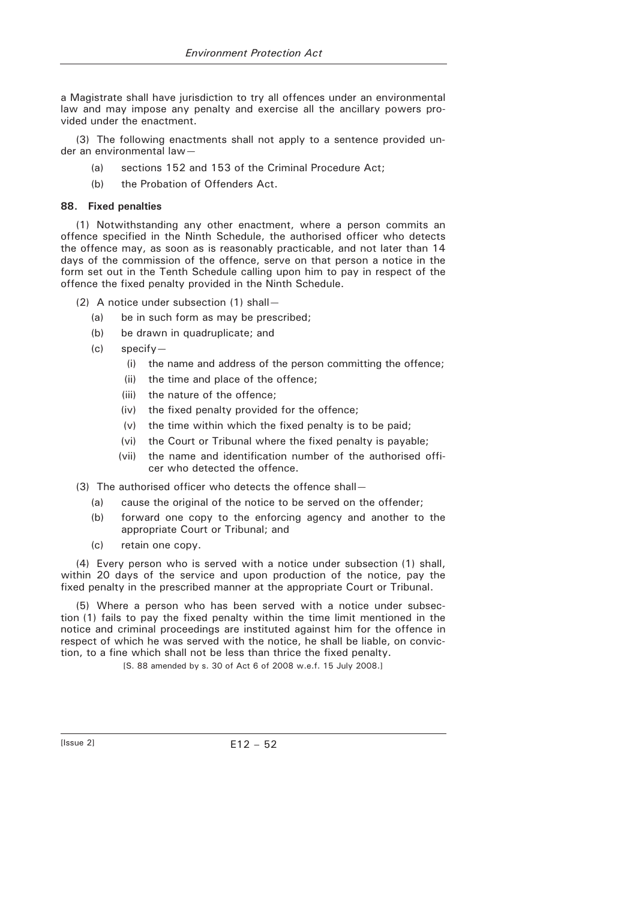a Magistrate shall have jurisdiction to try all offences under an environmental law and may impose any penalty and exercise all the ancillary powers provided under the enactment.

(3) The following enactments shall not apply to a sentence provided under an environmental law—

- (a) sections 152 and 153 of the Criminal Procedure Act;
- (b) the Probation of Offenders Act.

**88. Fixed penalties**

(1) Notwithstanding any other enactment, where a person commits an offence specified in the Ninth Schedule, the authorised officer who detects the offence may, as soon as is reasonably practicable, and not later than 14 days of the commission of the offence, serve on that person a notice in the form set out in the Tenth Schedule calling upon him to pay in respect of the offence the fixed penalty provided in the Ninth Schedule.

(2) A notice under subsection (1) shall—

- (a) be in such form as may be prescribed;
- (b) be drawn in quadruplicate; and
- (c) specify—
  - (i) the name and address of the person committing the offence;
  - (ii) the time and place of the offence;
  - (iii) the nature of the offence;
  - (iv) the fixed penalty provided for the offence;
  - (v) the time within which the fixed penalty is to be paid;
  - (vi) the Court or Tribunal where the fixed penalty is payable;
  - (vii) the name and identification number of the authorised officer who detected the offence.

(3) The authorised officer who detects the offence shall—

- (a) cause the original of the notice to be served on the offender;
- (b) forward one copy to the enforcing agency and another to the appropriate Court or Tribunal; and
- (c) retain one copy.

(4) Every person who is served with a notice under subsection (1) shall, within 20 days of the service and upon production of the notice, pay the fixed penalty in the prescribed manner at the appropriate Court or Tribunal.

(5) Where a person who has been served with a notice under subsection (1) fails to pay the fixed penalty within the time limit mentioned in the notice and criminal proceedings are instituted against him for the offence in respect of which he was served with the notice, he shall be liable, on conviction, to a fine which shall not be less than thrice the fixed penalty.

[S. 88 amended by s. 30 of Act 6 of 2008 w.e.f. 15 July 2008.]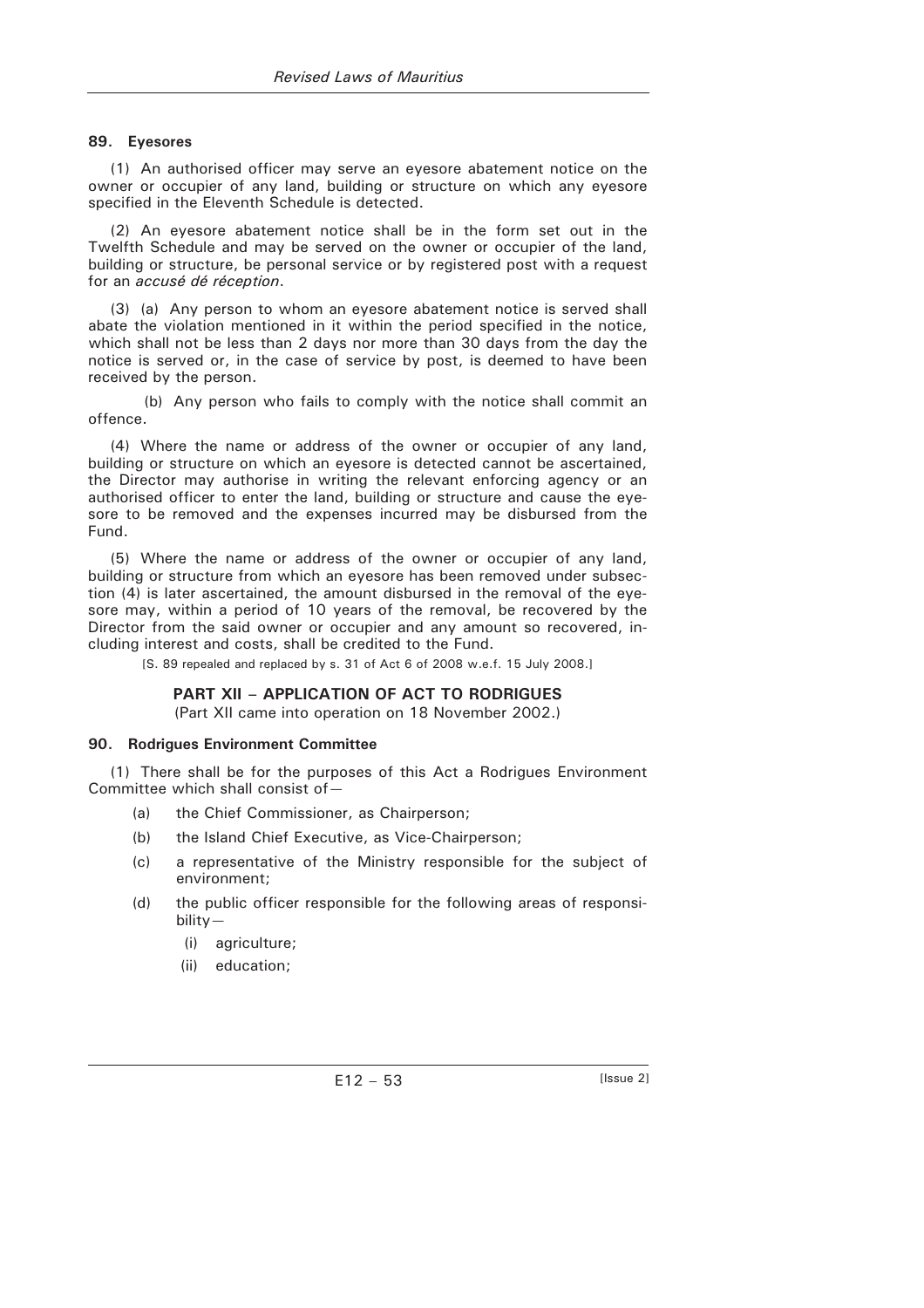**89. Eyesores**

(1) An authorised officer may serve an eyesore abatement notice on the owner or occupier of any land, building or structure on which any eyesore specified in the Eleventh Schedule is detected.

(2) An eyesore abatement notice shall be in the form set out in the Twelfth Schedule and may be served on the owner or occupier of the land, building or structure, be personal service or by registered post with a request for an *accusé dé réception*.

(3) (a) Any person to whom an eyesore abatement notice is served shall abate the violation mentioned in it within the period specified in the notice, which shall not be less than 2 days nor more than 30 days from the day the notice is served or, in the case of service by post, is deemed to have been received by the person.

(b) Any person who fails to comply with the notice shall commit an offence.

(4) Where the name or address of the owner or occupier of any land, building or structure on which an eyesore is detected cannot be ascertained, the Director may authorise in writing the relevant enforcing agency or an authorised officer to enter the land, building or structure and cause the eyesore to be removed and the expenses incurred may be disbursed from the Fund.

(5) Where the name or address of the owner or occupier of any land, building or structure from which an eyesore has been removed under subsection (4) is later ascertained, the amount disbursed in the removal of the eyesore may, within a period of 10 years of the removal, be recovered by the Director from the said owner or occupier and any amount so recovered, including interest and costs, shall be credited to the Fund.

[S. 89 repealed and replaced by s. 31 of Act 6 of 2008 w.e.f. 15 July 2008.]

## PART XII – APPLICATION OF ACT TO RODRIGUES

(Part XII came into operation on 18 November 2002.)

**90. Rodrigues Environment Committee**

(1) There shall be for the purposes of this Act a Rodrigues Environment Committee which shall consist of—

(a) the Chief Commissioner, as Chairperson;

(b) the Island Chief Executive, as Vice-Chairperson;

(c) a representative of the Ministry responsible for the subject of environment;

(d) the public officer responsible for the following areas of responsibility—

(i) agriculture;

(ii) education;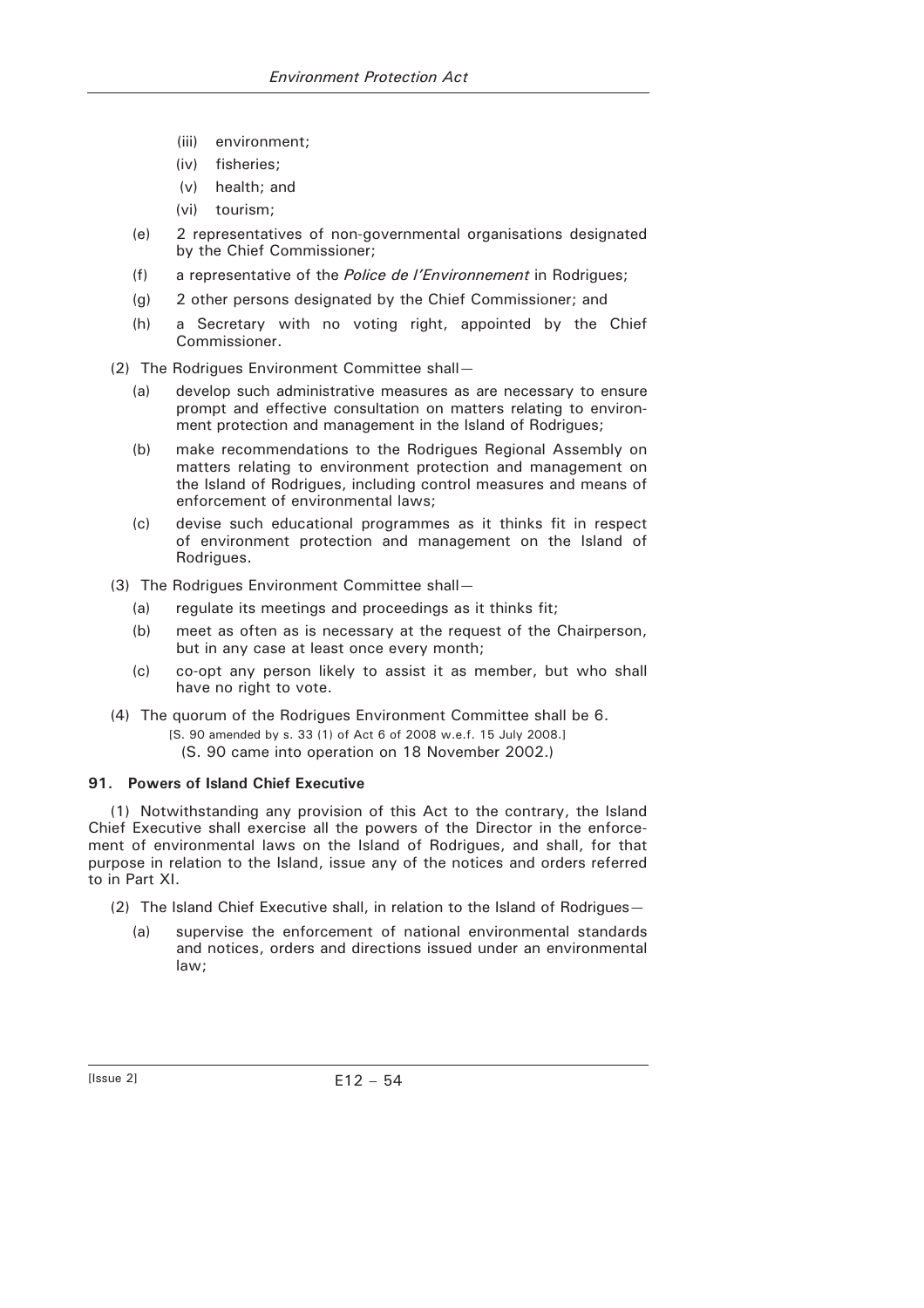- (iii) environment;
- (iv) fisheries;
- (v) health; and
- (vi) tourism;

(e) 2 representatives of non-governmental organisations designated by the Chief Commissioner;

(f) a representative of the *Police de l'Environnement* in Rodrigues;

(g) 2 other persons designated by the Chief Commissioner; and

(h) a Secretary with no voting right, appointed by the Chief Commissioner.

(2) The Rodrigues Environment Committee shall—

(a) develop such administrative measures as are necessary to ensure prompt and effective consultation on matters relating to environment protection and management in the Island of Rodrigues;

(b) make recommendations to the Rodrigues Regional Assembly on matters relating to environment protection and management on the Island of Rodrigues, including control measures and means of enforcement of environmental laws;

(c) devise such educational programmes as it thinks fit in respect of environment protection and management on the Island of Rodrigues.

(3) The Rodrigues Environment Committee shall—

(a) regulate its meetings and proceedings as it thinks fit;

(b) meet as often as is necessary at the request of the Chairperson, but in any case at least once every month;

(c) co-opt any person likely to assist it as member, but who shall have no right to vote.

(4) The quorum of the Rodrigues Environment Committee shall be 6.

[S. 90 amended by s. 33 (1) of Act 6 of 2008 w.e.f. 15 July 2008.]

(S. 90 came into operation on 18 November 2002.)

### 91. Powers of Island Chief Executive

(1) Notwithstanding any provision of this Act to the contrary, the Island Chief Executive shall exercise all the powers of the Director in the enforcement of environmental laws on the Island of Rodrigues, and shall, for that purpose in relation to the Island, issue any of the notices and orders referred to in Part XI.

(2) The Island Chief Executive shall, in relation to the Island of Rodrigues—

(a) supervise the enforcement of national environmental standards and notices, orders and directions issued under an environmental law;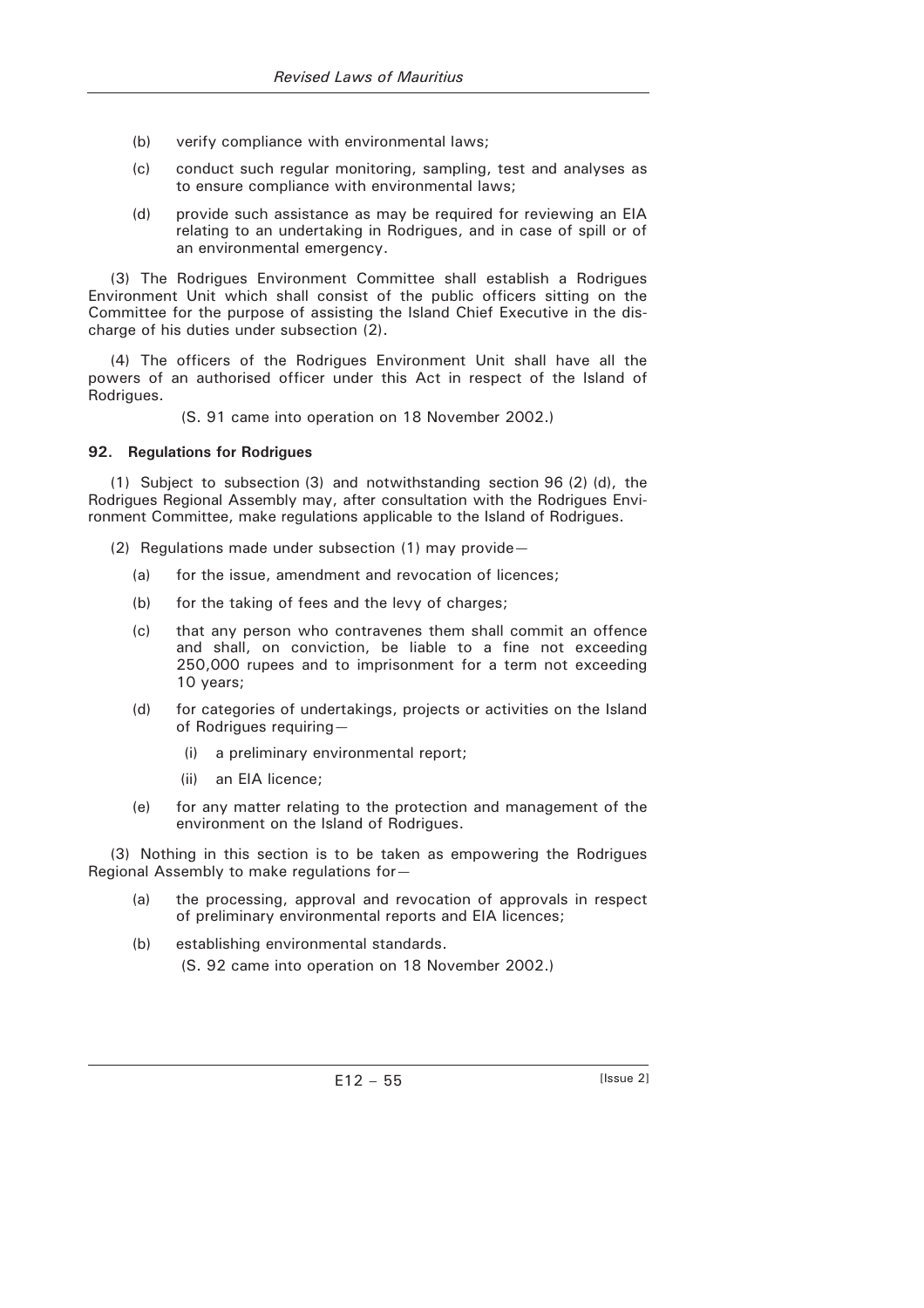(b) verify compliance with environmental laws;

(c) conduct such regular monitoring, sampling, test and analyses as to ensure compliance with environmental laws;

(d) provide such assistance as may be required for reviewing an EIA relating to an undertaking in Rodrigues, and in case of spill or of an environmental emergency.

(3) The Rodrigues Environment Committee shall establish a Rodrigues Environment Unit which shall consist of the public officers sitting on the Committee for the purpose of assisting the Island Chief Executive in the discharge of his duties under subsection (2).

(4) The officers of the Rodrigues Environment Unit shall have all the powers of an authorised officer under this Act in respect of the Island of Rodrigues.

(S. 91 came into operation on 18 November 2002.)

**92. Regulations for Rodrigues**

(1) Subject to subsection (3) and notwithstanding section 96 (2) (d), the Rodrigues Regional Assembly may, after consultation with the Rodrigues Environment Committee, make regulations applicable to the Island of Rodrigues.

(2) Regulations made under subsection (1) may provide—

(a) for the issue, amendment and revocation of licences;

(b) for the taking of fees and the levy of charges;

(c) that any person who contravenes them shall commit an offence and shall, on conviction, be liable to a fine not exceeding 250,000 rupees and to imprisonment for a term not exceeding 10 years;

(d) for categories of undertakings, projects or activities on the Island of Rodrigues requiring—

(i) a preliminary environmental report;

(ii) an EIA licence;

(e) for any matter relating to the protection and management of the environment on the Island of Rodrigues.

(3) Nothing in this section is to be taken as empowering the Rodrigues Regional Assembly to make regulations for—

(a) the processing, approval and revocation of approvals in respect of preliminary environmental reports and EIA licences;

(b) establishing environmental standards.

(S. 92 came into operation on 18 November 2002.)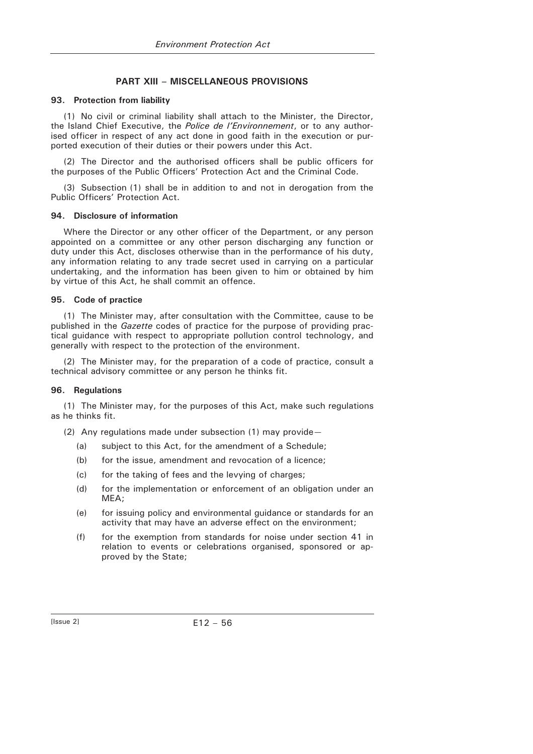## PART XIII – MISCELLANEOUS PROVISIONS

### 93. Protection from liability

(1) No civil or criminal liability shall attach to the Minister, the Director, the Island Chief Executive, the *Police de l'Environnement*, or to any authorised officer in respect of any act done in good faith in the execution or purported execution of their duties or their powers under this Act.

(2) The Director and the authorised officers shall be public officers for the purposes of the Public Officers' Protection Act and the Criminal Code.

(3) Subsection (1) shall be in addition to and not in derogation from the Public Officers' Protection Act.

### 94. Disclosure of information

Where the Director or any other officer of the Department, or any person appointed on a committee or any other person discharging any function or duty under this Act, discloses otherwise than in the performance of his duty, any information relating to any trade secret used in carrying on a particular undertaking, and the information has been given to him or obtained by him by virtue of this Act, he shall commit an offence.

### 95. Code of practice

(1) The Minister may, after consultation with the Committee, cause to be published in the *Gazette* codes of practice for the purpose of providing practical guidance with respect to appropriate pollution control technology, and generally with respect to the protection of the environment.

(2) The Minister may, for the preparation of a code of practice, consult a technical advisory committee or any person he thinks fit.

### 96. Regulations

(1) The Minister may, for the purposes of this Act, make such regulations as he thinks fit.

(2) Any regulations made under subsection (1) may provide—

- (a) subject to this Act, for the amendment of a Schedule;
- (b) for the issue, amendment and revocation of a licence;
- (c) for the taking of fees and the levying of charges;
- (d) for the implementation or enforcement of an obligation under an MEA;
- (e) for issuing policy and environmental guidance or standards for an activity that may have an adverse effect on the environment;
- (f) for the exemption from standards for noise under section 41 in relation to events or celebrations organised, sponsored or approved by the State;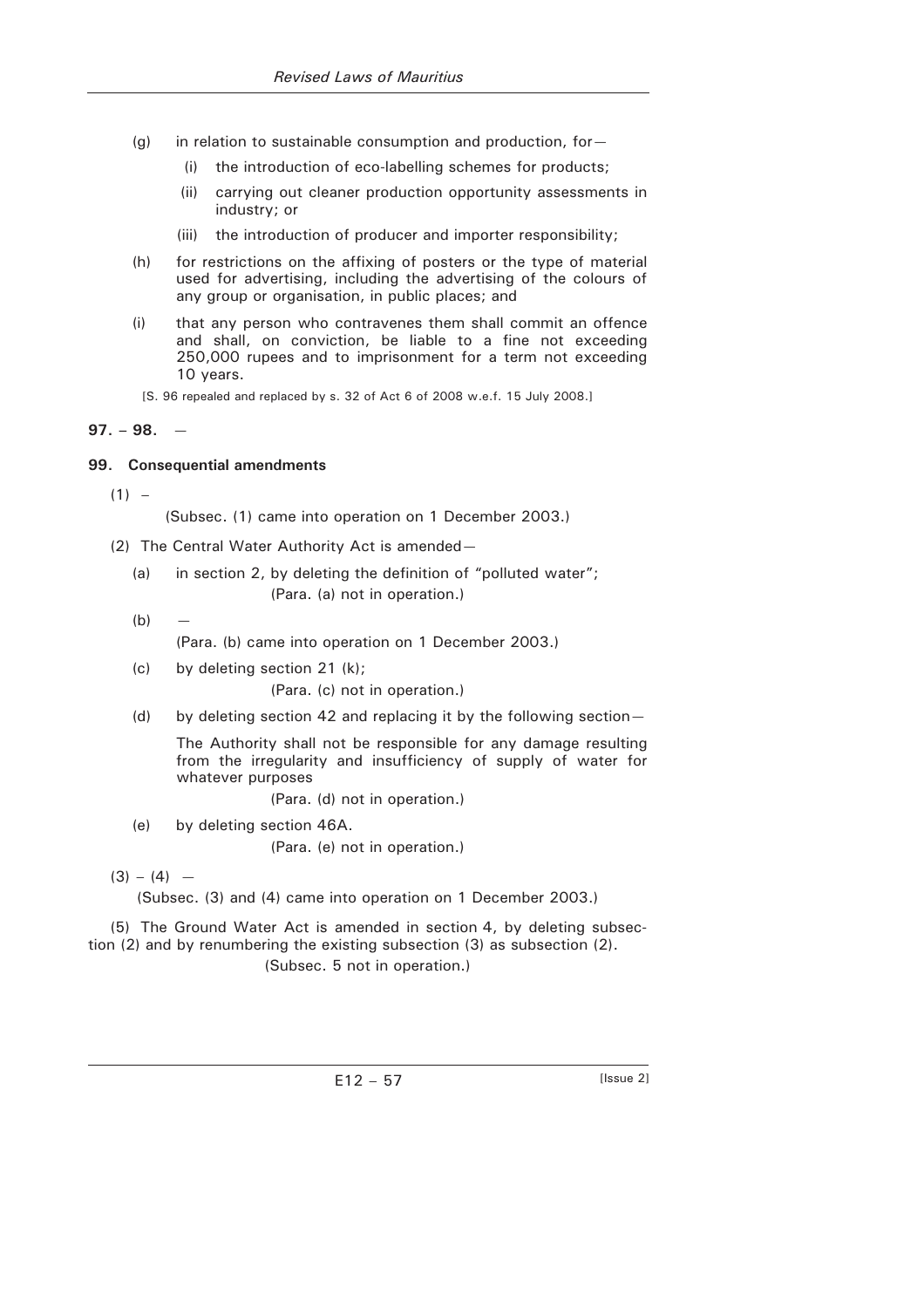(g) in relation to sustainable consumption and production, for—

   (i) the introduction of eco-labelling schemes for products;

   (ii) carrying out cleaner production opportunity assessments in industry; or

   (iii) the introduction of producer and importer responsibility;

(h) for restrictions on the affixing of posters or the type of material used for advertising, including the advertising of the colours of any group or organisation, in public places; and

(i) that any person who contravenes them shall commit an offence and shall, on conviction, be liable to a fine not exceeding 250,000 rupees and to imprisonment for a term not exceeding 10 years.

[S. 96 repealed and replaced by s. 32 of Act 6 of 2008 w.e.f. 15 July 2008.]

**97. – 98.** —

**99. Consequential amendments**

(1) –

(Subsec. (1) came into operation on 1 December 2003.)

(2) The Central Water Authority Act is amended—

(a) in section 2, by deleting the definition of "polluted water";

(Para. (a) not in operation.)

(b) —

(Para. (b) came into operation on 1 December 2003.)

(c) by deleting section 21 (k);

(Para. (c) not in operation.)

(d) by deleting section 42 and replacing it by the following section—

The Authority shall not be responsible for any damage resulting from the irregularity and insufficiency of supply of water for whatever purposes

(Para. (d) not in operation.)

(e) by deleting section 46A.

(Para. (e) not in operation.)

(3) – (4) —

(Subsec. (3) and (4) came into operation on 1 December 2003.)

(5) The Ground Water Act is amended in section 4, by deleting subsection (2) and by renumbering the existing subsection (3) as subsection (2).

(Subsec. 5 not in operation.)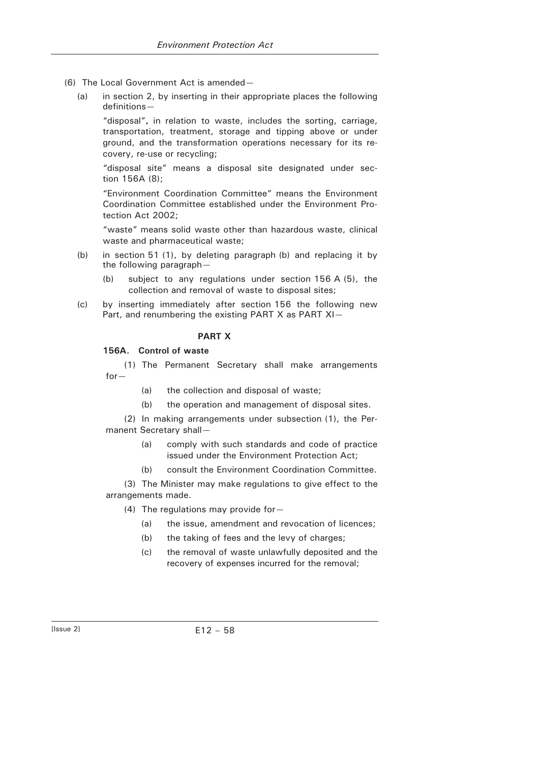(6) The Local Government Act is amended—

(a) in section 2, by inserting in their appropriate places the following definitions—

"disposal", in relation to waste, includes the sorting, carriage, transportation, treatment, storage and tipping above or under ground, and the transformation operations necessary for its recovery, re-use or recycling;

"disposal site" means a disposal site designated under section 156A (8);

"Environment Coordination Committee" means the Environment Coordination Committee established under the Environment Protection Act 2002;

"waste" means solid waste other than hazardous waste, clinical waste and pharmaceutical waste;

(b) in section 51 (1), by deleting paragraph (b) and replacing it by the following paragraph—

(b) subject to any regulations under section 156 A (5), the collection and removal of waste to disposal sites;

(c) by inserting immediately after section 156 the following new Part, and renumbering the existing PART X as PART XI—

**PART X**

**156A. Control of waste**

(1) The Permanent Secretary shall make arrangements for—

(a) the collection and disposal of waste;

(b) the operation and management of disposal sites.

(2) In making arrangements under subsection (1), the Permanent Secretary shall—

(a) comply with such standards and code of practice issued under the Environment Protection Act;

(b) consult the Environment Coordination Committee.

(3) The Minister may make regulations to give effect to the arrangements made.

(4) The regulations may provide for—

(a) the issue, amendment and revocation of licences;

(b) the taking of fees and the levy of charges;

(c) the removal of waste unlawfully deposited and the recovery of expenses incurred for the removal;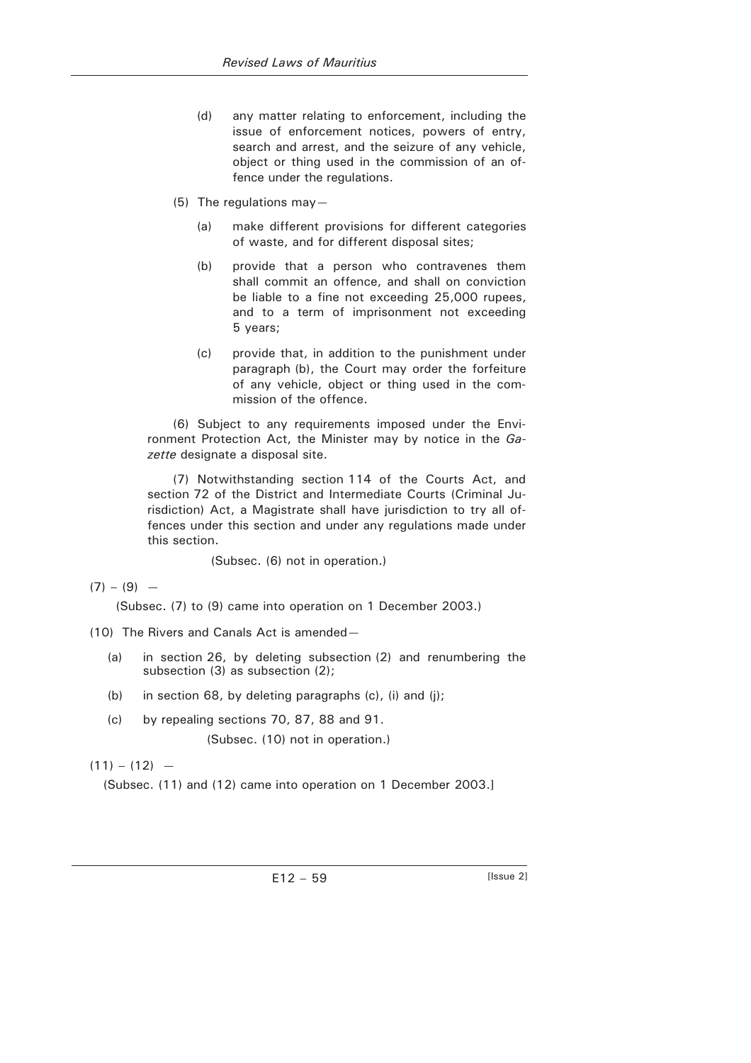(d) any matter relating to enforcement, including the issue of enforcement notices, powers of entry, search and arrest, and the seizure of any vehicle, object or thing used in the commission of an offence under the regulations.

(5) The regulations may—

(a) make different provisions for different categories of waste, and for different disposal sites;

(b) provide that a person who contravenes them shall commit an offence, and shall on conviction be liable to a fine not exceeding 25,000 rupees, and to a term of imprisonment not exceeding 5 years;

(c) provide that, in addition to the punishment under paragraph (b), the Court may order the forfeiture of any vehicle, object or thing used in the commission of the offence.

(6) Subject to any requirements imposed under the Environment Protection Act, the Minister may by notice in the *Gazette* designate a disposal site.

(7) Notwithstanding section 114 of the Courts Act, and section 72 of the District and Intermediate Courts (Criminal Jurisdiction) Act, a Magistrate shall have jurisdiction to try all offences under this section and under any regulations made under this section.

(Subsec. (6) not in operation.)

(7) – (9) —

(Subsec. (7) to (9) came into operation on 1 December 2003.)

(10) The Rivers and Canals Act is amended—

(a) in section 26, by deleting subsection (2) and renumbering the subsection (3) as subsection (2);

(b) in section 68, by deleting paragraphs (c), (i) and (j);

(c) by repealing sections 70, 87, 88 and 91.

(Subsec. (10) not in operation.)

(11) – (12) —

(Subsec. (11) and (12) came into operation on 1 December 2003.]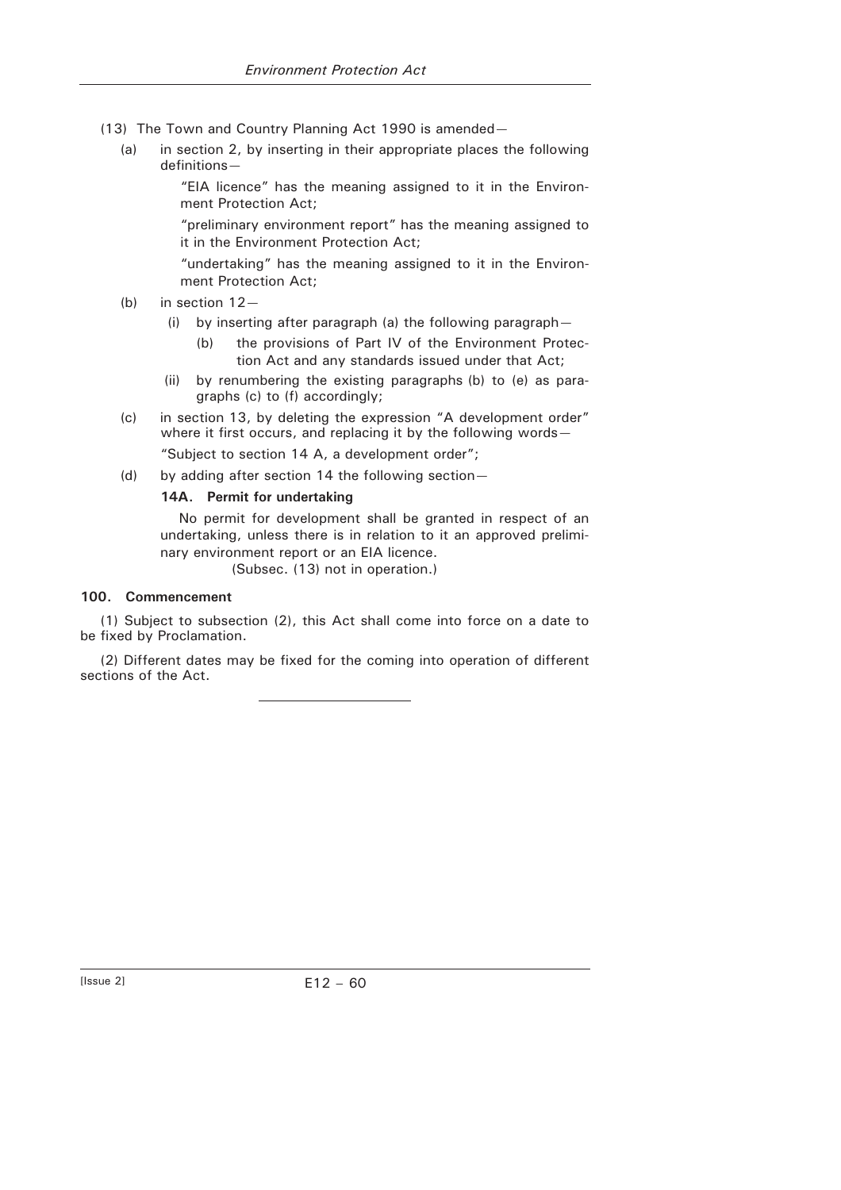(13) The Town and Country Planning Act 1990 is amended—

(a) in section 2, by inserting in their appropriate places the following definitions—

"EIA licence" has the meaning assigned to it in the Environment Protection Act;

"preliminary environment report" has the meaning assigned to it in the Environment Protection Act;

"undertaking" has the meaning assigned to it in the Environment Protection Act;

(b) in section 12—

(i) by inserting after paragraph (a) the following paragraph—

(b) the provisions of Part IV of the Environment Protection Act and any standards issued under that Act;

(ii) by renumbering the existing paragraphs (b) to (e) as paragraphs (c) to (f) accordingly;

(c) in section 13, by deleting the expression "A development order" where it first occurs, and replacing it by the following words—

"Subject to section 14 A, a development order";

(d) by adding after section 14 the following section—

**14A. Permit for undertaking**

No permit for development shall be granted in respect of an undertaking, unless there is in relation to it an approved preliminary environment report or an EIA licence.

(Subsec. (13) not in operation.)

**100. Commencement**

(1) Subject to subsection (2), this Act shall come into force on a date to be fixed by Proclamation.

(2) Different dates may be fixed for the coming into operation of different sections of the Act.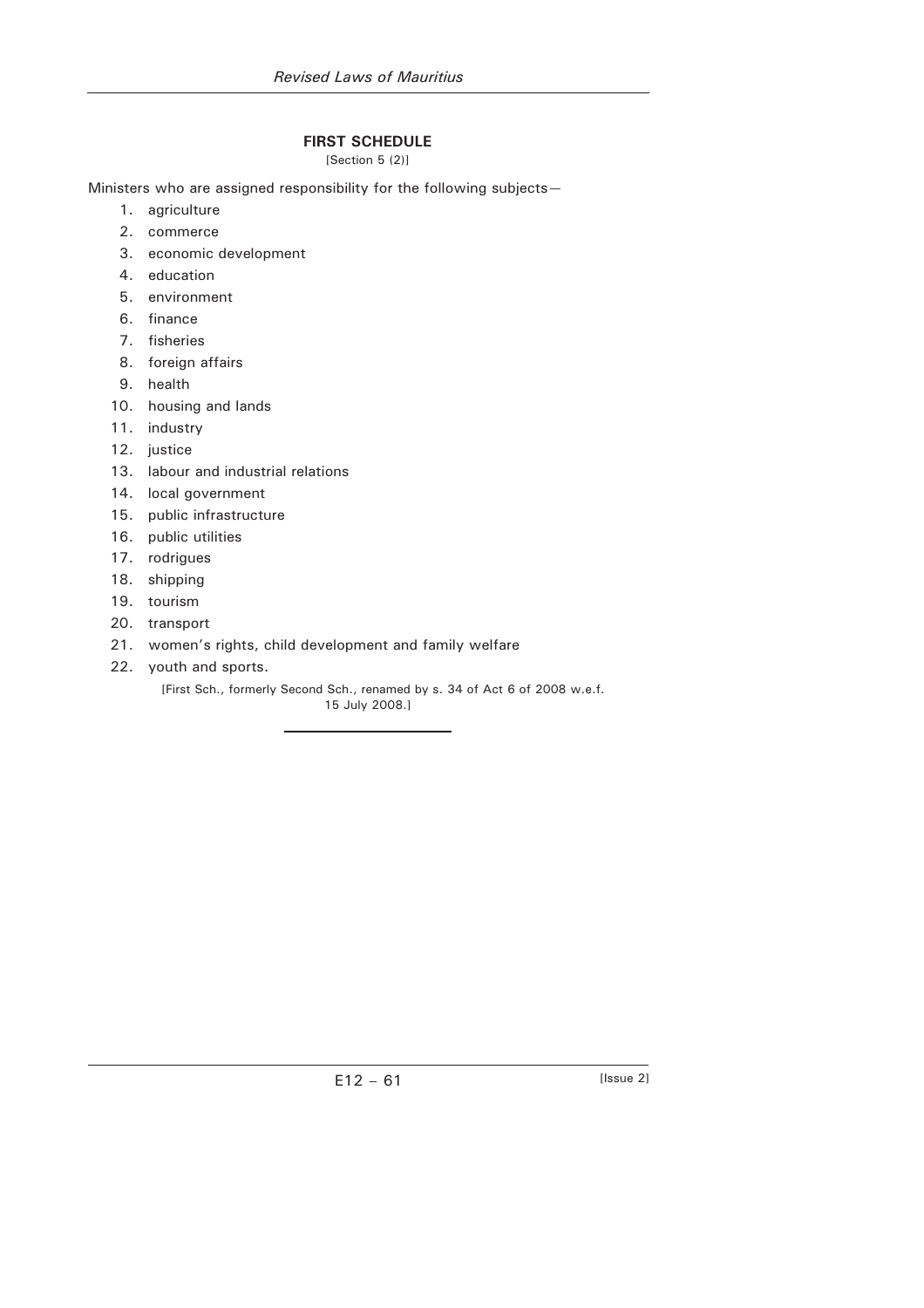## FIRST SCHEDULE

[Section 5 (2)]

Ministers who are assigned responsibility for the following subjects—

1. agriculture
2. commerce
3. economic development
4. education
5. environment
6. finance
7. fisheries
8. foreign affairs
9. health
10. housing and lands
11. industry
12. justice
13. labour and industrial relations
14. local government
15. public infrastructure
16. public utilities
17. rodrigues
18. shipping
19. tourism
20. transport
21. women's rights, child development and family welfare
22. youth and sports.

[First Sch., formerly Second Sch., renamed by s. 34 of Act 6 of 2008 w.e.f. 15 July 2008.]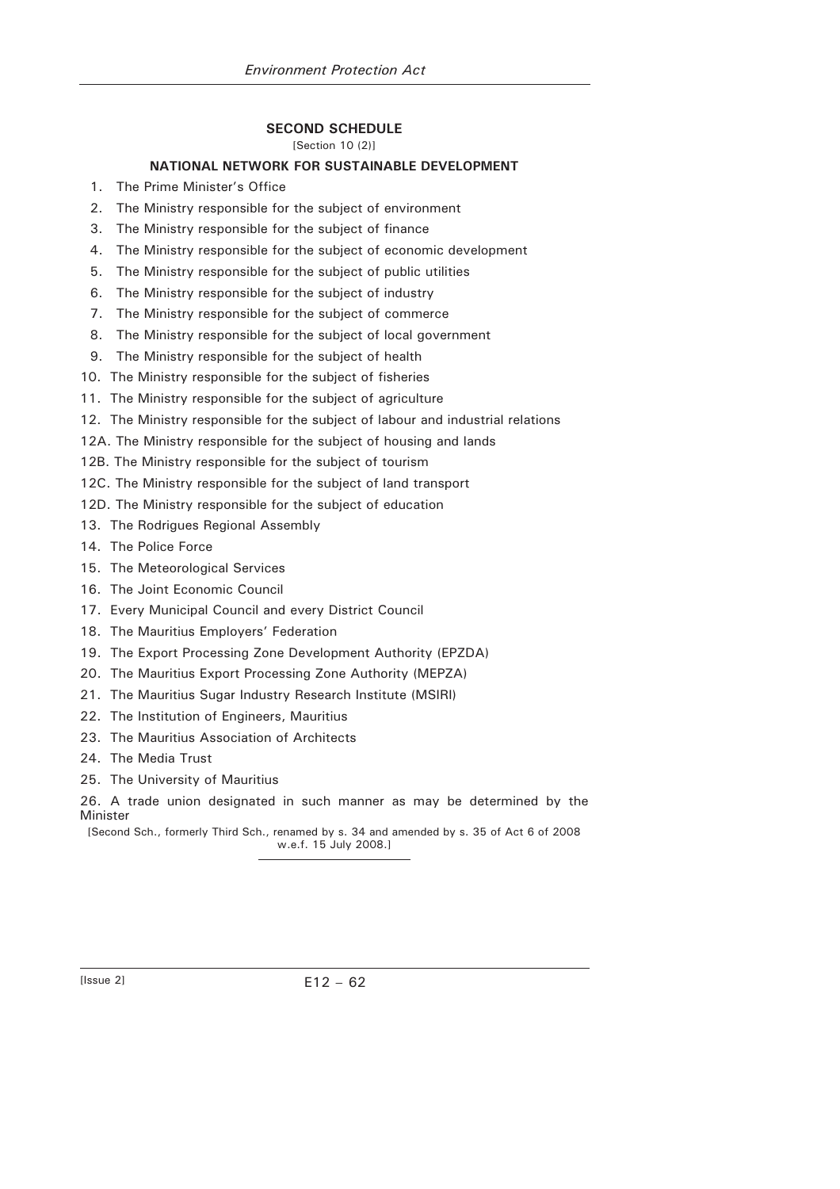## SECOND SCHEDULE

[Section 10 (2)]

### NATIONAL NETWORK FOR SUSTAINABLE DEVELOPMENT

1. The Prime Minister's Office
2. The Ministry responsible for the subject of environment
3. The Ministry responsible for the subject of finance
4. The Ministry responsible for the subject of economic development
5. The Ministry responsible for the subject of public utilities
6. The Ministry responsible for the subject of industry
7. The Ministry responsible for the subject of commerce
8. The Ministry responsible for the subject of local government
9. The Ministry responsible for the subject of health
10. The Ministry responsible for the subject of fisheries
11. The Ministry responsible for the subject of agriculture
12. The Ministry responsible for the subject of labour and industrial relations

12A. The Ministry responsible for the subject of housing and lands

12B. The Ministry responsible for the subject of tourism

12C. The Ministry responsible for the subject of land transport

12D. The Ministry responsible for the subject of education

13. The Rodrigues Regional Assembly
14. The Police Force
15. The Meteorological Services
16. The Joint Economic Council
17. Every Municipal Council and every District Council
18. The Mauritius Employers' Federation
19. The Export Processing Zone Development Authority (EPZDA)
20. The Mauritius Export Processing Zone Authority (MEPZA)
21. The Mauritius Sugar Industry Research Institute (MSIRI)
22. The Institution of Engineers, Mauritius
23. The Mauritius Association of Architects
24. The Media Trust
25. The University of Mauritius
26. A trade union designated in such manner as may be determined by the Minister

[Second Sch., formerly Third Sch., renamed by s. 34 and amended by s. 35 of Act 6 of 2008 w.e.f. 15 July 2008.]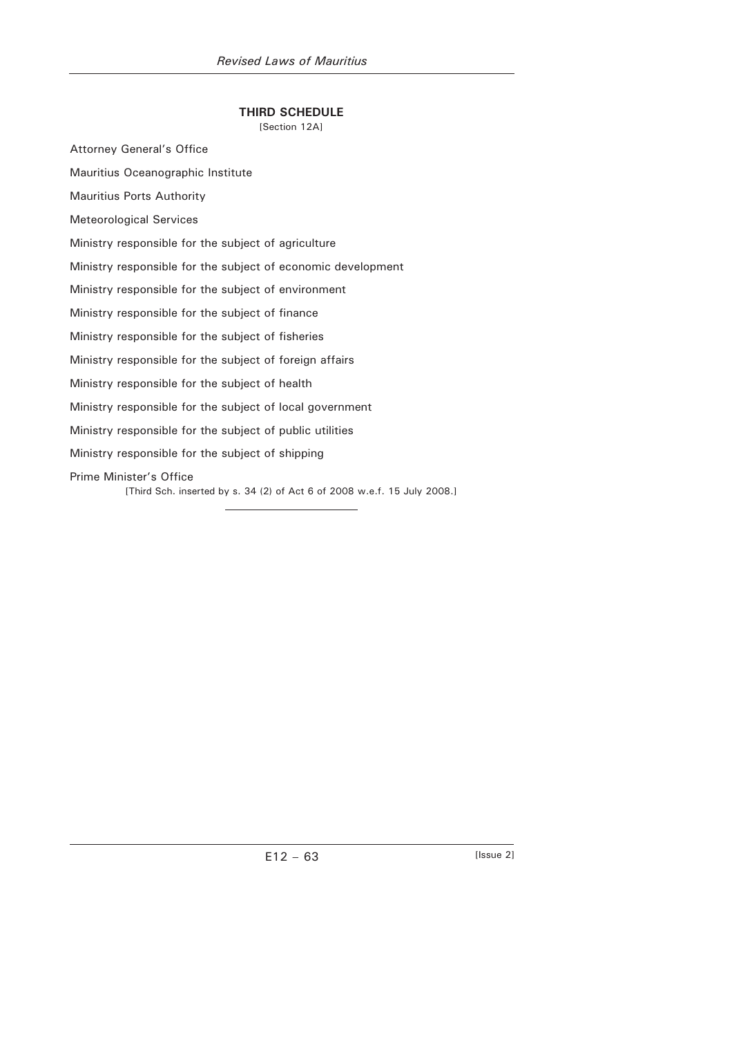## THIRD SCHEDULE

[Section 12A]

Attorney General's Office

Mauritius Oceanographic Institute

Mauritius Ports Authority

Meteorological Services

Ministry responsible for the subject of agriculture

Ministry responsible for the subject of economic development

Ministry responsible for the subject of environment

Ministry responsible for the subject of finance

Ministry responsible for the subject of fisheries

Ministry responsible for the subject of foreign affairs

Ministry responsible for the subject of health

Ministry responsible for the subject of local government

Ministry responsible for the subject of public utilities

Ministry responsible for the subject of shipping

Prime Minister's Office

[Third Sch. inserted by s. 34 (2) of Act 6 of 2008 w.e.f. 15 July 2008.]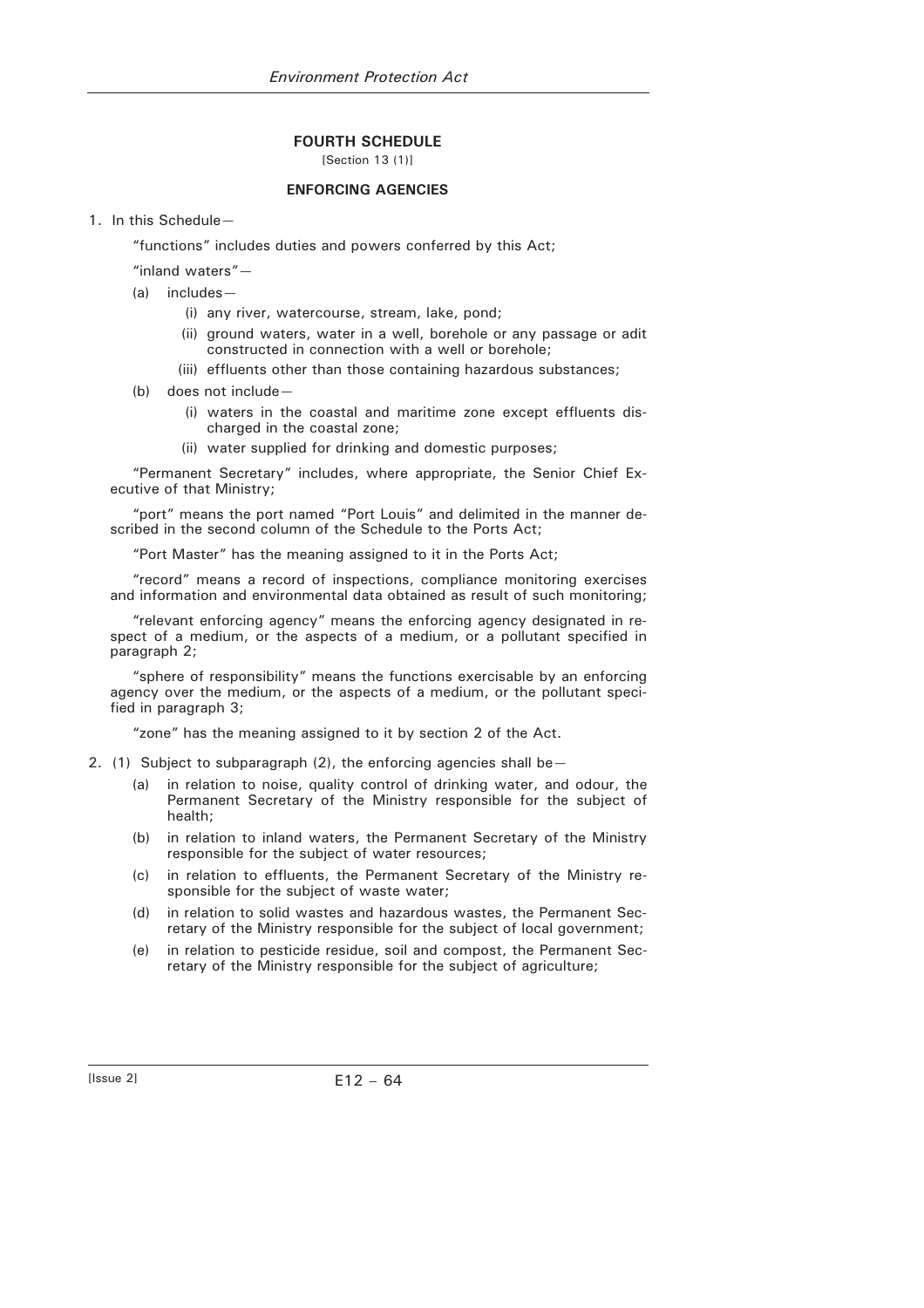## FOURTH SCHEDULE

[Section 13 (1)]

### ENFORCING AGENCIES

1. In this Schedule—

"functions" includes duties and powers conferred by this Act;

"inland waters"—

(a) includes—

(i) any river, watercourse, stream, lake, pond;

(ii) ground waters, water in a well, borehole or any passage or adit constructed in connection with a well or borehole;

(iii) effluents other than those containing hazardous substances;

(b) does not include—

(i) waters in the coastal and maritime zone except effluents discharged in the coastal zone;

(ii) water supplied for drinking and domestic purposes;

"Permanent Secretary" includes, where appropriate, the Senior Chief Executive of that Ministry;

"port" means the port named "Port Louis" and delimited in the manner described in the second column of the Schedule to the Ports Act;

"Port Master" has the meaning assigned to it in the Ports Act;

"record" means a record of inspections, compliance monitoring exercises and information and environmental data obtained as result of such monitoring;

"relevant enforcing agency" means the enforcing agency designated in respect of a medium, or the aspects of a medium, or a pollutant specified in paragraph 2;

"sphere of responsibility" means the functions exercisable by an enforcing agency over the medium, or the aspects of a medium, or the pollutant specified in paragraph 3;

"zone" has the meaning assigned to it by section 2 of the Act.

2. (1) Subject to subparagraph (2), the enforcing agencies shall be—

(a) in relation to noise, quality control of drinking water, and odour, the Permanent Secretary of the Ministry responsible for the subject of health;

(b) in relation to inland waters, the Permanent Secretary of the Ministry responsible for the subject of water resources;

(c) in relation to effluents, the Permanent Secretary of the Ministry responsible for the subject of waste water;

(d) in relation to solid wastes and hazardous wastes, the Permanent Secretary of the Ministry responsible for the subject of local government;

(e) in relation to pesticide residue, soil and compost, the Permanent Secretary of the Ministry responsible for the subject of agriculture;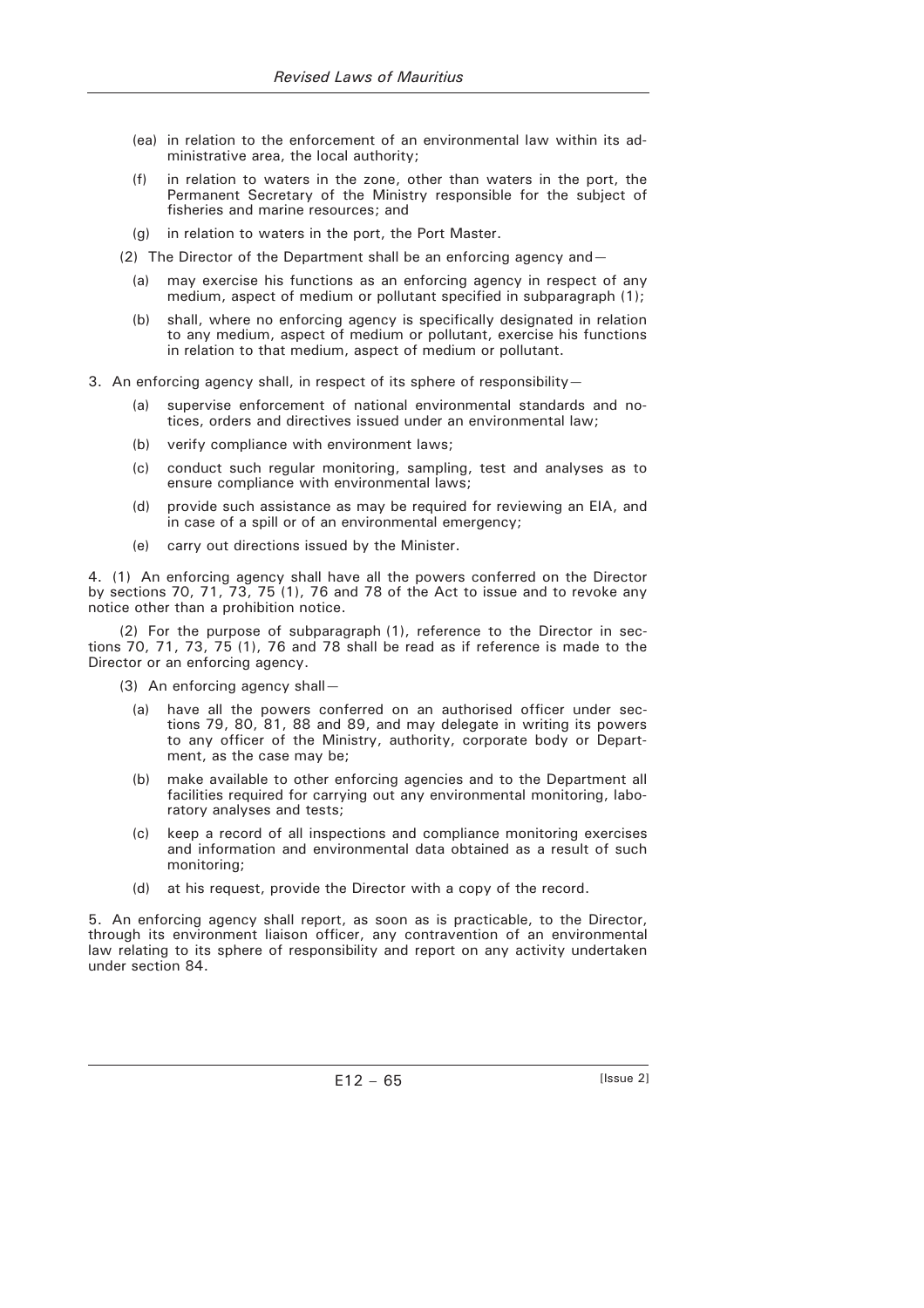(ea) in relation to the enforcement of an environmental law within its administrative area, the local authority;

(f) in relation to waters in the zone, other than waters in the port, the Permanent Secretary of the Ministry responsible for the subject of fisheries and marine resources; and

(g) in relation to waters in the port, the Port Master.

(2) The Director of the Department shall be an enforcing agency and—

(a) may exercise his functions as an enforcing agency in respect of any medium, aspect of medium or pollutant specified in subparagraph (1);

(b) shall, where no enforcing agency is specifically designated in relation to any medium, aspect of medium or pollutant, exercise his functions in relation to that medium, aspect of medium or pollutant.

3. An enforcing agency shall, in respect of its sphere of responsibility—

(a) supervise enforcement of national environmental standards and notices, orders and directives issued under an environmental law;

(b) verify compliance with environment laws;

(c) conduct such regular monitoring, sampling, test and analyses as to ensure compliance with environmental laws;

(d) provide such assistance as may be required for reviewing an EIA, and in case of a spill or of an environmental emergency;

(e) carry out directions issued by the Minister.

4. (1) An enforcing agency shall have all the powers conferred on the Director by sections 70, 71, 73, 75 (1), 76 and 78 of the Act to issue and to revoke any notice other than a prohibition notice.

(2) For the purpose of subparagraph (1), reference to the Director in sections 70, 71, 73, 75 (1), 76 and 78 shall be read as if reference is made to the Director or an enforcing agency.

(3) An enforcing agency shall—

(a) have all the powers conferred on an authorised officer under sections 79, 80, 81, 88 and 89, and may delegate in writing its powers to any officer of the Ministry, authority, corporate body or Department, as the case may be;

(b) make available to other enforcing agencies and to the Department all facilities required for carrying out any environmental monitoring, laboratory analyses and tests;

(c) keep a record of all inspections and compliance monitoring exercises and information and environmental data obtained as a result of such monitoring;

(d) at his request, provide the Director with a copy of the record.

5. An enforcing agency shall report, as soon as is practicable, to the Director, through its environment liaison officer, any contravention of an environmental law relating to its sphere of responsibility and report on any activity undertaken under section 84.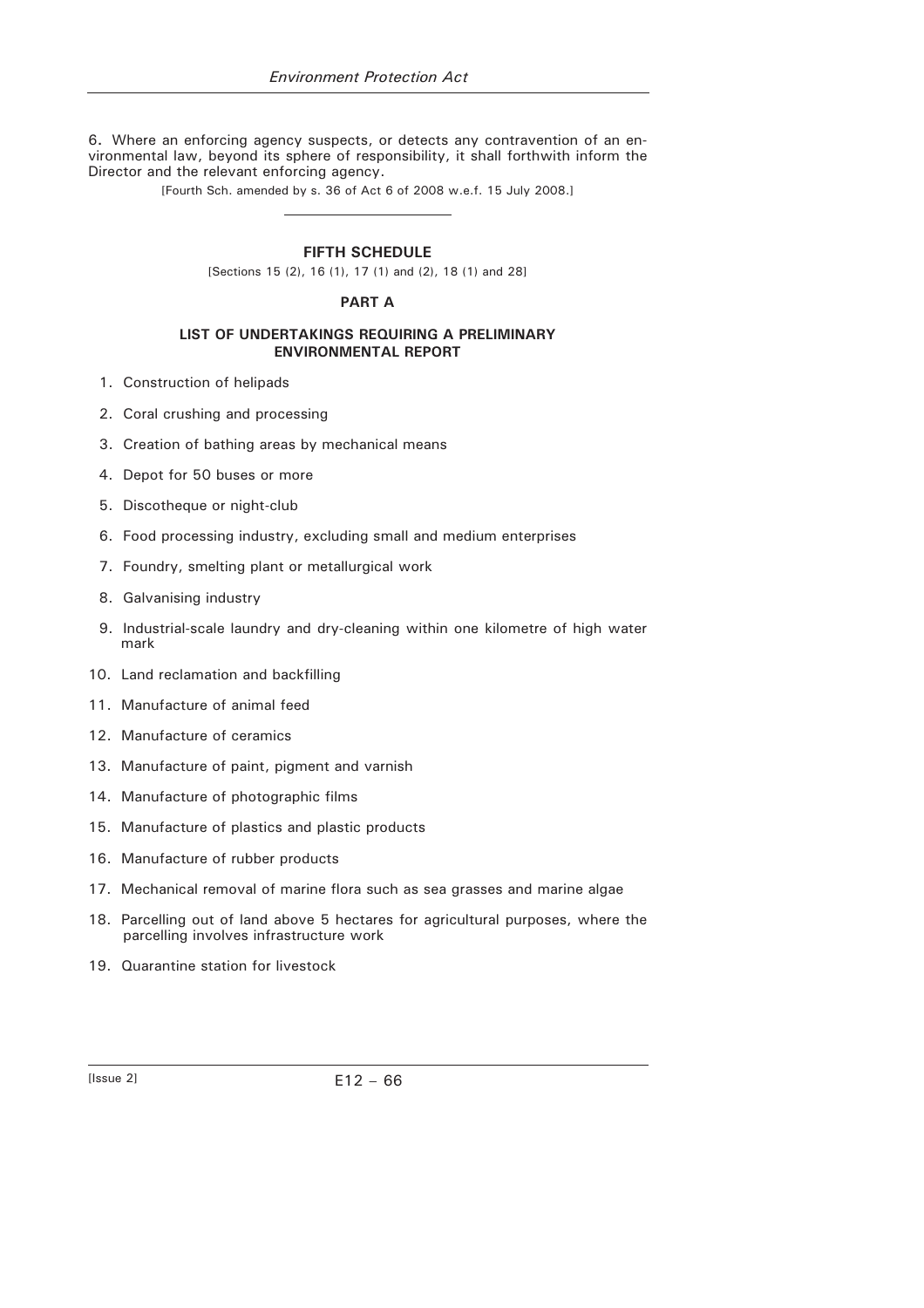6. Where an enforcing agency suspects, or detects any contravention of an environmental law, beyond its sphere of responsibility, it shall forthwith inform the Director and the relevant enforcing agency.

[Fourth Sch. amended by s. 36 of Act 6 of 2008 w.e.f. 15 July 2008.]

## FIFTH SCHEDULE

[Sections 15 (2), 16 (1), 17 (1) and (2), 18 (1) and 28]

### PART A

### LIST OF UNDERTAKINGS REQUIRING A PRELIMINARY ENVIRONMENTAL REPORT

1. Construction of helipads
2. Coral crushing and processing
3. Creation of bathing areas by mechanical means
4. Depot for 50 buses or more
5. Discotheque or night-club
6. Food processing industry, excluding small and medium enterprises
7. Foundry, smelting plant or metallurgical work
8. Galvanising industry
9. Industrial-scale laundry and dry-cleaning within one kilometre of high water mark
10. Land reclamation and backfilling
11. Manufacture of animal feed
12. Manufacture of ceramics
13. Manufacture of paint, pigment and varnish
14. Manufacture of photographic films
15. Manufacture of plastics and plastic products
16. Manufacture of rubber products
17. Mechanical removal of marine flora such as sea grasses and marine algae
18. Parcelling out of land above 5 hectares for agricultural purposes, where the parcelling involves infrastructure work
19. Quarantine station for livestock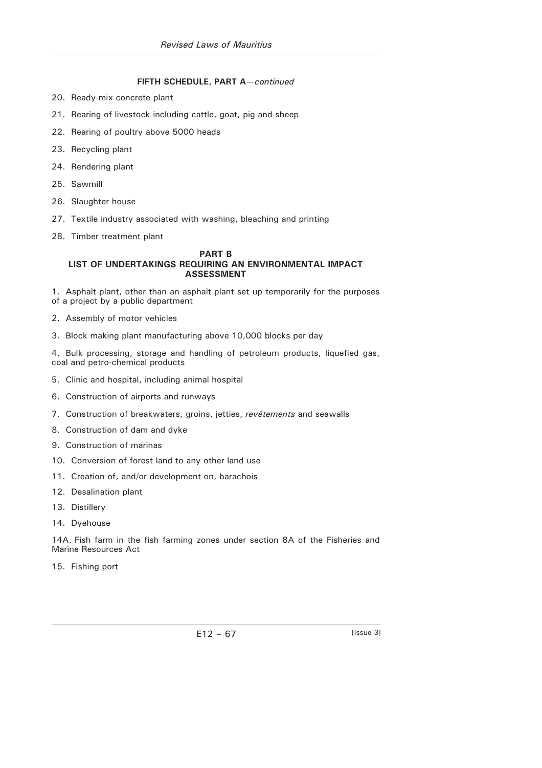**FIFTH SCHEDULE, PART A**—*continued*

20. Ready-mix concrete plant

21. Rearing of livestock including cattle, goat, pig and sheep

22. Rearing of poultry above 5000 heads

23. Recycling plant

24. Rendering plant

25. Sawmill

26. Slaughter house

27. Textile industry associated with washing, bleaching and printing

28. Timber treatment plant

**PART B**
**LIST OF UNDERTAKINGS REQUIRING AN ENVIRONMENTAL IMPACT ASSESSMENT**

1. Asphalt plant, other than an asphalt plant set up temporarily for the purposes of a project by a public department

2. Assembly of motor vehicles

3. Block making plant manufacturing above 10,000 blocks per day

4. Bulk processing, storage and handling of petroleum products, liquefied gas, coal and petro-chemical products

5. Clinic and hospital, including animal hospital

6. Construction of airports and runways

7. Construction of breakwaters, groins, jetties, *revêtements* and seawalls

8. Construction of dam and dyke

9. Construction of marinas

10. Conversion of forest land to any other land use

11. Creation of, and/or development on, barachois

12. Desalination plant

13. Distillery

14. Dyehouse

14A. Fish farm in the fish farming zones under section 8A of the Fisheries and Marine Resources Act

15. Fishing port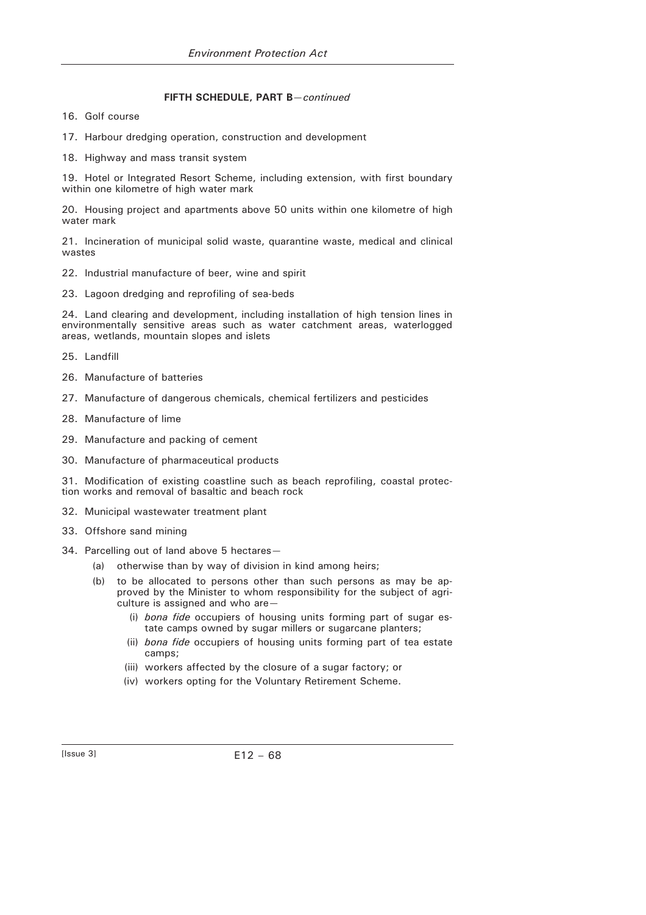**FIFTH SCHEDULE, PART B**—*continued*

16. Golf course

17. Harbour dredging operation, construction and development

18. Highway and mass transit system

19. Hotel or Integrated Resort Scheme, including extension, with first boundary within one kilometre of high water mark

20. Housing project and apartments above 50 units within one kilometre of high water mark

21. Incineration of municipal solid waste, quarantine waste, medical and clinical wastes

22. Industrial manufacture of beer, wine and spirit

23. Lagoon dredging and reprofiling of sea-beds

24. Land clearing and development, including installation of high tension lines in environmentally sensitive areas such as water catchment areas, waterlogged areas, wetlands, mountain slopes and islets

25. Landfill

26. Manufacture of batteries

27. Manufacture of dangerous chemicals, chemical fertilizers and pesticides

28. Manufacture of lime

29. Manufacture and packing of cement

30. Manufacture of pharmaceutical products

31. Modification of existing coastline such as beach reprofiling, coastal protection works and removal of basaltic and beach rock

32. Municipal wastewater treatment plant

33. Offshore sand mining

34. Parcelling out of land above 5 hectares—

   (a) otherwise than by way of division in kind among heirs;

   (b) to be allocated to persons other than such persons as may be approved by the Minister to whom responsibility for the subject of agriculture is assigned and who are—

      (i) *bona fide* occupiers of housing units forming part of sugar estate camps owned by sugar millers or sugarcane planters;

      (ii) *bona fide* occupiers of housing units forming part of tea estate camps;

      (iii) workers affected by the closure of a sugar factory; or

      (iv) workers opting for the Voluntary Retirement Scheme.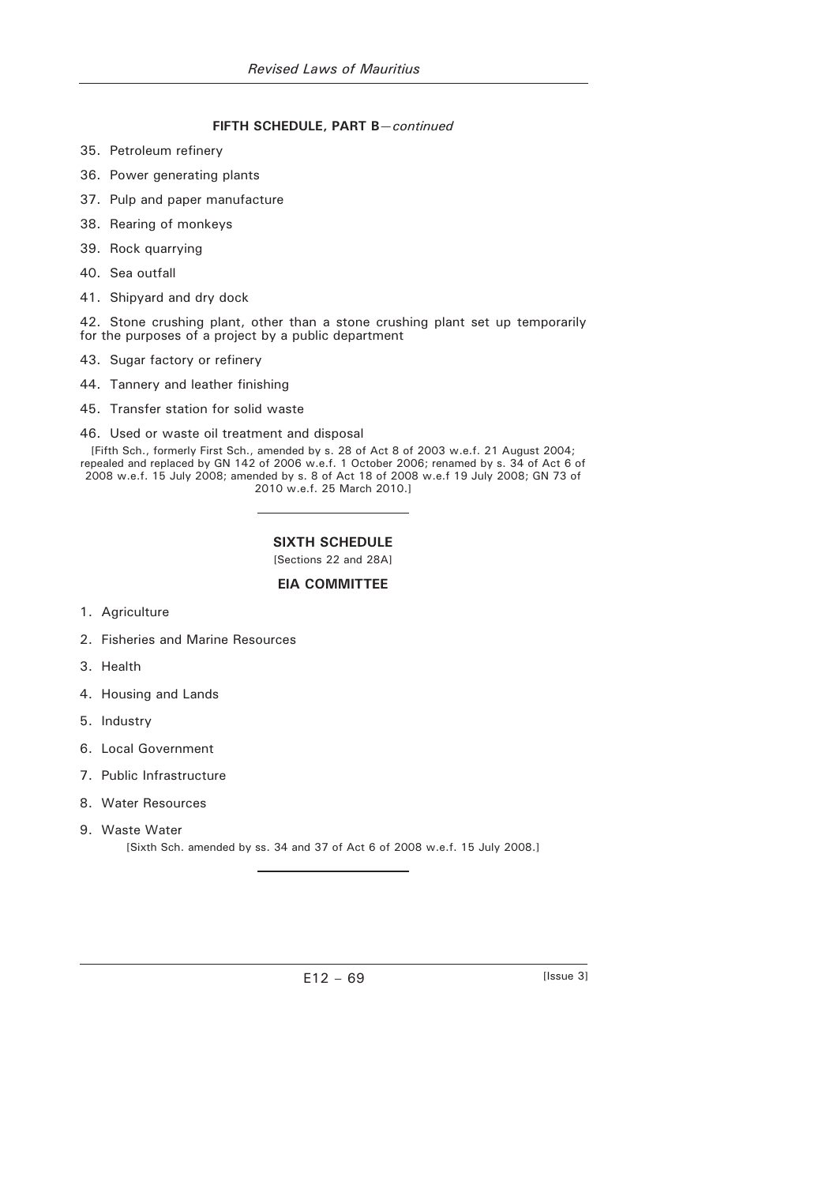**FIFTH SCHEDULE, PART B**—*continued*

35. Petroleum refinery

36. Power generating plants

37. Pulp and paper manufacture

38. Rearing of monkeys

39. Rock quarrying

40. Sea outfall

41. Shipyard and dry dock

42. Stone crushing plant, other than a stone crushing plant set up temporarily for the purposes of a project by a public department

43. Sugar factory or refinery

44. Tannery and leather finishing

45. Transfer station for solid waste

46. Used or waste oil treatment and disposal

[Fifth Sch., formerly First Sch., amended by s. 28 of Act 8 of 2003 w.e.f. 21 August 2004; repealed and replaced by GN 142 of 2006 w.e.f. 1 October 2006; renamed by s. 34 of Act 6 of 2008 w.e.f. 15 July 2008; amended by s. 8 of Act 18 of 2008 w.e.f 19 July 2008; GN 73 of 2010 w.e.f. 25 March 2010.]

## SIXTH SCHEDULE

[Sections 22 and 28A]

### EIA COMMITTEE

1. Agriculture
2. Fisheries and Marine Resources
3. Health
4. Housing and Lands
5. Industry
6. Local Government
7. Public Infrastructure
8. Water Resources
9. Waste Water

[Sixth Sch. amended by ss. 34 and 37 of Act 6 of 2008 w.e.f. 15 July 2008.]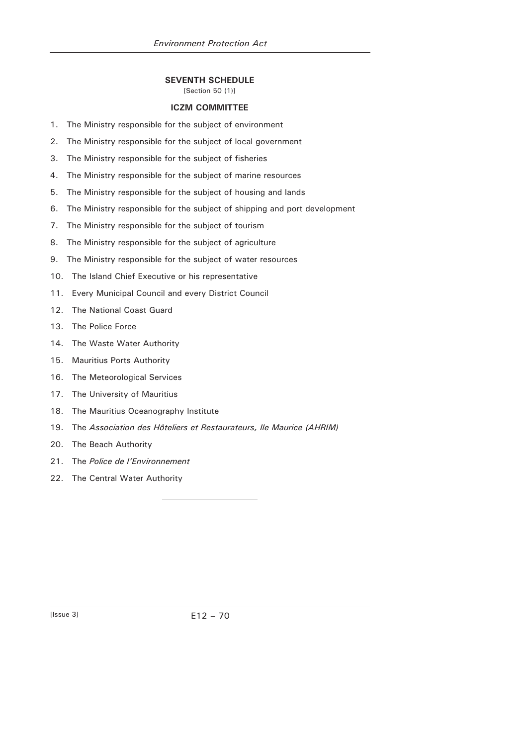## SEVENTH SCHEDULE

[Section 50 (1)]

### ICZM COMMITTEE

1. The Ministry responsible for the subject of environment
2. The Ministry responsible for the subject of local government
3. The Ministry responsible for the subject of fisheries
4. The Ministry responsible for the subject of marine resources
5. The Ministry responsible for the subject of housing and lands
6. The Ministry responsible for the subject of shipping and port development
7. The Ministry responsible for the subject of tourism
8. The Ministry responsible for the subject of agriculture
9. The Ministry responsible for the subject of water resources
10. The Island Chief Executive or his representative
11. Every Municipal Council and every District Council
12. The National Coast Guard
13. The Police Force
14. The Waste Water Authority
15. Mauritius Ports Authority
16. The Meteorological Services
17. The University of Mauritius
18. The Mauritius Oceanography Institute
19. The *Association des Hôteliers et Restaurateurs, Ile Maurice (AHRIM)*
20. The Beach Authority
21. The *Police de l'Environnement*
22. The Central Water Authority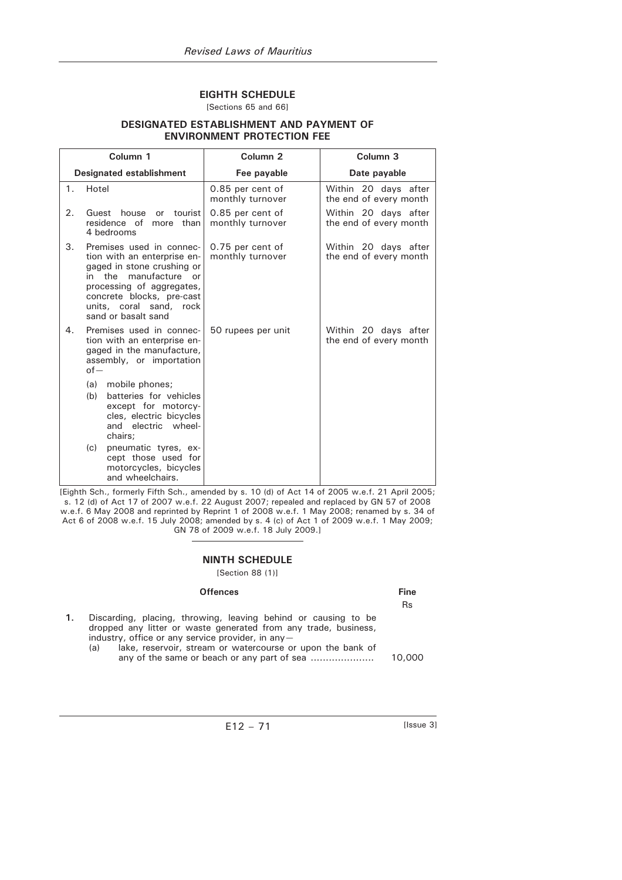## EIGHTH SCHEDULE

[Sections 65 and 66]

### DESIGNATED ESTABLISHMENT AND PAYMENT OF ENVIRONMENT PROTECTION FEE

| Column 1 | Column 2 | Column 3 |
|---|---|---|
| **Designated establishment** | **Fee payable** | **Date payable** |
| 1. Hotel | 0.85 per cent of monthly turnover | Within 20 days after the end of every month |
| 2. Guest house or tourist residence of more than 4 bedrooms | 0.85 per cent of monthly turnover | Within 20 days after the end of every month |
| 3. Premises used in connection with an enterprise engaged in stone crushing or in the manufacture or processing of aggregates, concrete blocks, pre-cast units, coral sand, rock sand or basalt sand | 0.75 per cent of monthly turnover | Within 20 days after the end of every month |
| 4. Premises used in connection with an enterprise engaged in the manufacture, assembly, or importation of— (a) mobile phones; (b) batteries for vehicles except for motorcycles, electric bicycles and electric wheelchairs; (c) pneumatic tyres, except those used for motorcycles, bicycles and wheelchairs. | 50 rupees per unit | Within 20 days after the end of every month |

[Eighth Sch., formerly Fifth Sch., amended by s. 10 (d) of Act 14 of 2005 w.e.f. 21 April 2005; s. 12 (d) of Act 17 of 2007 w.e.f. 22 August 2007; repealed and replaced by GN 57 of 2008 w.e.f. 6 May 2008 and reprinted by Reprint 1 of 2008 w.e.f. 1 May 2008; renamed by s. 34 of Act 6 of 2008 w.e.f. 15 July 2008; amended by s. 4 (c) of Act 1 of 2009 w.e.f. 1 May 2009; GN 78 of 2009 w.e.f. 18 July 2009.]

## NINTH SCHEDULE

[Section 88 (1)]

| Offences | Fine Rs |
|---|---|
| 1. Discarding, placing, throwing, leaving behind or causing to be dropped any litter or waste generated from any trade, business, industry, office or any service provider, in any— | |
| (a) lake, reservoir, stream or watercourse or upon the bank of any of the same or beach or any part of sea ..................... | 10,000 |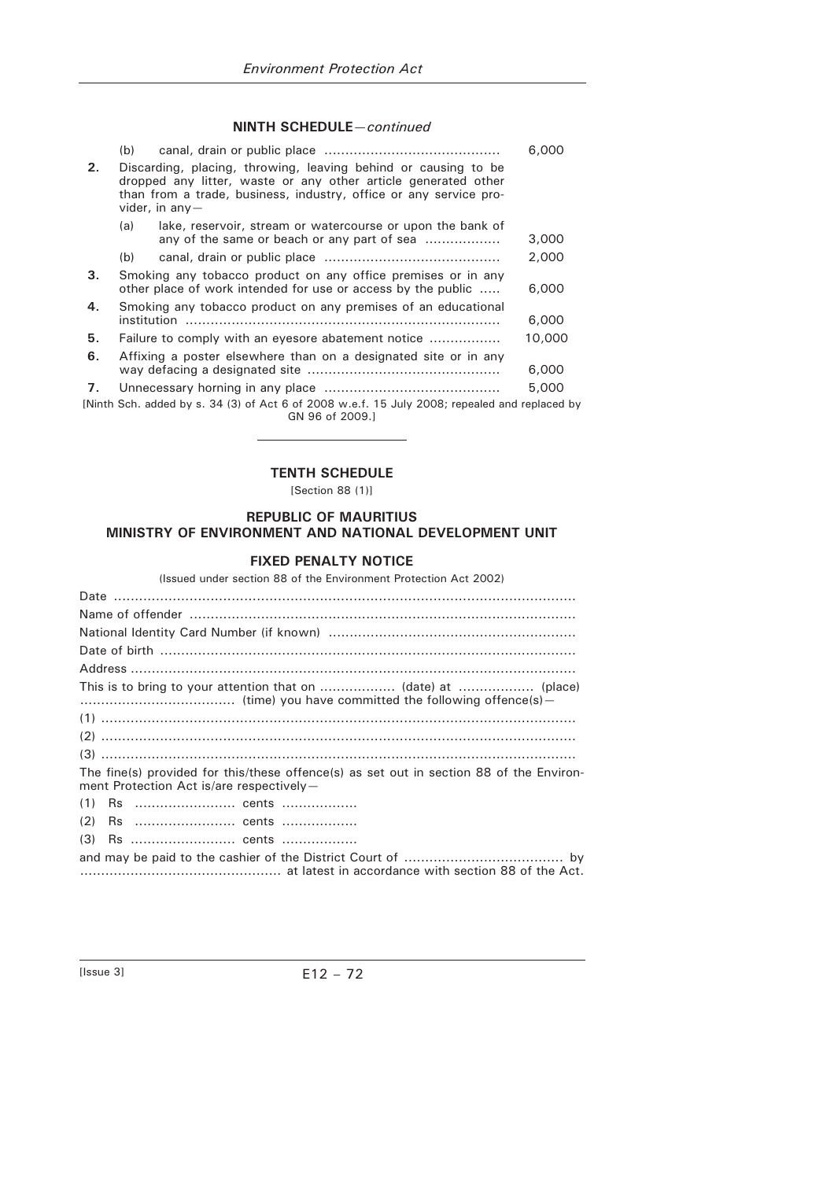**NINTH SCHEDULE**—*continued*

| | | | |
|---|---|---|---|
| | (b) | canal, drain or public place | 6,000 |
| 2. | | Discarding, placing, throwing, leaving behind or causing to be dropped any litter, waste or any other article generated other than from a trade, business, industry, office or any service provider, in any— | |
| | (a) | lake, reservoir, stream or watercourse or upon the bank of any of the same or beach or any part of sea | 3,000 |
| | (b) | canal, drain or public place | 2,000 |
| 3. | | Smoking any tobacco product on any office premises or in any other place of work intended for use or access by the public | 6,000 |
| 4. | | Smoking any tobacco product on any premises of an educational institution | 6,000 |
| 5. | | Failure to comply with an eyesore abatement notice | 10,000 |
| 6. | | Affixing a poster elsewhere than on a designated site or in any way defacing a designated site | 6,000 |
| 7. | | Unnecessary horning in any place | 5,000 |

[Ninth Sch. added by s. 34 (3) of Act 6 of 2008 w.e.f. 15 July 2008; repealed and replaced by GN 96 of 2009.]

---

## TENTH SCHEDULE

[Section 88 (1)]

### REPUBLIC OF MAURITIUS
### MINISTRY OF ENVIRONMENT AND NATIONAL DEVELOPMENT UNIT

### FIXED PENALTY NOTICE

(Issued under section 88 of the Environment Protection Act 2002)

Date .........................................................................................................

Name of offender .......................................................................................

National Identity Card Number (if known) ......................................................

Date of birth ..............................................................................................

Address .....................................................................................................

This is to bring to your attention that on .................. (date) at .................. (place) .................................... (time) you have committed the following offence(s)—

(1) ............................................................................................................

(2) ............................................................................................................

(3) ............................................................................................................

The fine(s) provided for this/these offence(s) as set out in section 88 of the Environment Protection Act is/are respectively—

(1) Rs ........................ cents ..................

(2) Rs ........................ cents ..................

(3) Rs ........................ cents ..................

and may be paid to the cashier of the District Court of ...................................... by ............................................... at latest in accordance with section 88 of the Act.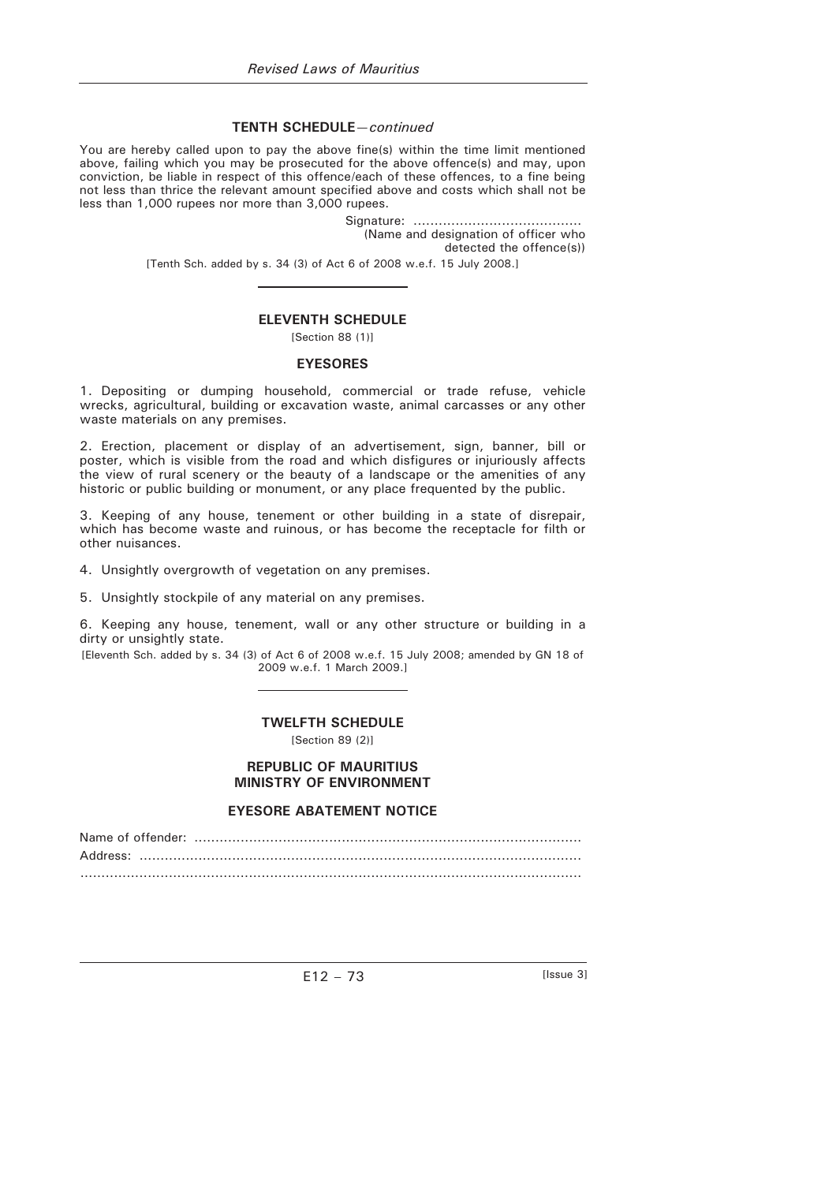## TENTH SCHEDULE—*continued*

You are hereby called upon to pay the above fine(s) within the time limit mentioned above, failing which you may be prosecuted for the above offence(s) and may, upon conviction, be liable in respect of this offence/each of these offences, to a fine being not less than thrice the relevant amount specified above and costs which shall not be less than 1,000 rupees nor more than 3,000 rupees.

Signature: .......................................
(Name and designation of officer who detected the offence(s))

[Tenth Sch. added by s. 34 (3) of Act 6 of 2008 w.e.f. 15 July 2008.]

---

## ELEVENTH SCHEDULE

[Section 88 (1)]

### EYESORES

1. Depositing or dumping household, commercial or trade refuse, vehicle wrecks, agricultural, building or excavation waste, animal carcasses or any other waste materials on any premises.

2. Erection, placement or display of an advertisement, sign, banner, bill or poster, which is visible from the road and which disfigures or injuriously affects the view of rural scenery or the beauty of a landscape or the amenities of any historic or public building or monument, or any place frequented by the public.

3. Keeping of any house, tenement or other building in a state of disrepair, which has become waste and ruinous, or has become the receptacle for filth or other nuisances.

4. Unsightly overgrowth of vegetation on any premises.

5. Unsightly stockpile of any material on any premises.

6. Keeping any house, tenement, wall or any other structure or building in a dirty or unsightly state.

[Eleventh Sch. added by s. 34 (3) of Act 6 of 2008 w.e.f. 15 July 2008; amended by GN 18 of 2009 w.e.f. 1 March 2009.]

---

## TWELFTH SCHEDULE

[Section 89 (2)]

### REPUBLIC OF MAURITIUS
### MINISTRY OF ENVIRONMENT

### EYESORE ABATEMENT NOTICE

Name of offender: ..........................................................................................
Address: .......................................................................................................
.....................................................................................................................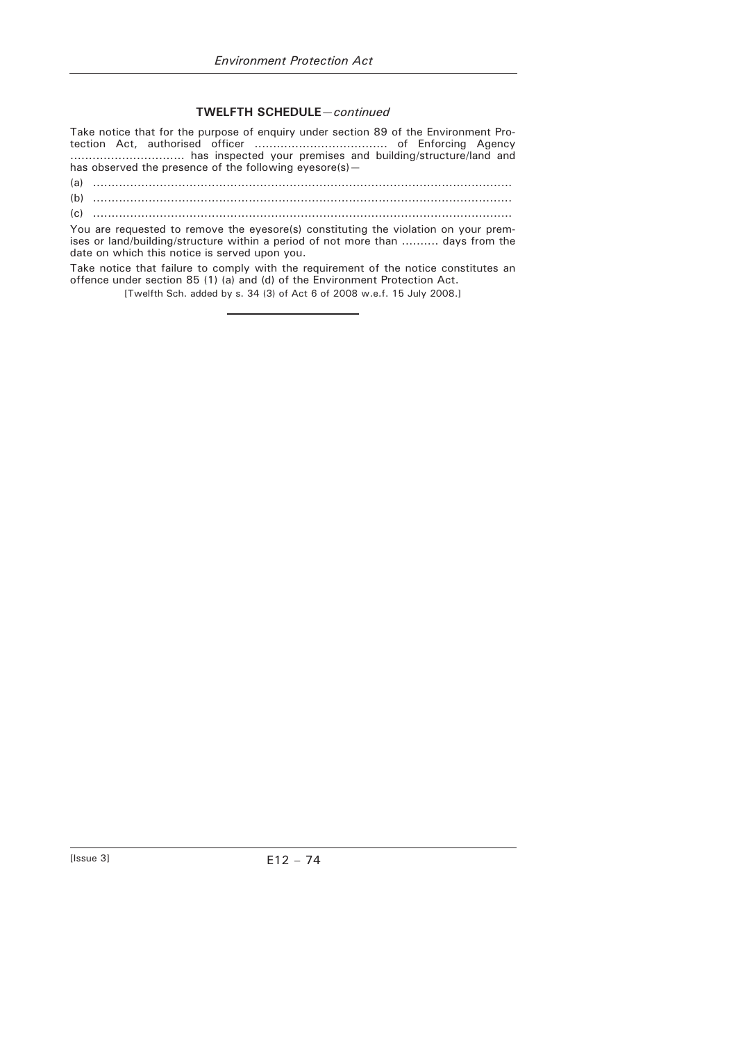**TWELFTH SCHEDULE**—*continued*

Take notice that for the purpose of enquiry under section 89 of the Environment Protection Act, authorised officer .................................... of Enforcing Agency .............................. has inspected your premises and building/structure/land and has observed the presence of the following eyesore(s)—

(a) ..................................................................................................................

(b) ..................................................................................................................

(c) ..................................................................................................................

You are requested to remove the eyesore(s) constituting the violation on your premises or land/building/structure within a period of not more than .......... days from the date on which this notice is served upon you.

Take notice that failure to comply with the requirement of the notice constitutes an offence under section 85 (1) (a) and (d) of the Environment Protection Act.

[Twelfth Sch. added by s. 34 (3) of Act 6 of 2008 w.e.f. 15 July 2008.]